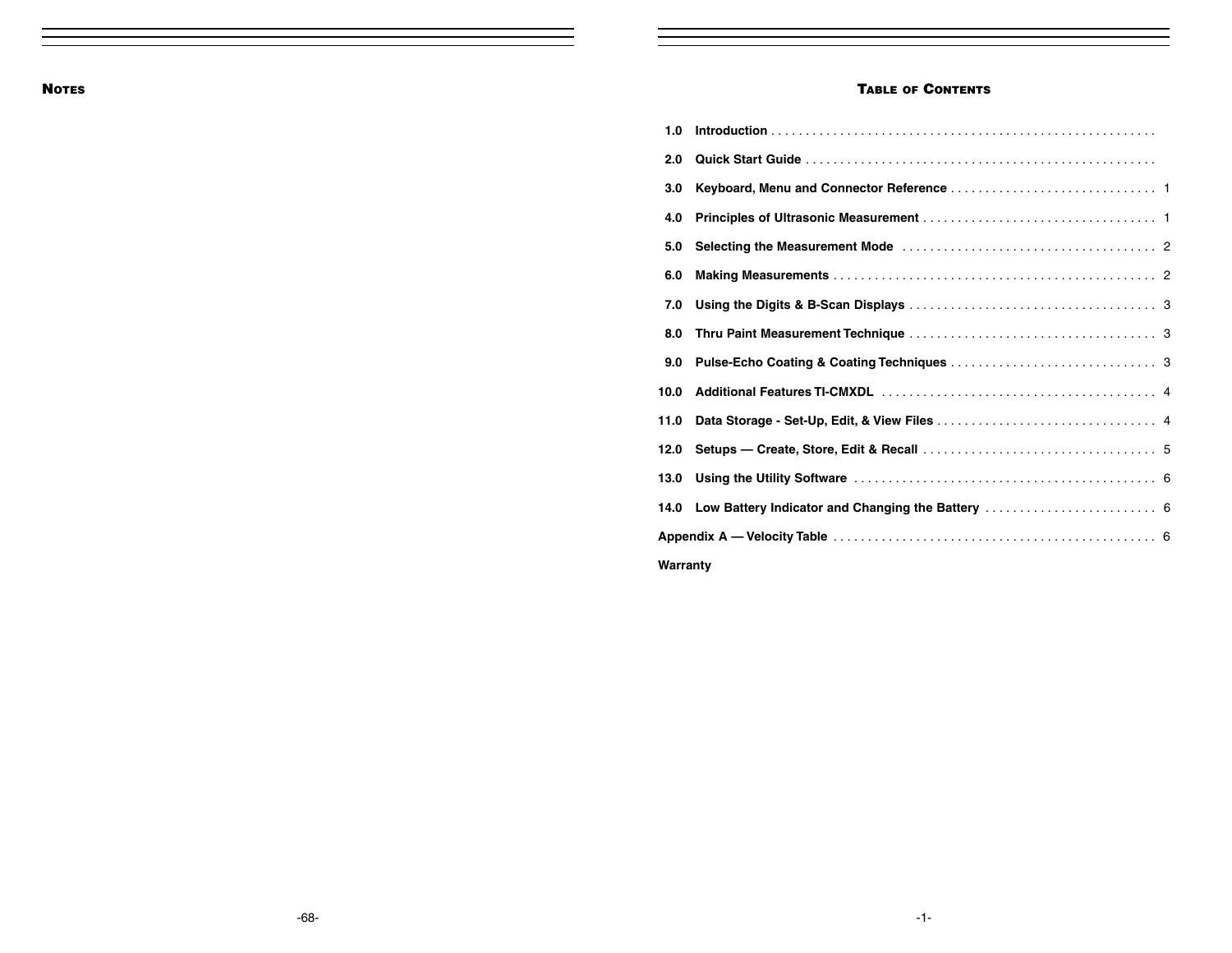## NOTES

## TABLE OF CONTENTS

| | | |
|---|---|---|
| 1.0 | Introduction | |
| 2.0 | Quick Start Guide | |
| 3.0 | Keyboard, Menu and Connector Reference | 1 |
| 4.0 | Principles of Ultrasonic Measurement | 1 |
| 5.0 | Selecting the Measurement Mode | 2 |
| 6.0 | Making Measurements | 2 |
| 7.0 | Using the Digits & B-Scan Displays | 3 |
| 8.0 | Thru Paint Measurement Technique | 3 |
| 9.0 | Pulse-Echo Coating & Coating Techniques | 3 |
| 10.0 | Additional Features TI-CMXDL | 4 |
| 11.0 | Data Storage - Set-Up, Edit, & View Files | 4 |
| 12.0 | Setups — Create, Store, Edit & Recall | 5 |
| 13.0 | Using the Utility Software | 6 |
| 14.0 | Low Battery Indicator and Changing the Battery | 6 |
| Appendix A — Velocity Table | | 6 |
| Warranty | | |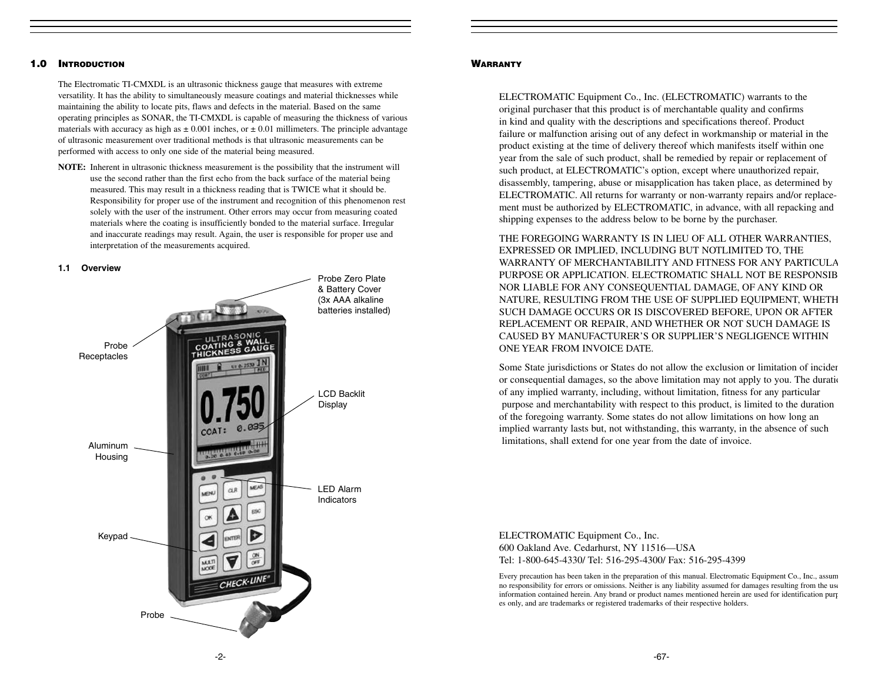## 1.0 Introduction

The Electromatic TI-CMXDL is an ultrasonic thickness gauge that measures with extreme versatility. It has the ability to simultaneously measure coatings and material thicknesses while maintaining the ability to locate pits, flaws and defects in the material. Based on the same operating principles as SONAR, the TI-CMXDL is capable of measuring the thickness of various materials with accuracy as high as ± 0.001 inches, or ± 0.01 millimeters. The principle advantage of ultrasonic measurement over traditional methods is that ultrasonic measurements can be performed with access to only one side of the material being measured.

**NOTE:** Inherent in ultrasonic thickness measurement is the possibility that the instrument will use the second rather than the first echo from the back surface of the material being measured. This may result in a thickness reading that is TWICE what it should be. Responsibility for proper use of the instrument and recognition of this phenomenon rest solely with the user of the instrument. Other errors may occur from measuring coated materials where the coating is insufficiently bonded to the material surface. Irregular and inaccurate readings may result. Again, the user is responsible for proper use and interpretation of the measurements acquired.

### 1.1 Overview

Probe Zero Plate & Battery Cover (3x AAA alkaline batteries installed)

Probe Receptacles

LCD Backlit Display

Aluminum Housing

LED Alarm Indicators

Keypad

Probe

## Warranty

ELECTROMATIC Equipment Co., Inc. (ELECTROMATIC) warrants to the original purchaser that this product is of merchantable quality and confirms in kind and quality with the descriptions and specifications thereof. Product failure or malfunction arising out of any defect in workmanship or material in the product existing at the time of delivery thereof which manifests itself within one year from the sale of such product, shall be remedied by repair or replacement of such product, at ELECTROMATIC's option, except where unauthorized repair, disassembly, tampering, abuse or misapplication has taken place, as determined by ELECTROMATIC. All returns for warranty or non-warranty repairs and/or replacement must be authorized by ELECTROMATIC, in advance, with all repacking and shipping expenses to the address below to be borne by the purchaser.

THE FOREGOING WARRANTY IS IN LIEU OF ALL OTHER WARRANTIES, EXPRESSED OR IMPLIED, INCLUDING BUT NOTLIMITED TO, THE WARRANTY OF MERCHANTABILITY AND FITNESS FOR ANY PARTICULA PURPOSE OR APPLICATION. ELECTROMATIC SHALL NOT BE RESPONSIB NOR LIABLE FOR ANY CONSEQUENTIAL DAMAGE, OF ANY KIND OR NATURE, RESULTING FROM THE USE OF SUPPLIED EQUIPMENT, WHETH SUCH DAMAGE OCCURS OR IS DISCOVERED BEFORE, UPON OR AFTER REPLACEMENT OR REPAIR, AND WHETHER OR NOT SUCH DAMAGE IS CAUSED BY MANUFACTURER'S OR SUPPLIER'S NEGLIGENCE WITHIN ONE YEAR FROM INVOICE DATE.

Some State jurisdictions or States do not allow the exclusion or limitation of incider or consequential damages, so the above limitation may not apply to you. The duratic of any implied warranty, including, without limitation, fitness for any particular purpose and merchantability with respect to this product, is limited to the duration of the foregoing warranty. Some states do not allow limitations on how long an implied warranty lasts but, not withstanding, this warranty, in the absence of such limitations, shall extend for one year from the date of invoice.

ELECTROMATIC Equipment Co., Inc.
600 Oakland Ave. Cedarhurst, NY 11516—USA
Tel: 1-800-645-4330/ Tel: 516-295-4300/ Fax: 516-295-4399

Every precaution has been taken in the preparation of this manual. Electromatic Equipment Co., Inc., assum no responsibility for errors or omissions. Neither is any liability assumed for damages resulting from the us information contained herein. Any brand or product names mentioned herein are used for identification purp es only, and are trademarks or registered trademarks of their respective holders.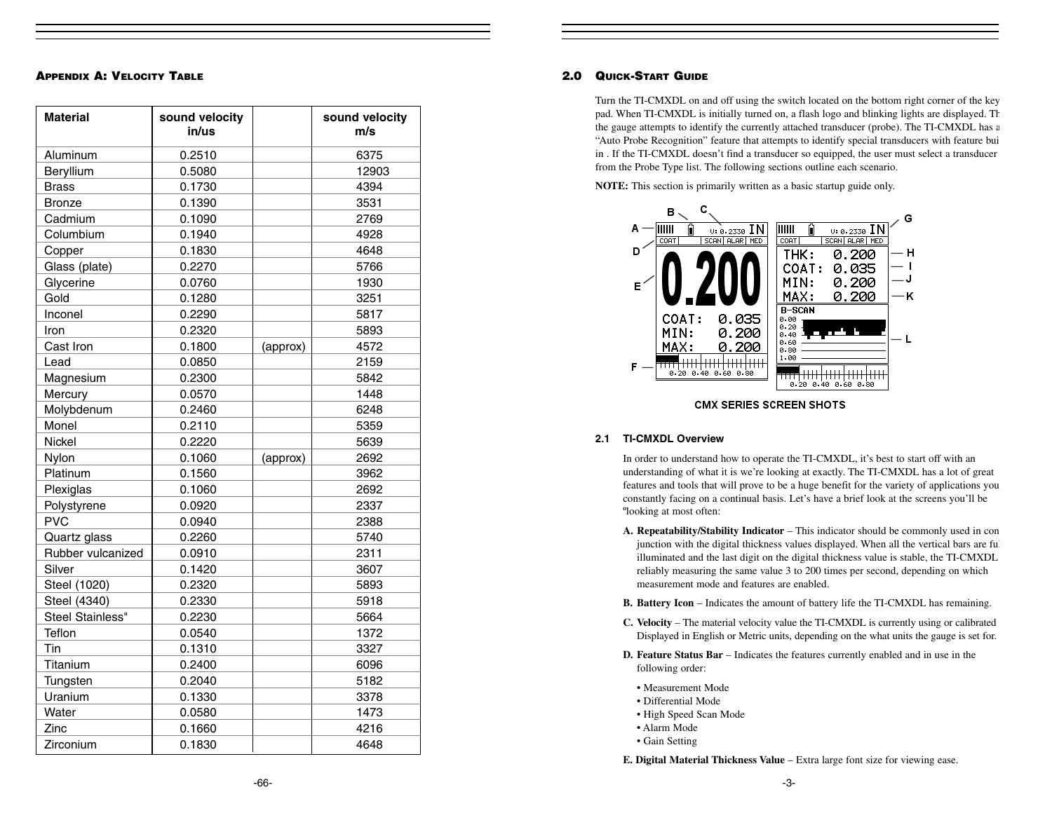## Appendix A: Velocity Table

| Material | sound velocity in/us | | sound velocity m/s |
|---|---|---|---|
| Aluminum | 0.2510 | | 6375 |
| Beryllium | 0.5080 | | 12903 |
| Brass | 0.1730 | | 4394 |
| Bronze | 0.1390 | | 3531 |
| Cadmium | 0.1090 | | 2769 |
| Columbium | 0.1940 | | 4928 |
| Copper | 0.1830 | | 4648 |
| Glass (plate) | 0.2270 | | 5766 |
| Glycerine | 0.0760 | | 1930 |
| Gold | 0.1280 | | 3251 |
| Inconel | 0.2290 | | 5817 |
| Iron | 0.2320 | | 5893 |
| Cast Iron | 0.1800 | (approx) | 4572 |
| Lead | 0.0850 | | 2159 |
| Magnesium | 0.2300 | | 5842 |
| Mercury | 0.0570 | | 1448 |
| Molybdenum | 0.2460 | | 6248 |
| Monel | 0.2110 | | 5359 |
| Nickel | 0.2220 | | 5639 |
| Nylon | 0.1060 | (approx) | 2692 |
| Platinum | 0.1560 | | 3962 |
| Plexiglas | 0.1060 | | 2692 |
| Polystyrene | 0.0920 | | 2337 |
| PVC | 0.0940 | | 2388 |
| Quartz glass | 0.2260 | | 5740 |
| Rubber vulcanized | 0.0910 | | 2311 |
| Silver | 0.1420 | | 3607 |
| Steel (1020) | 0.2320 | | 5893 |
| Steel (4340) | 0.2330 | | 5918 |
| Steel Stainless" | 0.2230 | | 5664 |
| Teflon | 0.0540 | | 1372 |
| Tin | 0.1310 | | 3327 |
| Titanium | 0.2400 | | 6096 |
| Tungsten | 0.2040 | | 5182 |
| Uranium | 0.1330 | | 3378 |
| Water | 0.0580 | | 1473 |
| Zinc | 0.1660 | | 4216 |
| Zirconium | 0.1830 | | 4648 |

## 2.0 Quick-Start Guide

Turn the TI-CMXDL on and off using the switch located on the bottom right corner of the key pad. When TI-CMXDL is initially turned on, a flash logo and blinking lights are displayed. Th the gauge attempts to identify the currently attached transducer (probe). The TI-CMXDL has a "Auto Probe Recognition" feature that attempts to identify special transducers with feature bui in . If the TI-CMXDL doesn't find a transducer so equipped, the user must select a transducer from the Probe Type list. The following sections outline each scenario.

**NOTE:** This section is primarily written as a basic startup guide only.

CMX SERIES SCREEN SHOTS

### 2.1 TI-CMXDL Overview

In order to understand how to operate the TI-CMXDL, it's best to start off with an understanding of what it is we're looking at exactly. The TI-CMXDL has a lot of great features and tools that will prove to be a huge benefit for the variety of applications you constantly facing on a continual basis. Let's have a brief look at the screens you'll be ºlooking at most often:

**A. Repeatability/Stability Indicator** – This indicator should be commonly used in con junction with the digital thickness values displayed. When all the vertical bars are fu illuminated and the last digit on the digital thickness value is stable, the TI-CMXDL reliably measuring the same value 3 to 200 times per second, depending on which measurement mode and features are enabled.

**B. Battery Icon** – Indicates the amount of battery life the TI-CMXDL has remaining.

**C. Velocity** – The material velocity value the TI-CMXDL is currently using or calibrated Displayed in English or Metric units, depending on the what units the gauge is set for.

**D. Feature Status Bar** – Indicates the features currently enabled and in use in the following order:

- Measurement Mode
- Differential Mode
- High Speed Scan Mode
- Alarm Mode
- Gain Setting

**E. Digital Material Thickness Value** – Extra large font size for viewing ease.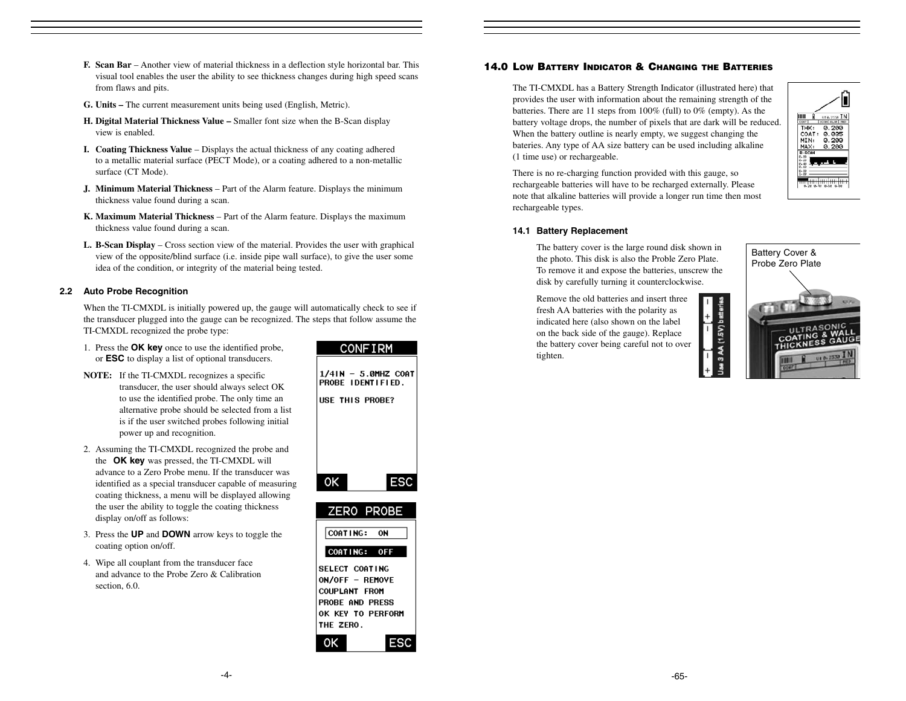F. **Scan Bar** – Another view of material thickness in a deflection style horizontal bar. This visual tool enables the user the ability to see thickness changes during high speed scans from flaws and pits.

G. **Units –** The current measurement units being used (English, Metric).

H. **Digital Material Thickness Value –** Smaller font size when the B-Scan display view is enabled.

I. **Coating Thickness Value** – Displays the actual thickness of any coating adhered to a metallic material surface (PECT Mode), or a coating adhered to a non-metallic surface (CT Mode).

J. **Minimum Material Thickness** – Part of the Alarm feature. Displays the minimum thickness value found during a scan.

K. **Maximum Material Thickness** – Part of the Alarm feature. Displays the maximum thickness value found during a scan.

L. **B-Scan Display** – Cross section view of the material. Provides the user with graphical view of the opposite/blind surface (i.e. inside pipe wall surface), to give the user some idea of the condition, or integrity of the material being tested.

### 2.2 Auto Probe Recognition

When the TI-CMXDL is initially powered up, the gauge will automatically check to see if the transducer plugged into the gauge can be recognized. The steps that follow assume the TI-CMXDL recognized the probe type:

1. Press the **OK key** once to use the identified probe, or **ESC** to display a list of optional transducers.

**NOTE:** If the TI-CMXDL recognizes a specific transducer, the user should always select OK to use the identified probe. The only time an alternative probe should be selected from a list is if the user switched probes following initial power up and recognition.

2. Assuming the TI-CMXDL recognized the probe and the **OK key** was pressed, the TI-CMXDL will advance to a Zero Probe menu. If the transducer was identified as a special transducer capable of measuring coating thickness, a menu will be displayed allowing the user the ability to toggle the coating thickness display on/off as follows:

3. Press the **UP** and **DOWN** arrow keys to toggle the coating option on/off.

4. Wipe all couplant from the transducer face and advance to the Probe Zero & Calibration section, 6.0.

CONFIRM

1/4IN – 5.0MHZ COAT PROBE IDENTIFIED.

USE THIS PROBE?

OK ESC

ZERO PROBE

COATING: ON

COATING: OFF

SELECT COATING ON/OFF – REMOVE COUPLANT FROM PROBE AND PRESS OK KEY TO PERFORM THE ZERO.

OK ESC

## 14.0 Low Battery Indicator & Changing the Batteries

The TI-CMXDL has a Battery Strength Indicator (illustrated here) that provides the user with information about the remaining strength of the batteries. There are 11 steps from 100% (full) to 0% (empty). As the battery voltage drops, the number of pixels that are dark will be reduced. When the battery outline is nearly empty, we suggest changing the bateries. Any type of AA size battery can be used including alkaline (1 time use) or rechargeable.

There is no re-charging function provided with this gauge, so rechargeable batteries will have to be recharged externally. Please note that alkaline batteries will provide a longer run time then most rechargeable types.

### 14.1 Battery Replacement

The battery cover is the large round disk shown in the photo. This disk is also the Proble Zero Plate. To remove it and expose the batteries, unscrew the disk by carefully turning it counterclockwise.

Remove the old batteries and insert three fresh AA batteries with the polarity as indicated here (also shown on the label on the back side of the gauge). Replace the battery cover being careful not to over tighten.

Use 3 AA (1.5V) batteries

Battery Cover & Probe Zero Plate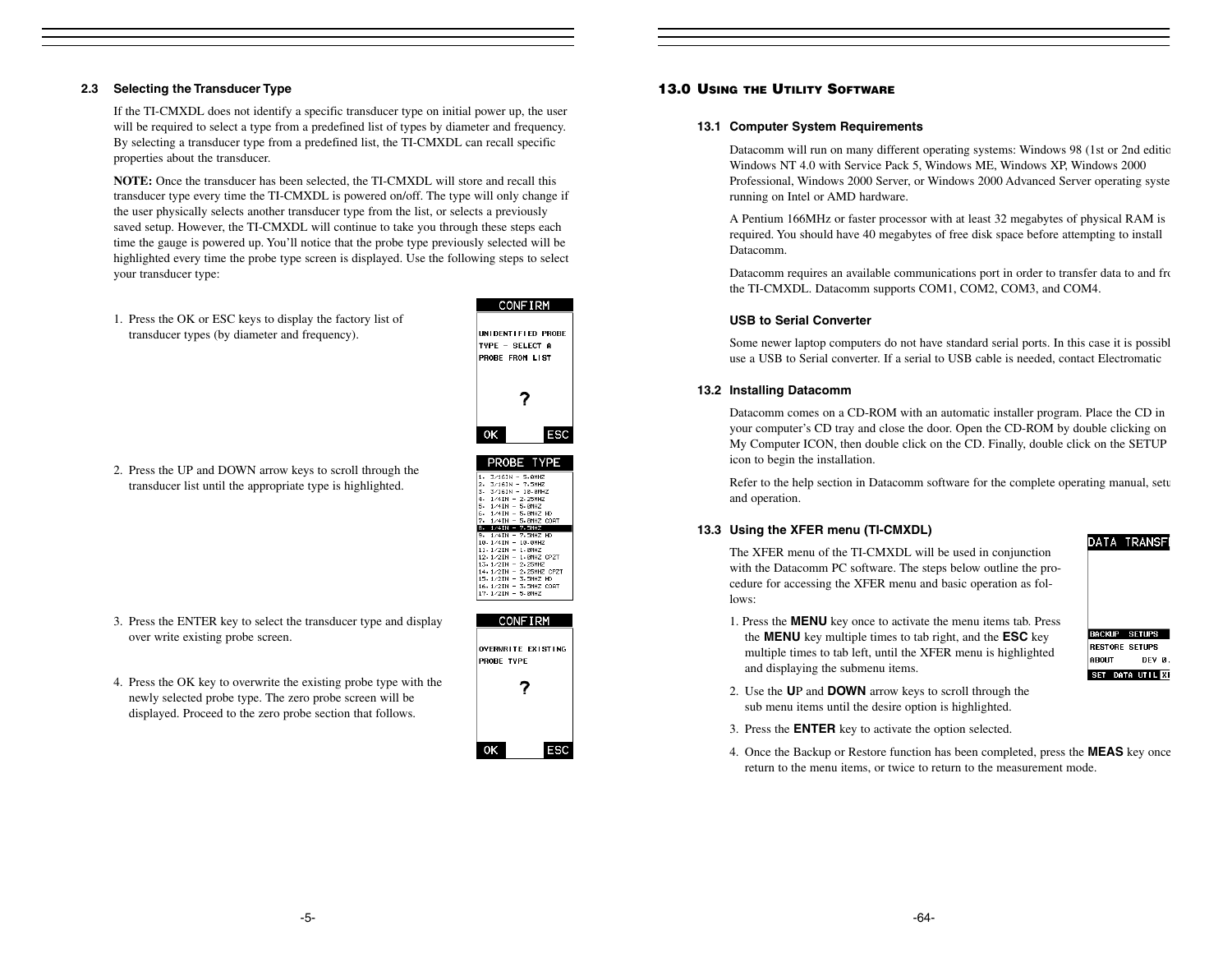### 2.3 Selecting the Transducer Type

If the TI-CMXDL does not identify a specific transducer type on initial power up, the user will be required to select a type from a predefined list of types by diameter and frequency. By selecting a transducer type from a predefined list, the TI-CMXDL can recall specific properties about the transducer.

**NOTE:** Once the transducer has been selected, the TI-CMXDL will store and recall this transducer type every time the TI-CMXDL is powered on/off. The type will only change if the user physically selects another transducer type from the list, or selects a previously saved setup. However, the TI-CMXDL will continue to take you through these steps each time the gauge is powered up. You'll notice that the probe type previously selected will be highlighted every time the probe type screen is displayed. Use the following steps to select your transducer type:

1. Press the OK or ESC keys to display the factory list of transducer types (by diameter and frequency).

2. Press the UP and DOWN arrow keys to scroll through the transducer list until the appropriate type is highlighted.

3. Press the ENTER key to select the transducer type and display over write existing probe screen.

4. Press the OK key to overwrite the existing probe type with the newly selected probe type. The zero probe screen will be displayed. Proceed to the zero probe section that follows.

## 13.0 Using the Utility Software

### 13.1 Computer System Requirements

Datacomm will run on many different operating systems: Windows 98 (1st or 2nd editio Windows NT 4.0 with Service Pack 5, Windows ME, Windows XP, Windows 2000 Professional, Windows 2000 Server, or Windows 2000 Advanced Server operating syste running on Intel or AMD hardware.

A Pentium 166MHz or faster processor with at least 32 megabytes of physical RAM is required. You should have 40 megabytes of free disk space before attempting to install Datacomm.

Datacomm requires an available communications port in order to transfer data to and fro the TI-CMXDL. Datacomm supports COM1, COM2, COM3, and COM4.

#### USB to Serial Converter

Some newer laptop computers do not have standard serial ports. In this case it is possibl use a USB to Serial converter. If a serial to USB cable is needed, contact Electromatic

### 13.2 Installing Datacomm

Datacomm comes on a CD-ROM with an automatic installer program. Place the CD in your computer's CD tray and close the door. Open the CD-ROM by double clicking on My Computer ICON, then double click on the CD. Finally, double click on the SETUP icon to begin the installation.

Refer to the help section in Datacomm software for the complete operating manual, setu and operation.

### 13.3 Using the XFER menu (TI-CMXDL)

The XFER menu of the TI-CMXDL will be used in conjunction with the Datacomm PC software. The steps below outline the procedure for accessing the XFER menu and basic operation as follows:

1. Press the **MENU** key once to activate the menu items tab. Press the **MENU** key multiple times to tab right, and the **ESC** key multiple times to tab left, until the XFER menu is highlighted and displaying the submenu items.

2. Use the **U**P and **DOWN** arrow keys to scroll through the sub menu items until the desire option is highlighted.

3. Press the **ENTER** key to activate the option selected.

4. Once the Backup or Restore function has been completed, press the **MEAS** key once return to the menu items, or twice to return to the measurement mode.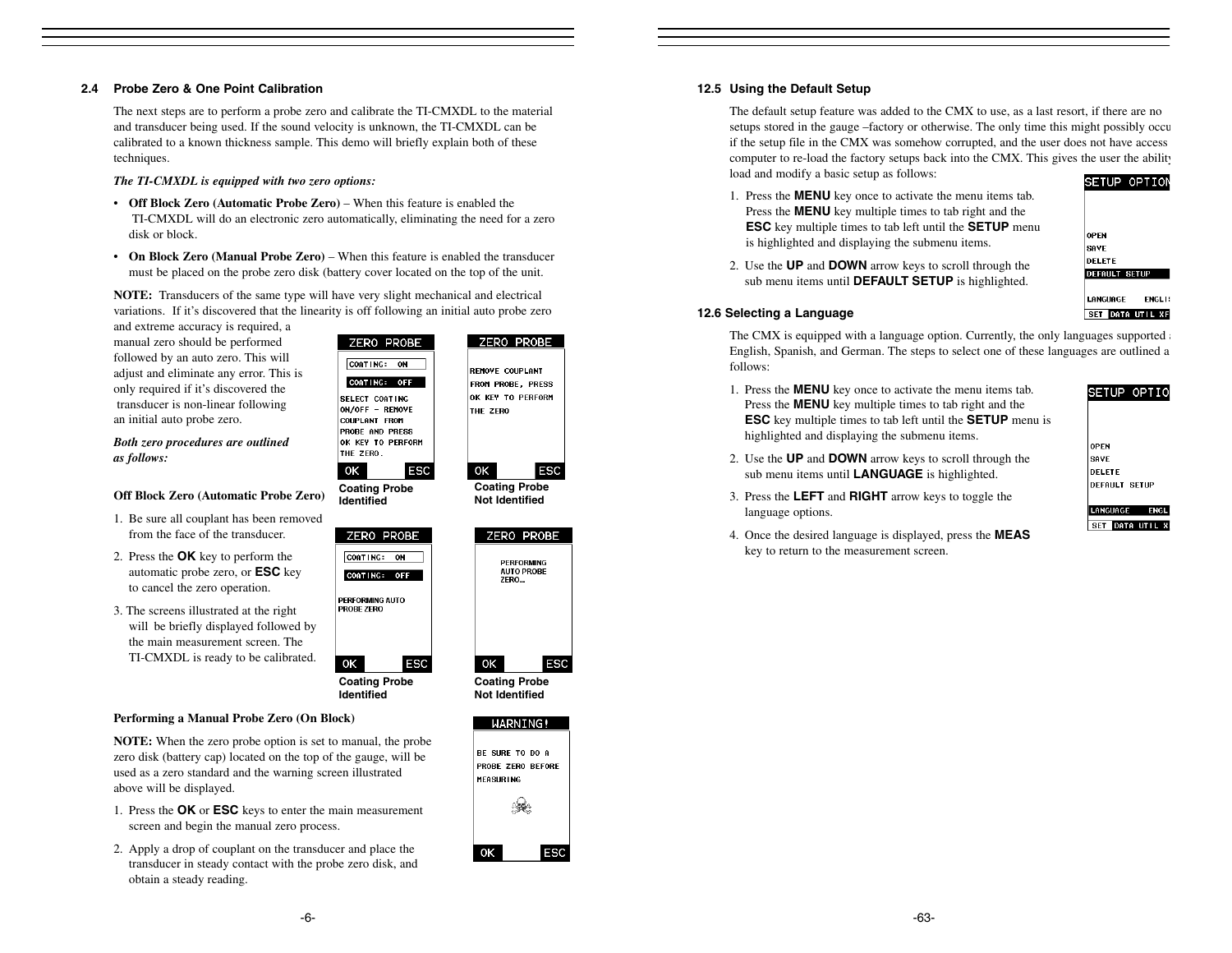## 2.4 Probe Zero & One Point Calibration

The next steps are to perform a probe zero and calibrate the TI-CMXDL to the material and transducer being used. If the sound velocity is unknown, the TI-CMXDL can be calibrated to a known thickness sample. This demo will briefly explain both of these techniques.

***The TI-CMXDL is equipped with two zero options:***

- **Off Block Zero (Automatic Probe Zero)** – When this feature is enabled the TI-CMXDL will do an electronic zero automatically, eliminating the need for a zero disk or block.
- **On Block Zero (Manual Probe Zero)** – When this feature is enabled the transducer must be placed on the probe zero disk (battery cover located on the top of the unit.

**NOTE:** Transducers of the same type will have very slight mechanical and electrical variations. If it's discovered that the linearity is off following an initial auto probe zero and extreme accuracy is required, a manual zero should be performed followed by an auto zero. This will adjust and eliminate any error. This is only required if it's discovered the transducer is non-linear following an initial auto probe zero.

***Both zero procedures are outlined as follows:***

Coating Probe Identified

Coating Probe Not Identified

**Off Block Zero (Automatic Probe Zero)**

1. Be sure all couplant has been removed from the face of the transducer.
2. Press the **OK** key to perform the automatic probe zero, or **ESC** key to cancel the zero operation.
3. The screens illustrated at the right will be briefly displayed followed by the main measurement screen. The TI-CMXDL is ready to be calibrated.

Coating Probe Identified

Coating Probe Not Identified

**Performing a Manual Probe Zero (On Block)**

**NOTE:** When the zero probe option is set to manual, the probe zero disk (battery cap) located on the top of the gauge, will be used as a zero standard and the warning screen illustrated above will be displayed.

1. Press the **OK** or **ESC** keys to enter the main measurement screen and begin the manual zero process.
2. Apply a drop of couplant on the transducer and place the transducer in steady contact with the probe zero disk, and obtain a steady reading.

## 12.5 Using the Default Setup

The default setup feature was added to the CMX to use, as a last resort, if there are no setups stored in the gauge –factory or otherwise. The only time this might possibly occu if the setup file in the CMX was somehow corrupted, and the user does not have access computer to re-load the factory setups back into the CMX. This gives the user the ability load and modify a basic setup as follows:

1. Press the **MENU** key once to activate the menu items tab. Press the **MENU** key multiple times to tab right and the **ESC** key multiple times to tab left until the **SETUP** menu is highlighted and displaying the submenu items.
2. Use the **UP** and **DOWN** arrow keys to scroll through the sub menu items until **DEFAULT SETUP** is highlighted.

## 12.6 Selecting a Language

The CMX is equipped with a language option. Currently, the only languages supported English, Spanish, and German. The steps to select one of these languages are outlined a follows:

1. Press the **MENU** key once to activate the menu items tab. Press the **MENU** key multiple times to tab right and the **ESC** key multiple times to tab left until the **SETUP** menu is highlighted and displaying the submenu items.
2. Use the **UP** and **DOWN** arrow keys to scroll through the sub menu items until **LANGUAGE** is highlighted.
3. Press the **LEFT** and **RIGHT** arrow keys to toggle the language options.
4. Once the desired language is displayed, press the **MEAS** key to return to the measurement screen.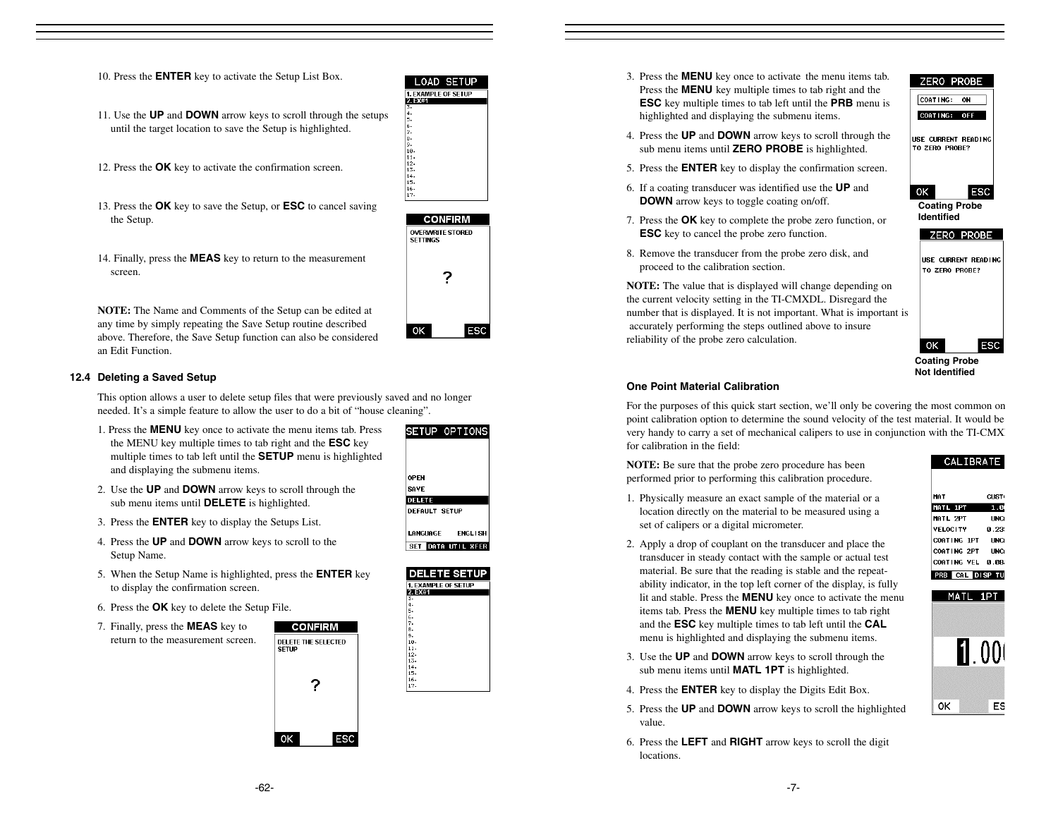10. Press the **ENTER** key to activate the Setup List Box.

11. Use the **UP** and **DOWN** arrow keys to scroll through the setups until the target location to save the Setup is highlighted.

12. Press the **OK** key to activate the confirmation screen.

13. Press the **OK** key to save the Setup, or **ESC** to cancel saving the Setup.

14. Finally, press the **MEAS** key to return to the measurement screen.

**NOTE:** The Name and Comments of the Setup can be edited at any time by simply repeating the Save Setup routine described above. Therefore, the Save Setup function can also be considered an Edit Function.

### 12.4 Deleting a Saved Setup

This option allows a user to delete setup files that were previously saved and no longer needed. It's a simple feature to allow the user to do a bit of "house cleaning".

1. Press the **MENU** key once to activate the menu items tab. Press the MENU key multiple times to tab right and the **ESC** key multiple times to tab left until the **SETUP** menu is highlighted and displaying the submenu items.
2. Use the **UP** and **DOWN** arrow keys to scroll through the sub menu items until **DELETE** is highlighted.
3. Press the **ENTER** key to display the Setups List.
4. Press the **UP** and **DOWN** arrow keys to scroll to the Setup Name.
5. When the Setup Name is highlighted, press the **ENTER** key to display the confirmation screen.
6. Press the **OK** key to delete the Setup File.
7. Finally, press the **MEAS** key to return to the measurement screen.

3. Press the **MENU** key once to activate the menu items tab. Press the **MENU** key multiple times to tab right and the **ESC** key multiple times to tab left until the **PRB** menu is highlighted and displaying the submenu items.
4. Press the **UP** and **DOWN** arrow keys to scroll through the sub menu items until **ZERO PROBE** is highlighted.
5. Press the **ENTER** key to display the confirmation screen.
6. If a coating transducer was identified use the **UP** and **DOWN** arrow keys to toggle coating on/off.
7. Press the **OK** key to complete the probe zero function, or **ESC** key to cancel the probe zero function.
8. Remove the transducer from the probe zero disk, and proceed to the calibration section.

**Coating Probe Identified**

**Coating Probe Not Identified**

**NOTE:** The value that is displayed will change depending on the current velocity setting in the TI-CMXDL. Disregard the number that is displayed. It is not important. What is important is accurately performing the steps outlined above to insure reliability of the probe zero calculation.

**One Point Material Calibration**

For the purposes of this quick start section, we'll only be covering the most common one point calibration option to determine the sound velocity of the test material. It would be very handy to carry a set of mechanical calipers to use in conjunction with the TI-CMXDL for calibration in the field:

**NOTE:** Be sure that the probe zero procedure has been performed prior to performing this calibration procedure.

1. Physically measure an exact sample of the material or a location directly on the material to be measured using a set of calipers or a digital micrometer.
2. Apply a drop of couplant on the transducer and place the transducer in steady contact with the sample or actual test material. Be sure that the reading is stable and the repeatability indicator, in the top left corner of the display, is fully lit and stable. Press the **MENU** key once to activate the menu items tab. Press the **MENU** key multiple times to tab right and the **ESC** key multiple times to tab left until the **CAL** menu is highlighted and displaying the submenu items.
3. Use the **UP** and **DOWN** arrow keys to scroll through the sub menu items until **MATL 1PT** is highlighted.
4. Press the **ENTER** key to display the Digits Edit Box.
5. Press the **UP** and **DOWN** arrow keys to scroll the highlighted value.
6. Press the **LEFT** and **RIGHT** arrow keys to scroll the digit locations.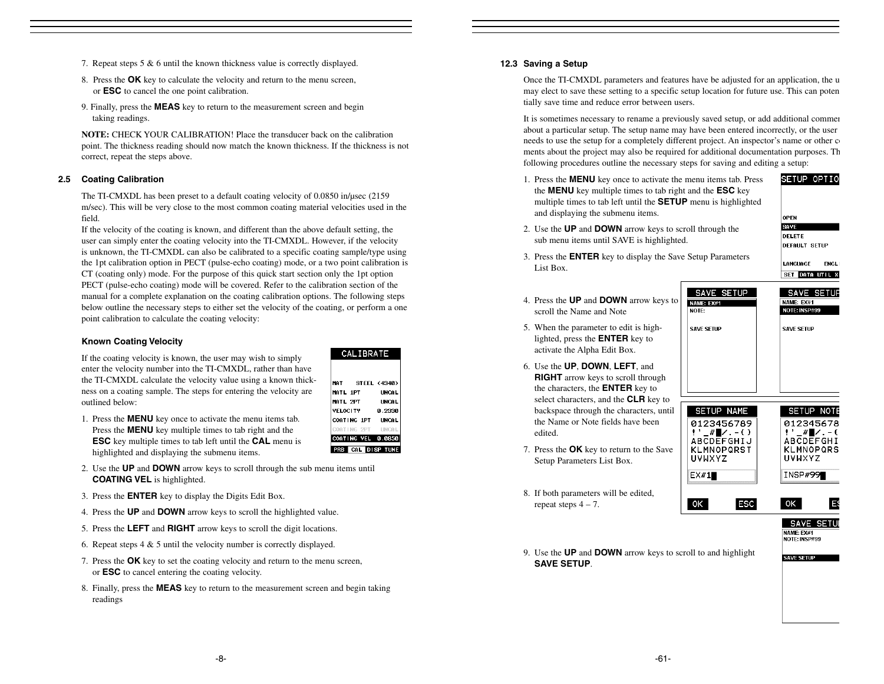7. Repeat steps 5 & 6 until the known thickness value is correctly displayed.

8. Press the **OK** key to calculate the velocity and return to the menu screen, or **ESC** to cancel the one point calibration.

9. Finally, press the **MEAS** key to return to the measurement screen and begin taking readings.

**NOTE:** CHECK YOUR CALIBRATION! Place the transducer back on the calibration point. The thickness reading should now match the known thickness. If the thickness is not correct, repeat the steps above.

## 2.5 Coating Calibration

The TI-CMXDL has been preset to a default coating velocity of 0.0850 in/μsec (2159 m/sec). This will be very close to the most common coating material velocities used in the field.
If the velocity of the coating is known, and different than the above default setting, the user can simply enter the coating velocity into the TI-CMXDL. However, if the velocity is unknown, the TI-CMXDL can also be calibrated to a specific coating sample/type using the 1pt calibration option in PECT (pulse-echo coating) mode, or a two point calibration is CT (coating only) mode. For the purpose of this quick start section only the 1pt option PECT (pulse-echo coating) mode will be covered. Refer to the calibration section of the manual for a complete explanation on the coating calibration options. The following steps below outline the necessary steps to either set the velocity of the coating, or perform a one point calibration to calculate the coating velocity:

### Known Coating Velocity

If the coating velocity is known, the user may wish to simply enter the velocity number into the TI-CMXDL, rather than have the TI-CMXDL calculate the velocity value using a known thickness on a coating sample. The steps for entering the velocity are outlined below:

1. Press the **MENU** key once to activate the menu items tab. Press the **MENU** key multiple times to tab right and the **ESC** key multiple times to tab left until the **CAL** menu is highlighted and displaying the submenu items.

2. Use the **UP** and **DOWN** arrow keys to scroll through the sub menu items until **COATING VEL** is highlighted.

3. Press the **ENTER** key to display the Digits Edit Box.

4. Press the **UP** and **DOWN** arrow keys to scroll the highlighted value.

5. Press the **LEFT** and **RIGHT** arrow keys to scroll the digit locations.

6. Repeat steps 4 & 5 until the velocity number is correctly displayed.

7. Press the **OK** key to set the coating velocity and return to the menu screen, or **ESC** to cancel entering the coating velocity.

8. Finally, press the **MEAS** key to return to the measurement screen and begin taking readings

## 12.3 Saving a Setup

Once the TI-CMXDL parameters and features have be adjusted for an application, the u may elect to save these setting to a specific setup location for future use. This can poten tially save time and reduce error between users.

It is sometimes necessary to rename a previously saved setup, or add additional commen about a particular setup. The setup name may have been entered incorrectly, or the user needs to use the setup for a completely different project. An inspector's name or other c ments about the project may also be required for additional documentation purposes. Th following procedures outline the necessary steps for saving and editing a setup:

1. Press the **MENU** key once to activate the menu items tab. Press the **MENU** key multiple times to tab right and the **ESC** key multiple times to tab left until the **SETUP** menu is highlighted and displaying the submenu items.

2. Use the **UP** and **DOWN** arrow keys to scroll through the sub menu items until SAVE is highlighted.

3. Press the **ENTER** key to display the Save Setup Parameters List Box.

4. Press the **UP** and **DOWN** arrow keys to scroll the Name and Note

5. When the parameter to edit is highlighted, press the **ENTER** key to activate the Alpha Edit Box.

6. Use the **UP**, **DOWN**, **LEFT**, and **RIGHT** arrow keys to scroll through the characters, the **ENTER** key to select characters, and the **CLR** key to backspace through the characters, until the Name or Note fields have been edited.

7. Press the **OK** key to return to the Save Setup Parameters List Box.

8. If both parameters will be edited, repeat steps 4 – 7.

9. Use the **UP** and **DOWN** arrow keys to scroll to and highlight **SAVE SETUP**.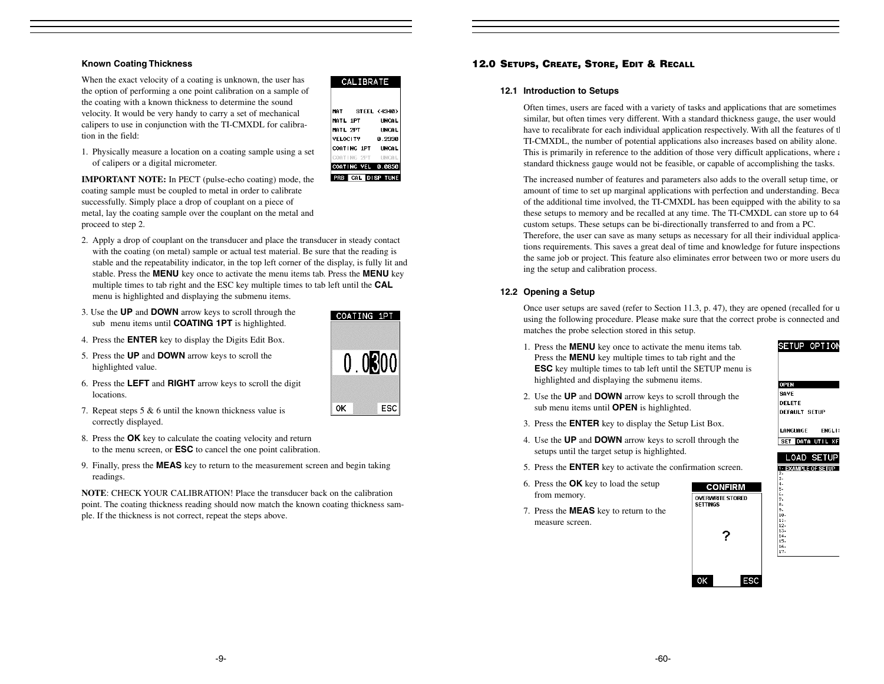### Known Coating Thickness

When the exact velocity of a coating is unknown, the user has the option of performing a one point calibration on a sample of the coating with a known thickness to determine the sound velocity. It would be very handy to carry a set of mechanical calipers to use in conjunction with the TI-CMXDL for calibration in the field:

1. Physically measure a location on a coating sample using a set of calipers or a digital micrometer.

**IMPORTANT NOTE:** In PECT (pulse-echo coating) mode, the coating sample must be coupled to metal in order to calibrate successfully. Simply place a drop of couplant on a piece of metal, lay the coating sample over the couplant on the metal and proceed to step 2.

2. Apply a drop of couplant on the transducer and place the transducer in steady contact with the coating (on metal) sample or actual test material. Be sure that the reading is stable and the repeatability indicator, in the top left corner of the display, is fully lit and stable. Press the **MENU** key once to activate the menu items tab. Press the **MENU** key multiple times to tab right and the ESC key multiple times to tab left until the **CAL** menu is highlighted and displaying the submenu items.

3. Use the **UP** and **DOWN** arrow keys to scroll through the sub menu items until **COATING 1PT** is highlighted.

4. Press the **ENTER** key to display the Digits Edit Box.

5. Press the **UP** and **DOWN** arrow keys to scroll the highlighted value.

6. Press the **LEFT** and **RIGHT** arrow keys to scroll the digit locations.

7. Repeat steps 5 & 6 until the known thickness value is correctly displayed.

8. Press the **OK** key to calculate the coating velocity and return to the menu screen, or **ESC** to cancel the one point calibration.

9. Finally, press the **MEAS** key to return to the measurement screen and begin taking readings.

**NOTE**: CHECK YOUR CALIBRATION! Place the transducer back on the calibration point. The coating thickness reading should now match the known coating thickness sample. If the thickness is not correct, repeat the steps above.

## 12.0 Setups, Create, Store, Edit & Recall

### 12.1 Introduction to Setups

Often times, users are faced with a variety of tasks and applications that are sometimes similar, but often times very different. With a standard thickness gauge, the user would have to recalibrate for each individual application respectively. With all the features of the TI-CMXDL, the number of potential applications also increases based on ability alone. This is primarily in reference to the addition of those very difficult applications, where a standard thickness gauge would not be feasible, or capable of accomplishing the tasks.

The increased number of features and parameters also adds to the overall setup time, or amount of time to set up marginal applications with perfection and understanding. Because of the additional time involved, the TI-CMXDL has been equipped with the ability to save these setups to memory and be recalled at any time. The TI-CMXDL can store up to 64 custom setups. These setups can be bi-directionally transferred to and from a PC. Therefore, the user can save as many setups as necessary for all their individual applications requirements. This saves a great deal of time and knowledge for future inspections of the same job or project. This feature also eliminates error between two or more users during the setup and calibration process.

### 12.2 Opening a Setup

Once user setups are saved (refer to Section 11.3, p. 47), they are opened (recalled for use) using the following procedure. Please make sure that the correct probe is connected and matches the probe selection stored in this setup.

1. Press the **MENU** key once to activate the menu items tab. Press the **MENU** key multiple times to tab right and the **ESC** key multiple times to tab left until the SETUP menu is highlighted and displaying the submenu items.

2. Use the **UP** and **DOWN** arrow keys to scroll through the sub menu items until **OPEN** is highlighted.

3. Press the **ENTER** key to display the Setup List Box.

4. Use the **UP** and **DOWN** arrow keys to scroll through the setups until the target setup is highlighted.

5. Press the **ENTER** key to activate the confirmation screen.

6. Press the **OK** key to load the setup from memory.

7. Press the **MEAS** key to return to the measure screen.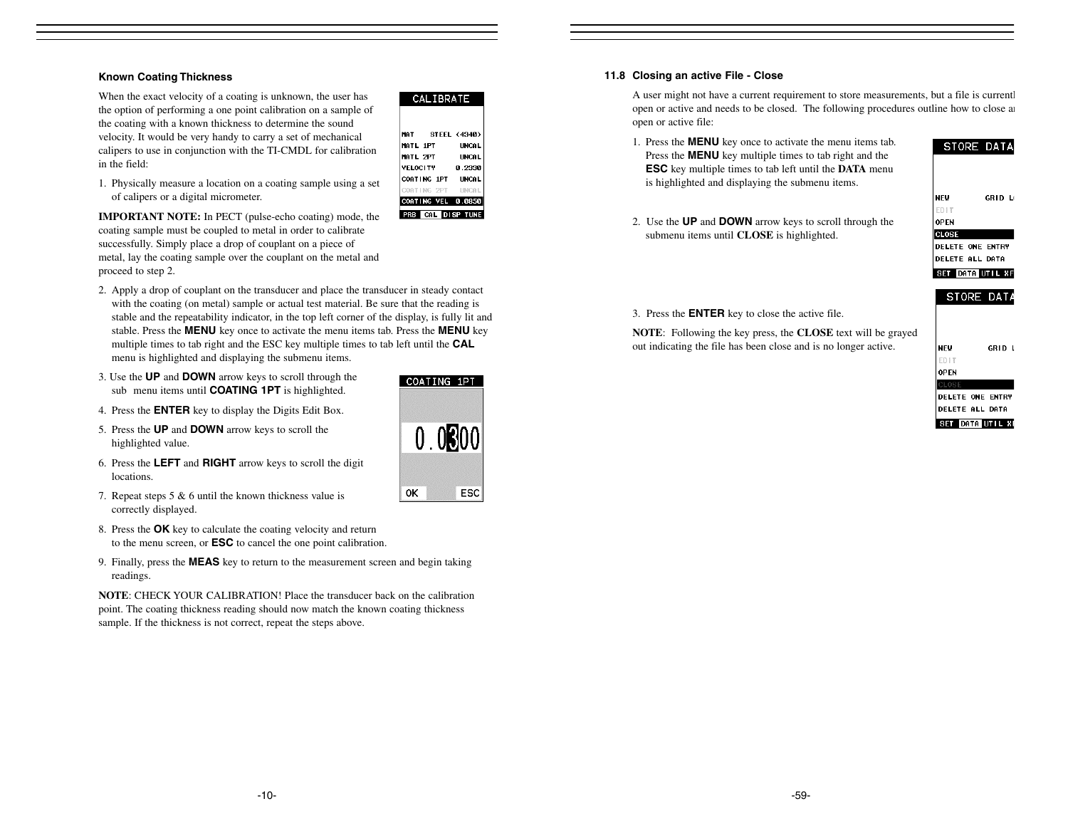### Known Coating Thickness

When the exact velocity of a coating is unknown, the user has the option of performing a one point calibration on a sample of the coating with a known thickness to determine the sound velocity. It would be very handy to carry a set of mechanical calipers to use in conjunction with the TI-CMDL for calibration in the field:

1. Physically measure a location on a coating sample using a set of calipers or a digital micrometer.

**IMPORTANT NOTE:** In PECT (pulse-echo coating) mode, the coating sample must be coupled to metal in order to calibrate successfully. Simply place a drop of couplant on a piece of metal, lay the coating sample over the couplant on the metal and proceed to step 2.

2. Apply a drop of couplant on the transducer and place the transducer in steady contact with the coating (on metal) sample or actual test material. Be sure that the reading is stable and the repeatability indicator, in the top left corner of the display, is fully lit and stable. Press the **MENU** key once to activate the menu items tab. Press the **MENU** key multiple times to tab right and the ESC key multiple times to tab left until the **CAL** menu is highlighted and displaying the submenu items.
3. Use the **UP** and **DOWN** arrow keys to scroll through the sub menu items until **COATING 1PT** is highlighted.
4. Press the **ENTER** key to display the Digits Edit Box.
5. Press the **UP** and **DOWN** arrow keys to scroll the highlighted value.
6. Press the **LEFT** and **RIGHT** arrow keys to scroll the digit locations.
7. Repeat steps 5 & 6 until the known thickness value is correctly displayed.
8. Press the **OK** key to calculate the coating velocity and return to the menu screen, or **ESC** to cancel the one point calibration.
9. Finally, press the **MEAS** key to return to the measurement screen and begin taking readings.

**NOTE**: CHECK YOUR CALIBRATION! Place the transducer back on the calibration point. The coating thickness reading should now match the known coating thickness sample. If the thickness is not correct, repeat the steps above.

### 11.8 Closing an active File - Close

A user might not have a current requirement to store measurements, but a file is currently open or active and needs to be closed. The following procedures outline how to close an open or active file:

1. Press the **MENU** key once to activate the menu items tab. Press the **MENU** key multiple times to tab right and the **ESC** key multiple times to tab left until the **DATA** menu is highlighted and displaying the submenu items.
2. Use the **UP** and **DOWN** arrow keys to scroll through the submenu items until **CLOSE** is highlighted.
3. Press the **ENTER** key to close the active file.

**NOTE**: Following the key press, the **CLOSE** text will be grayed out indicating the file has been close and is no longer active.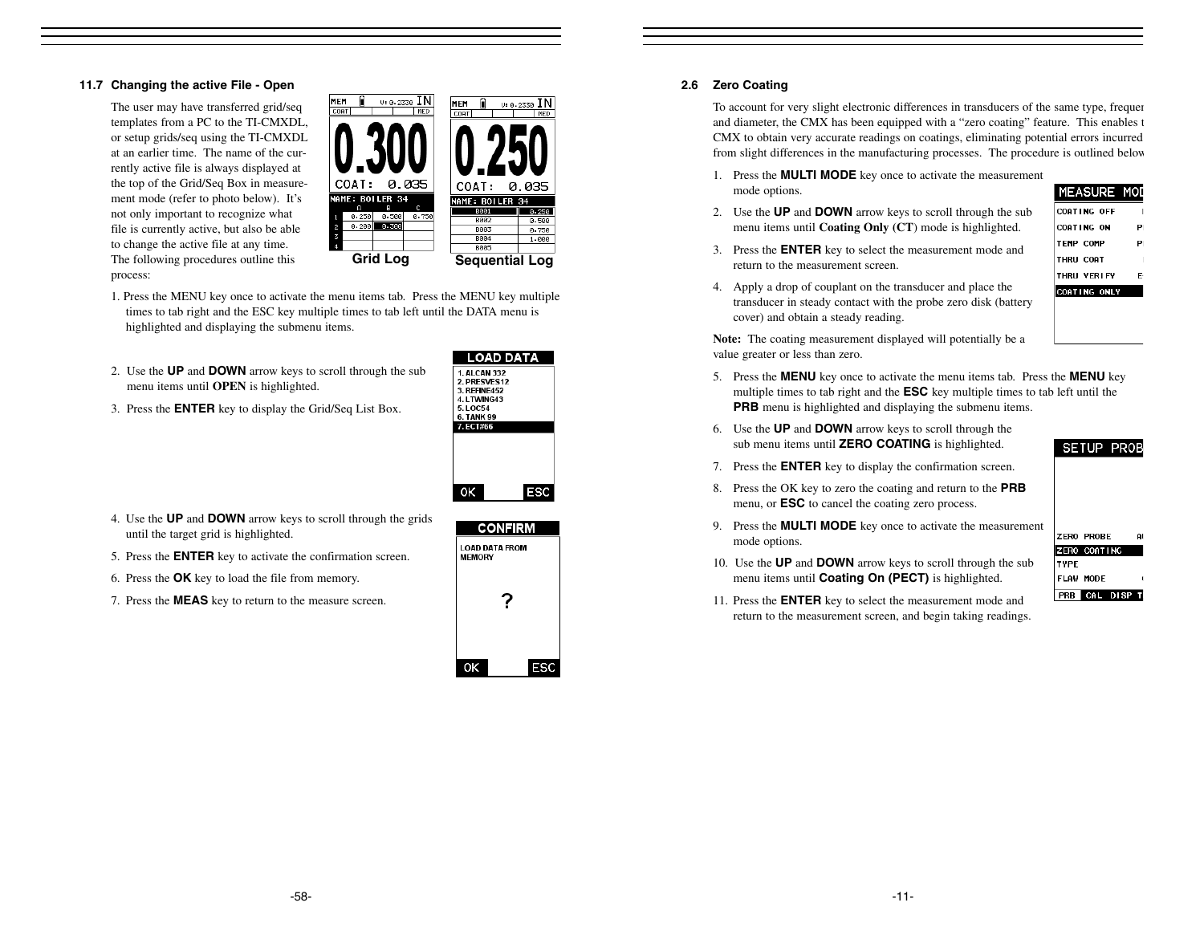### 11.7 Changing the active File - Open

The user may have transferred grid/seq templates from a PC to the TI-CMXDL, or setup grids/seq using the TI-CMXDL at an earlier time. The name of the currently active file is always displayed at the top of the Grid/Seq Box in measurement mode (refer to photo below). It's not only important to recognize what file is currently active, but also be able to change the active file at any time. The following procedures outline this process:

Grid Log

Sequential Log

1. Press the MENU key once to activate the menu items tab. Press the MENU key multiple times to tab right and the ESC key multiple times to tab left until the DATA menu is highlighted and displaying the submenu items.

2. Use the **UP** and **DOWN** arrow keys to scroll through the sub menu items until **OPEN** is highlighted.

3. Press the **ENTER** key to display the Grid/Seq List Box.

4. Use the **UP** and **DOWN** arrow keys to scroll through the grids until the target grid is highlighted.

5. Press the **ENTER** key to activate the confirmation screen.

6. Press the **OK** key to load the file from memory.

7. Press the **MEAS** key to return to the measure screen.

### 2.6 Zero Coating

To account for very slight electronic differences in transducers of the same type, frequen and diameter, the CMX has been equipped with a "zero coating" feature. This enables t CMX to obtain very accurate readings on coatings, eliminating potential errors incurred from slight differences in the manufacturing processes. The procedure is outlined below

1. Press the **MULTI MODE** key once to activate the measurement mode options.

2. Use the **UP** and **DOWN** arrow keys to scroll through the sub menu items until **Coating Only (CT)** mode is highlighted.

3. Press the **ENTER** key to select the measurement mode and return to the measurement screen.

4. Apply a drop of couplant on the transducer and place the transducer in steady contact with the probe zero disk (battery cover) and obtain a steady reading.

**Note:** The coating measurement displayed will potentially be a value greater or less than zero.

5. Press the **MENU** key once to activate the menu items tab. Press the **MENU** key multiple times to tab right and the **ESC** key multiple times to tab left until the **PRB** menu is highlighted and displaying the submenu items.

6. Use the **UP** and **DOWN** arrow keys to scroll through the sub menu items until **ZERO COATING** is highlighted.

7. Press the **ENTER** key to display the confirmation screen.

8. Press the OK key to zero the coating and return to the **PRB** menu, or **ESC** to cancel the coating zero process.

9. Press the **MULTI MODE** key once to activate the measurement mode options.

10. Use the **UP** and **DOWN** arrow keys to scroll through the sub menu items until **Coating On (PECT)** is highlighted.

11. Press the **ENTER** key to select the measurement mode and return to the measurement screen, and begin taking readings.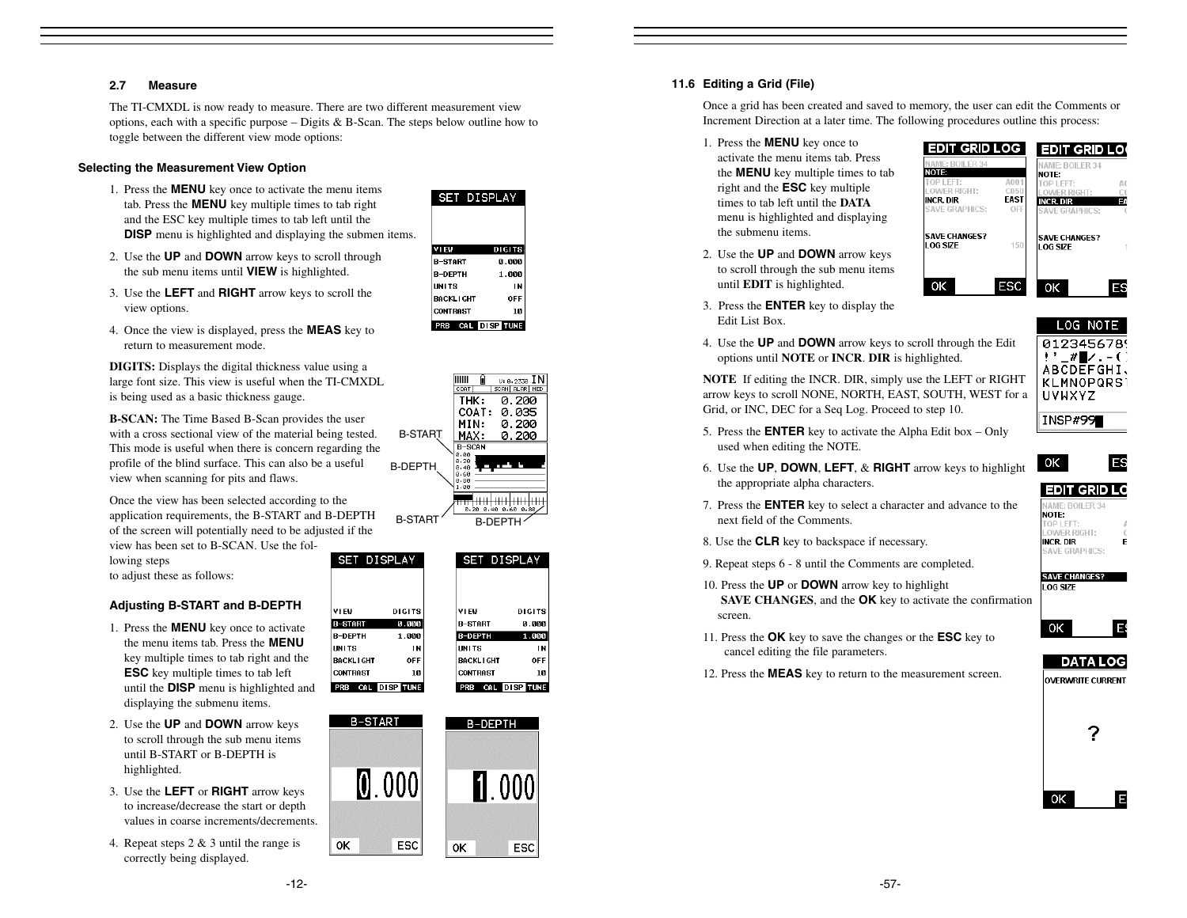## 2.7 Measure

The TI-CMXDL is now ready to measure. There are two different measurement view options, each with a specific purpose – Digits & B-Scan. The steps below outline how to toggle between the different view mode options:

### Selecting the Measurement View Option

1. Press the **MENU** key once to activate the menu items tab. Press the **MENU** key multiple times to tab right and the ESC key multiple times to tab left until the **DISP** menu is highlighted and displaying the submen items.
2. Use the **UP** and **DOWN** arrow keys to scroll through the sub menu items until **VIEW** is highlighted.
3. Use the **LEFT** and **RIGHT** arrow keys to scroll the view options.
4. Once the view is displayed, press the **MEAS** key to return to measurement mode.

**DIGITS:** Displays the digital thickness value using a large font size. This view is useful when the TI-CMXDL is being used as a basic thickness gauge.

**B-SCAN:** The Time Based B-Scan provides the user with a cross sectional view of the material being tested. This mode is useful when there is concern regarding the profile of the blind surface. This can also be a useful view when scanning for pits and flaws.

Once the view has been selected according to the application requirements, the B-START and B-DEPTH of the screen will potentially need to be adjusted if the view has been set to B-SCAN. Use the following steps to adjust these as follows:

### Adjusting B-START and B-DEPTH

1. Press the **MENU** key once to activate the menu items tab. Press the **MENU** key multiple times to tab right and the **ESC** key multiple times to tab left until the **DISP** menu is highlighted and displaying the submenu items.
2. Use the **UP** and **DOWN** arrow keys to scroll through the sub menu items until B-START or B-DEPTH is highlighted.
3. Use the **LEFT** or **RIGHT** arrow keys to increase/decrease the start or depth values in coarse increments/decrements.
4. Repeat steps 2 & 3 until the range is correctly being displayed.

## 11.6 Editing a Grid (File)

Once a grid has been created and saved to memory, the user can edit the Comments or Increment Direction at a later time. The following procedures outline this process:

1. Press the **MENU** key once to activate the menu items tab. Press the **MENU** key multiple times to tab right and the **ESC** key multiple times to tab left until the **DATA** menu is highlighted and displaying the submenu items.
2. Use the **UP** and **DOWN** arrow keys to scroll through the sub menu items until **EDIT** is highlighted.
3. Press the **ENTER** key to display the Edit List Box.
4. Use the **UP** and **DOWN** arrow keys to scroll through the Edit options until **NOTE** or **INCR. DIR** is highlighted.

**NOTE** If editing the INCR. DIR, simply use the LEFT or RIGHT arrow keys to scroll NONE, NORTH, EAST, SOUTH, WEST for a Grid, or INC, DEC for a Seq Log. Proceed to step 10.

5. Press the **ENTER** key to activate the Alpha Edit box – Only used when editing the NOTE.
6. Use the **UP**, **DOWN**, **LEFT**, & **RIGHT** arrow keys to highlight the appropriate alpha characters.
7. Press the **ENTER** key to select a character and advance to the next field of the Comments.
8. Use the **CLR** key to backspace if necessary.
9. Repeat steps 6 - 8 until the Comments are completed.
10. Press the **UP** or **DOWN** arrow key to highlight **SAVE CHANGES**, and the **OK** key to activate the confirmation screen.
11. Press the **OK** key to save the changes or the **ESC** key to cancel editing the file parameters.
12. Press the **MEAS** key to return to the measurement screen.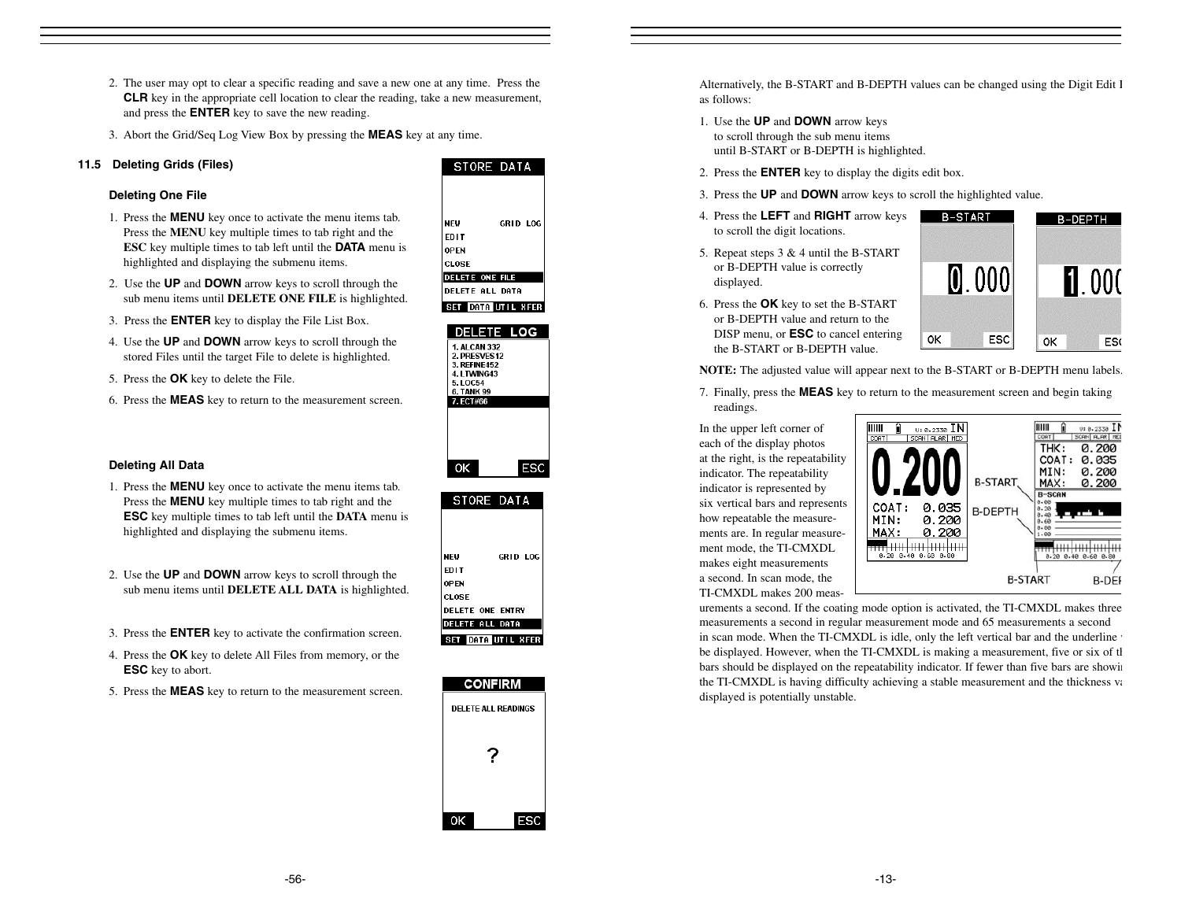2. The user may opt to clear a specific reading and save a new one at any time. Press the **CLR** key in the appropriate cell location to clear the reading, take a new measurement, and press the **ENTER** key to save the new reading.

3. Abort the Grid/Seq Log View Box by pressing the **MEAS** key at any time.

### 11.5 Deleting Grids (Files)

#### Deleting One File

1. Press the **MENU** key once to activate the menu items tab. Press the **MENU** key multiple times to tab right and the **ESC** key multiple times to tab left until the **DATA** menu is highlighted and displaying the submenu items.

2. Use the **UP** and **DOWN** arrow keys to scroll through the sub menu items until **DELETE ONE FILE** is highlighted.

3. Press the **ENTER** key to display the File List Box.

4. Use the **UP** and **DOWN** arrow keys to scroll through the stored Files until the target File to delete is highlighted.

5. Press the **OK** key to delete the File.

6. Press the **MEAS** key to return to the measurement screen.

#### Deleting All Data

1. Press the **MENU** key once to activate the menu items tab. Press the **MENU** key multiple times to tab right and the **ESC** key multiple times to tab left until the **DATA** menu is highlighted and displaying the submenu items.

2. Use the **UP** and **DOWN** arrow keys to scroll through the sub menu items until **DELETE ALL DATA** is highlighted.

3. Press the **ENTER** key to activate the confirmation screen.

4. Press the **OK** key to delete All Files from memory, or the **ESC** key to abort.

5. Press the **MEAS** key to return to the measurement screen.

Alternatively, the B-START and B-DEPTH values can be changed using the Digit Edit Box as follows:

1. Use the **UP** and **DOWN** arrow keys to scroll through the sub menu items until B-START or B-DEPTH is highlighted.

2. Press the **ENTER** key to display the digits edit box.

3. Press the **UP** and **DOWN** arrow keys to scroll the highlighted value.

4. Press the **LEFT** and **RIGHT** arrow keys to scroll the digit locations.

5. Repeat steps 3 & 4 until the B-START or B-DEPTH value is correctly displayed.

6. Press the **OK** key to set the B-START or B-DEPTH value and return to the DISP menu, or **ESC** to cancel entering the B-START or B-DEPTH value.

**NOTE:** The adjusted value will appear next to the B-START or B-DEPTH menu labels.

7. Finally, press the **MEAS** key to return to the measurement screen and begin taking readings.

In the upper left corner of each of the display photos at the right, is the repeatability indicator. The repeatability indicator is represented by six vertical bars and represents how repeatable the measurements are. In regular measurement mode, the TI-CMXDL makes eight measurements a second. In scan mode, the TI-CMXDL makes 200 measurements a second. If the coating mode option is activated, the TI-CMXDL makes three measurements a second in regular measurement mode and 65 measurements a second in scan mode. When the TI-CMXDL is idle, only the left vertical bar and the underline will be displayed. However, when the TI-CMXDL is making a measurement, five or six of the bars should be displayed on the repeatability indicator. If fewer than five bars are showing, the TI-CMXDL is having difficulty achieving a stable measurement and the thickness value displayed is potentially unstable.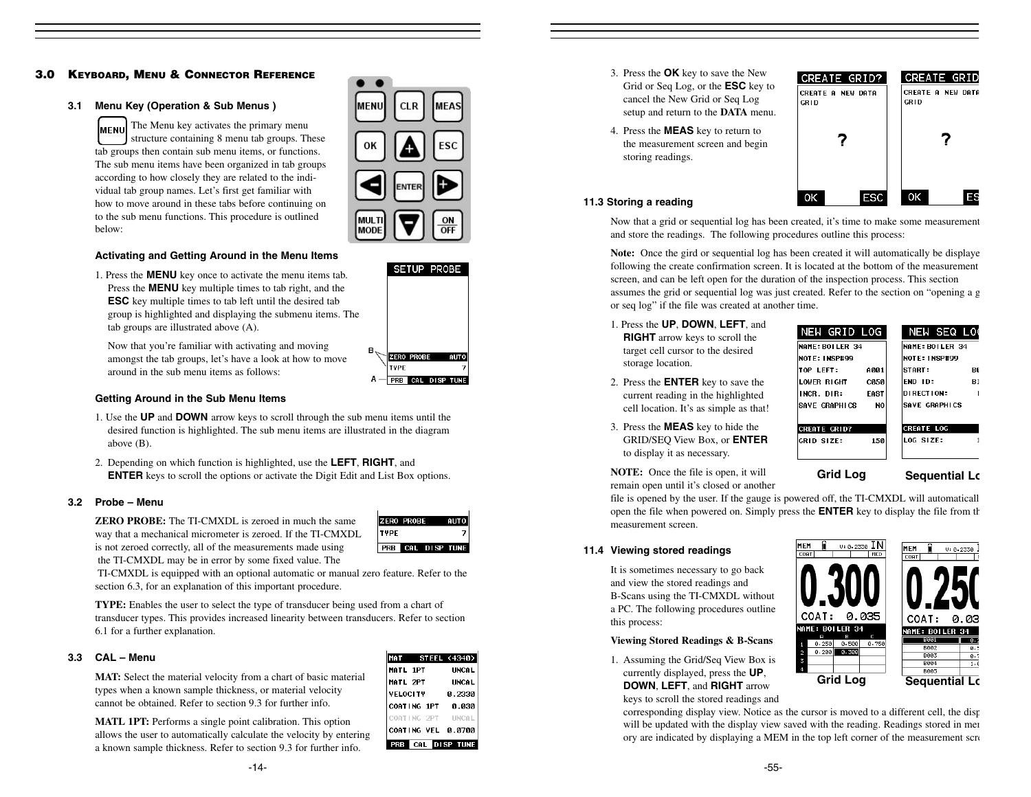## 3.0 Keyboard, Menu & Connector Reference

### 3.1 Menu Key (Operation & Sub Menus )

The Menu key activates the primary menu structure containing 8 menu tab groups. These tab groups then contain sub menu items, or functions. The sub menu items have been organized in tab groups according to how closely they are related to the individual tab group names. Let's first get familiar with how to move around in these tabs before continuing on to the sub menu functions. This procedure is outlined below:

#### Activating and Getting Around in the Menu Items

1. Press the **MENU** key once to activate the menu items tab. Press the **MENU** key multiple times to tab right, and the **ESC** key multiple times to tab left until the desired tab group is highlighted and displaying the submenu items. The tab groups are illustrated above (A).

   Now that you're familiar with activating and moving amongst the tab groups, let's have a look at how to move around in the sub menu items as follows:

#### Getting Around in the Sub Menu Items

1. Use the **UP** and **DOWN** arrow keys to scroll through the sub menu items until the desired function is highlighted. The sub menu items are illustrated in the diagram above (B).

2. Depending on which function is highlighted, use the **LEFT**, **RIGHT**, and **ENTER** keys to scroll the options or activate the Digit Edit and List Box options.

### 3.2 Probe – Menu

**ZERO PROBE:** The TI-CMXDL is zeroed in much the same way that a mechanical micrometer is zeroed. If the TI-CMXDL is not zeroed correctly, all of the measurements made using the TI-CMXDL may be in error by some fixed value. The TI-CMXDL is equipped with an optional automatic or manual zero feature. Refer to the section 6.3, for an explanation of this important procedure.

**TYPE:** Enables the user to select the type of transducer being used from a chart of transducer types. This provides increased linearity between transducers. Refer to section 6.1 for a further explanation.

### 3.3 CAL – Menu

**MAT:** Select the material velocity from a chart of basic material types when a known sample thickness, or material velocity cannot be obtained. Refer to section 9.3 for further info.

**MATL 1PT:** Performs a single point calibration. This option allows the user to automatically calculate the velocity by entering a known sample thickness. Refer to section 9.3 for further info.

3. Press the **OK** key to save the New Grid or Seq Log, or the **ESC** key to cancel the New Grid or Seq Log setup and return to the **DATA** menu.

4. Press the **MEAS** key to return to the measurement screen and begin storing readings.

### 11.3 Storing a reading

Now that a grid or sequential log has been created, it's time to make some measurement and store the readings. The following procedures outline this process:

**Note:** Once the gird or sequential log has been created it will automatically be displaye following the create confirmation screen. It is located at the bottom of the measurement screen, and can be left open for the duration of the inspection process. This section assumes the grid or sequential log was just created. Refer to the section on "opening a g or seq log" if the file was created at another time.

1. Press the **UP**, **DOWN**, **LEFT**, and **RIGHT** arrow keys to scroll the target cell cursor to the desired storage location.

2. Press the **ENTER** key to save the current reading in the highlighted cell location. It's as simple as that!

3. Press the **MEAS** key to hide the GRID/SEQ View Box, or **ENTER** to display it as necessary.

Grid Log &nbsp;&nbsp;&nbsp; Sequential Lo

**NOTE:** Once the file is open, it will remain open until it's closed or another file is opened by the user. If the gauge is powered off, the TI-CMXDL will automaticall open the file when powered on. Simply press the **ENTER** key to display the file from th measurement screen.

### 11.4 Viewing stored readings

It is sometimes necessary to go back and view the stored readings and B-Scans using the TI-CMXDL without a PC. The following procedures outline this process:

**Viewing Stored Readings & B-Scans**

1. Assuming the Grid/Seq View Box is currently displayed, press the **UP**, **DOWN**, **LEFT**, and **RIGHT** arrow keys to scroll the stored readings and corresponding display view. Notice as the cursor is moved to a different cell, the disp will be updated with the display view saved with the reading. Readings stored in me ory are indicated by displaying a MEM in the top left corner of the measurement scr

Grid Log &nbsp;&nbsp;&nbsp; Sequential Lo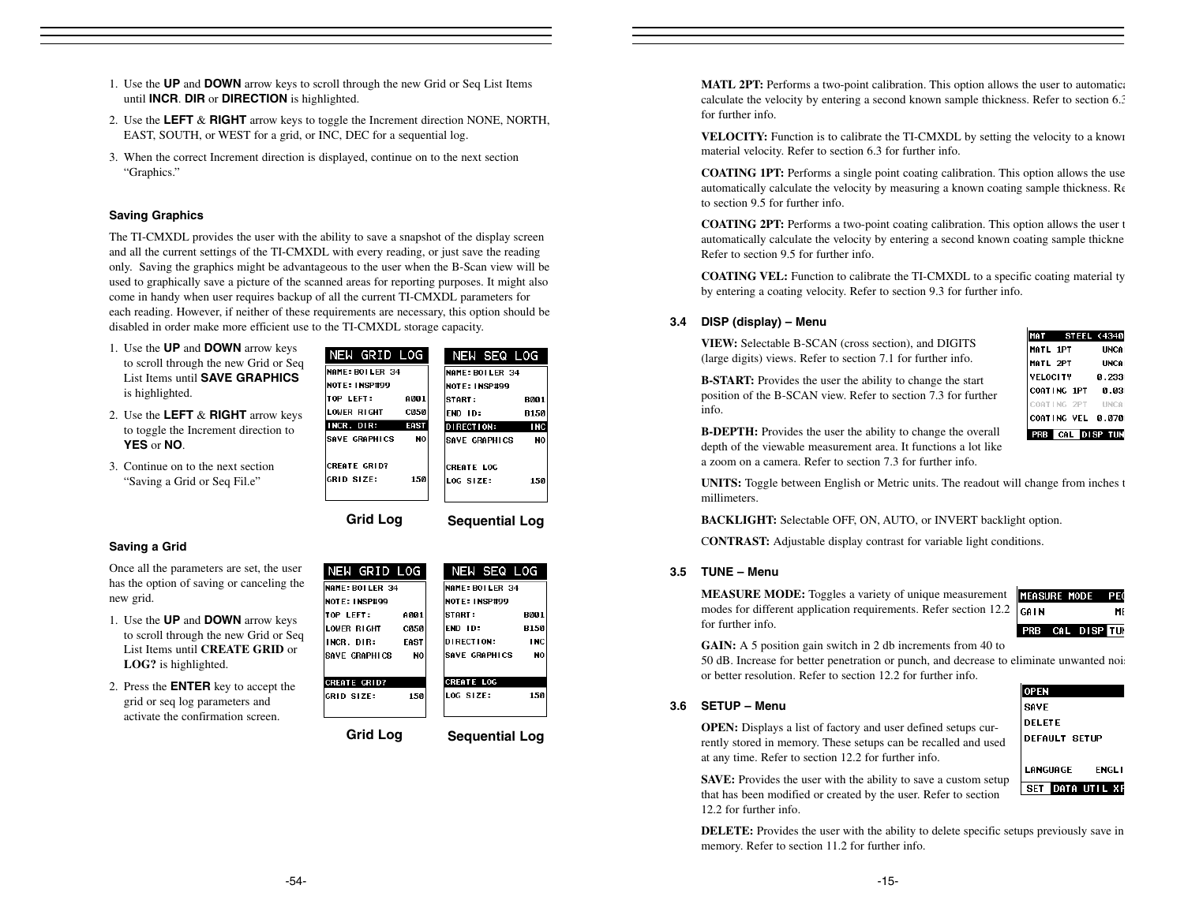1. Use the **UP** and **DOWN** arrow keys to scroll through the new Grid or Seq List Items until **INCR**. **DIR** or **DIRECTION** is highlighted.
2. Use the **LEFT** & **RIGHT** arrow keys to toggle the Increment direction NONE, NORTH, EAST, SOUTH, or WEST for a grid, or INC, DEC for a sequential log.
3. When the correct Increment direction is displayed, continue on to the next section "Graphics."

### Saving Graphics

The TI-CMXDL provides the user with the ability to save a snapshot of the display screen and all the current settings of the TI-CMXDL with every reading, or just save the reading only. Saving the graphics might be advantageous to the user when the B-Scan view will be used to graphically save a picture of the scanned areas for reporting purposes. It might also come in handy when user requires backup of all the current TI-CMXDL parameters for each reading. However, if neither of these requirements are necessary, this option should be disabled in order make more efficient use to the TI-CMXDL storage capacity.

1. Use the **UP** and **DOWN** arrow keys to scroll through the new Grid or Seq List Items until **SAVE GRAPHICS** is highlighted.
2. Use the **LEFT** & **RIGHT** arrow keys to toggle the Increment direction to **YES** or **NO**.
3. Continue on to the next section "Saving a Grid or Seq Fil.e"

```
NEW GRID LOG
NAME: BOILER 34
NOTE: INSP#99
TOP LEFT:        A001
LOWER RIGHT      C050
INCR. DIR:       EAST
SAVE GRAPHICS      NO

CREATE GRID?
GRID SIZE:        150
```

Grid Log

```
NEW SEQ LOG
NAME: BOILER 34
NOTE: INSP#99
START:           B001
END ID:          B150
DIRECTION:        INC
SAVE GRAPHICS      NO

CREATE LOG
LOG SIZE:         150
```

Sequential Log

### Saving a Grid

Once all the parameters are set, the user has the option of saving or canceling the new grid.

1. Use the **UP** and **DOWN** arrow keys to scroll through the new Grid or Seq List Items until **CREATE GRID** or **LOG?** is highlighted.
2. Press the **ENTER** key to accept the grid or seq log parameters and activate the confirmation screen.

```
NEW GRID LOG
NAME: BOILER 34
NOTE: INSP#99
TOP LEFT:        A001
LOWER RIGHT      C050
INCR. DIR:       EAST
SAVE GRAPHICS      NO

CREATE GRID?
GRID SIZE:        150
```

Grid Log

```
NEW SEQ LOG
NAME: BOILER 34
NOTE: INSP#99
START:           B001
END ID:          B150
DIRECTION:        INC
SAVE GRAPHICS      NO

CREATE LOG
LOG SIZE:         150
```

Sequential Log

**MATL 2PT:** Performs a two-point calibration. This option allows the user to automatica calculate the velocity by entering a second known sample thickness. Refer to section 6.3 for further info.

**VELOCITY:** Function is to calibrate the TI-CMXDL by setting the velocity to a known material velocity. Refer to section 6.3 for further info.

**COATING 1PT:** Performs a single point coating calibration. This option allows the use automatically calculate the velocity by measuring a known coating sample thickness. Re to section 9.5 for further info.

**COATING 2PT:** Performs a two-point coating calibration. This option allows the user t automatically calculate the velocity by entering a second known coating sample thickne Refer to section 9.5 for further info.

**COATING VEL:** Function to calibrate the TI-CMXDL to a specific coating material ty by entering a coating velocity. Refer to section 9.3 for further info.

### 3.4 DISP (display) – Menu

```
MAT      STEEL <4340
MATL 1PT       UNCA
MATL 2PT       UNCA
VELOCITY      0.233
COATING 1PT    0.03
COATING 2PT    UNCA
COATING VEL   0.070
PRB  CAL  DISP  TUN
```

**VIEW:** Selectable B-SCAN (cross section), and DIGITS (large digits) views. Refer to section 7.1 for further info.

**B-START:** Provides the user the ability to change the start position of the B-SCAN view. Refer to section 7.3 for further info.

**B-DEPTH:** Provides the user the ability to change the overall depth of the viewable measurement area. It functions a lot like a zoom on a camera. Refer to section 7.3 for further info.

**UNITS:** Toggle between English or Metric units. The readout will change from inches t millimeters.

**BACKLIGHT:** Selectable OFF, ON, AUTO, or INVERT backlight option.

**CONTRAST:** Adjustable display contrast for variable light conditions.

### 3.5 TUNE – Menu

```
MEASURE MODE   PE
GAIN           M
PRB  CAL  DISP  TU
```

**MEASURE MODE:** Toggles a variety of unique measurement modes for different application requirements. Refer section 12.2 for further info.

**GAIN:** A 5 position gain switch in 2 db increments from 40 to 50 dB. Increase for better penetration or punch, and decrease to eliminate unwanted nois or better resolution. Refer to section 12.2 for further info.

### 3.6 SETUP – Menu

```
OPEN
SAVE
DELETE
DEFAULT SETUP

LANGUAGE      ENGLI
SET  DATA  UTIL  XF
```

**OPEN:** Displays a list of factory and user defined setups currently stored in memory. These setups can be recalled and used at any time. Refer to section 12.2 for further info.

**SAVE:** Provides the user with the ability to save a custom setup that has been modified or created by the user. Refer to section 12.2 for further info.

**DELETE:** Provides the user with the ability to delete specific setups previously save in memory. Refer to section 11.2 for further info.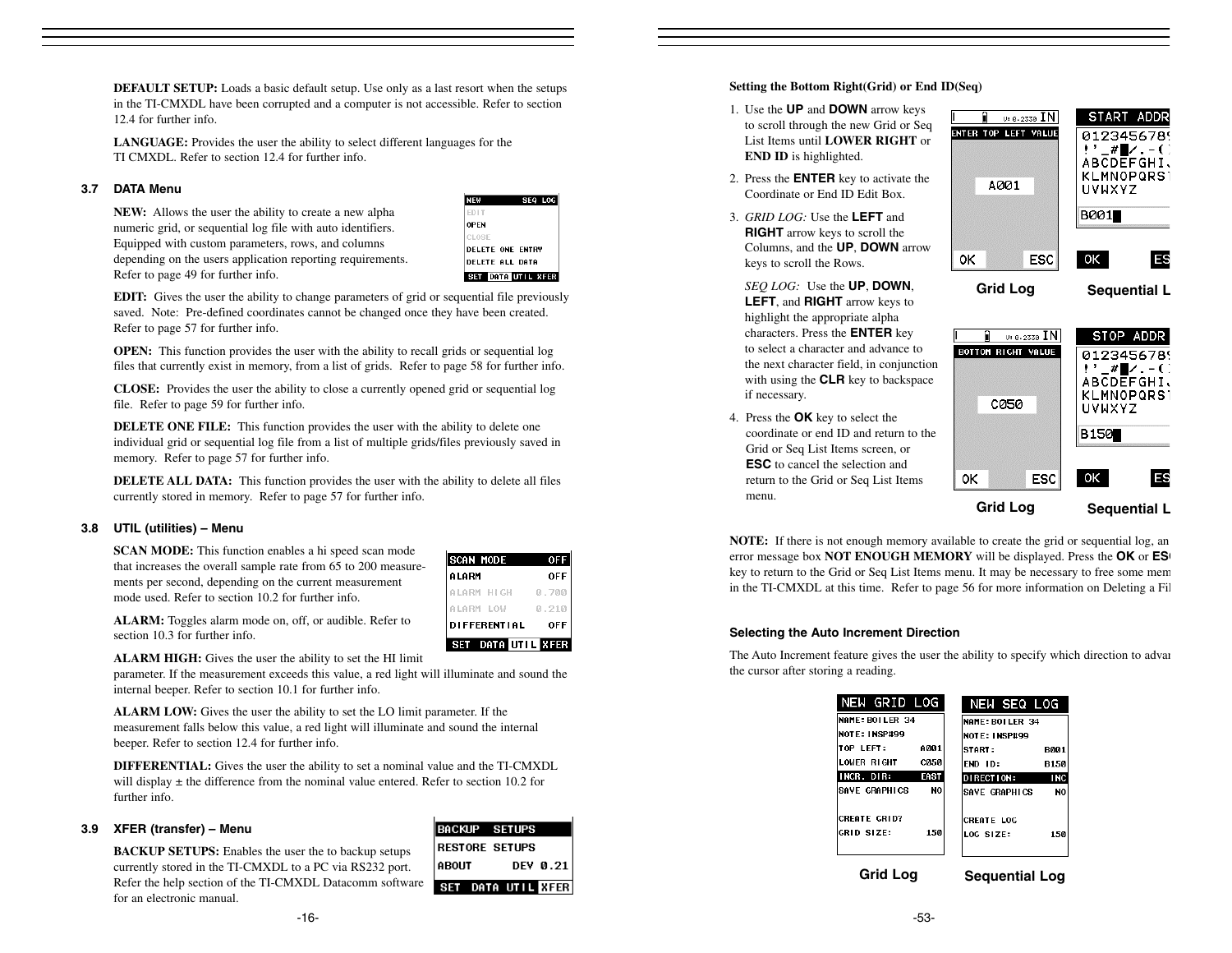**DEFAULT SETUP:** Loads a basic default setup. Use only as a last resort when the setups in the TI-CMXDL have been corrupted and a computer is not accessible. Refer to section 12.4 for further info.

**LANGUAGE:** Provides the user the ability to select different languages for the TI CMXDL. Refer to section 12.4 for further info.

### 3.7 DATA Menu

**NEW:** Allows the user the ability to create a new alpha numeric grid, or sequential log file with auto identifiers. Equipped with custom parameters, rows, and columns depending on the users application reporting requirements. Refer to page 49 for further info.

**EDIT:** Gives the user the ability to change parameters of grid or sequential file previously saved. Note: Pre-defined coordinates cannot be changed once they have been created. Refer to page 57 for further info.

**OPEN:** This function provides the user with the ability to recall grids or sequential log files that currently exist in memory, from a list of grids. Refer to page 58 for further info.

**CLOSE:** Provides the user the ability to close a currently opened grid or sequential log file. Refer to page 59 for further info.

**DELETE ONE FILE:** This function provides the user with the ability to delete one individual grid or sequential log file from a list of multiple grids/files previously saved in memory. Refer to page 57 for further info.

**DELETE ALL DATA:** This function provides the user with the ability to delete all files currently stored in memory. Refer to page 57 for further info.

### 3.8 UTIL (utilities) – Menu

**SCAN MODE:** This function enables a hi speed scan mode that increases the overall sample rate from 65 to 200 measurements per second, depending on the current measurement mode used. Refer to section 10.2 for further info.

**ALARM:** Toggles alarm mode on, off, or audible. Refer to section 10.3 for further info.

**ALARM HIGH:** Gives the user the ability to set the HI limit parameter. If the measurement exceeds this value, a red light will illuminate and sound the internal beeper. Refer to section 10.1 for further info.

**ALARM LOW:** Gives the user the ability to set the LO limit parameter. If the measurement falls below this value, a red light will illuminate and sound the internal beeper. Refer to section 12.4 for further info.

**DIFFERENTIAL:** Gives the user the ability to set a nominal value and the TI-CMXDL will display ± the difference from the nominal value entered. Refer to section 10.2 for further info.

### 3.9 XFER (transfer) – Menu

**BACKUP SETUPS:** Enables the user the to backup setups currently stored in the TI-CMXDL to a PC via RS232 port. Refer the help section of the TI-CMXDL Datacomm software for an electronic manual.

**Setting the Bottom Right(Grid) or End ID(Seq)**

1. Use the **UP** and **DOWN** arrow keys to scroll through the new Grid or Seq List Items until **LOWER RIGHT** or **END ID** is highlighted.
2. Press the **ENTER** key to activate the Coordinate or End ID Edit Box.
3. *GRID LOG:* Use the **LEFT** and **RIGHT** arrow keys to scroll the Columns, and the **UP**, **DOWN** arrow keys to scroll the Rows.

   *SEQ LOG:* Use the **UP**, **DOWN**, **LEFT**, and **RIGHT** arrow keys to highlight the appropriate alpha characters. Press the **ENTER** key to select a character and advance to the next character field, in conjunction with using the **CLR** key to backspace if necessary.
4. Press the **OK** key to select the coordinate or end ID and return to the Grid or Seq List Items screen, or **ESC** to cancel the selection and return to the Grid or Seq List Items menu.

Grid Log — Sequential L

Grid Log — Sequential L

**NOTE:** If there is not enough memory available to create the grid or sequential log, an error message box **NOT ENOUGH MEMORY** will be displayed. Press the **OK** or **ES** key to return to the Grid or Seq List Items menu. It may be necessary to free some mem in the TI-CMXDL at this time. Refer to page 56 for more information on Deleting a Fil

**Selecting the Auto Increment Direction**

The Auto Increment feature gives the user the ability to specify which direction to adva the cursor after storing a reading.

Grid Log — Sequential Log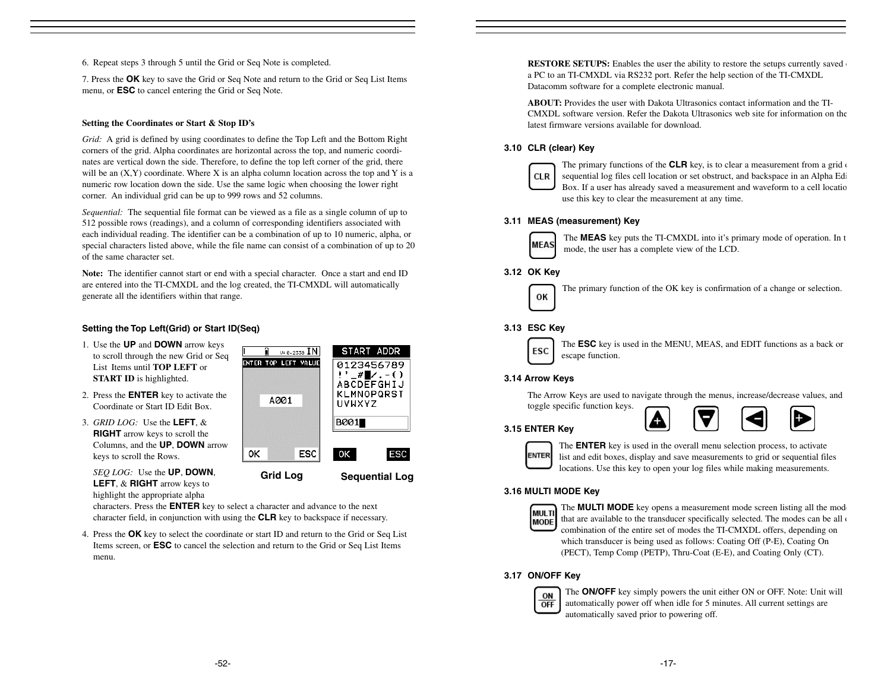6. Repeat steps 3 through 5 until the Grid or Seq Note is completed.

7. Press the **OK** key to save the Grid or Seq Note and return to the Grid or Seq List Items menu, or **ESC** to cancel entering the Grid or Seq Note.

**Setting the Coordinates or Start & Stop ID's**

*Grid:* A grid is defined by using coordinates to define the Top Left and the Bottom Right corners of the grid. Alpha coordinates are horizontal across the top, and numeric coordinates are vertical down the side. Therefore, to define the top left corner of the grid, there will be an (X,Y) coordinate. Where X is an alpha column location across the top and Y is a numeric row location down the side. Use the same logic when choosing the lower right corner. An individual grid can be up to 999 rows and 52 columns.

*Sequential:* The sequential file format can be viewed as a file as a single column of up to 512 possible rows (readings), and a column of corresponding identifiers associated with each individual reading. The identifier can be a combination of up to 10 numeric, alpha, or special characters listed above, while the file name can consist of a combination of up to 20 of the same character set.

**Note:** The identifier cannot start or end with a special character. Once a start and end ID are entered into the TI-CMXDL and the log created, the TI-CMXDL will automatically generate all the identifiers within that range.

**Setting the Top Left(Grid) or Start ID(Seq)**

1. Use the **UP** and **DOWN** arrow keys to scroll through the new Grid or Seq List Items until **TOP LEFT** or **START ID** is highlighted.

2. Press the **ENTER** key to activate the Coordinate or Start ID Edit Box.

3. *GRID LOG:* Use the **LEFT**, & **RIGHT** arrow keys to scroll the Columns, and the **UP**, **DOWN** arrow keys to scroll the Rows.

   *SEQ LOG:* Use the **UP**, **DOWN**, **LEFT**, & **RIGHT** arrow keys to highlight the appropriate alpha characters. Press the **ENTER** key to select a character and advance to the next character field, in conjunction with using the **CLR** key to backspace if necessary.

4. Press the **OK** key to select the coordinate or start ID and return to the Grid or Seq List Items screen, or **ESC** to cancel the selection and return to the Grid or Seq List Items menu.

Grid Log | Sequential Log

**RESTORE SETUPS:** Enables the user the ability to restore the setups currently saved on a PC to an TI-CMXDL via RS232 port. Refer the help section of the TI-CMXDL Datacomm software for a complete electronic manual.

**ABOUT:** Provides the user with Dakota Ultrasonics contact information and the TI-CMXDL software version. Refer the Dakota Ultrasonics web site for information on the latest firmware versions available for download.

### 3.10 CLR (clear) Key

The primary functions of the **CLR** key, is to clear a measurement from a grid or sequential log files cell location or set obstruct, and backspace in an Alpha Edit Box. If a user has already saved a measurement and waveform to a cell location, use this key to clear the measurement at any time.

### 3.11 MEAS (measurement) Key

The **MEAS** key puts the TI-CMXDL into it's primary mode of operation. In this mode, the user has a complete view of the LCD.

### 3.12 OK Key

The primary function of the OK key is confirmation of a change or selection.

### 3.13 ESC Key

The **ESC** key is used in the MENU, MEAS, and EDIT functions as a back or escape function.

### 3.14 Arrow Keys

The Arrow Keys are used to navigate through the menus, increase/decrease values, and toggle specific function keys.

### 3.15 ENTER Key

The **ENTER** key is used in the overall menu selection process, to activate list and edit boxes, display and save measurements to grid or sequential files locations. Use this key to open your log files while making measurements.

### 3.16 MULTI MODE Key

The **MULTI MODE** key opens a measurement mode screen listing all the modes that are available to the transducer specifically selected. The modes can be all or a combination of the entire set of modes the TI-CMXDL offers, depending on which transducer is being used as follows: Coating Off (P-E), Coating On (PECT), Temp Comp (PETP), Thru-Coat (E-E), and Coating Only (CT).

### 3.17 ON/OFF Key

The **ON/OFF** key simply powers the unit either ON or OFF. Note: Unit will automatically power off when idle for 5 minutes. All current settings are automatically saved prior to powering off.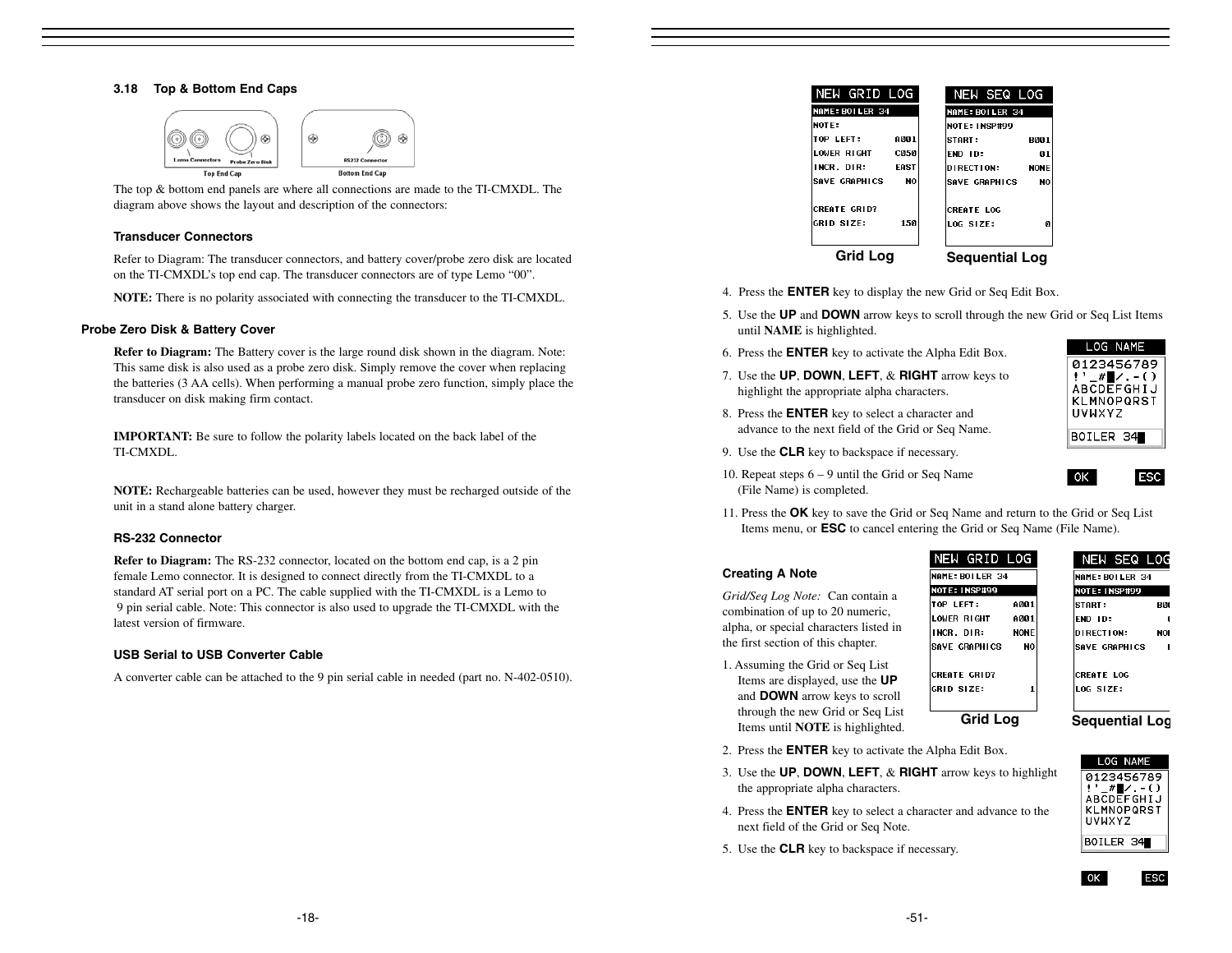### 3.18 Top & Bottom End Caps

Lemo Connectors — Probe Zero Disk — RS232 Connector

Top End Cap — Bottom End Cap

The top & bottom end panels are where all connections are made to the TI-CMXDL. The diagram above shows the layout and description of the connectors:

#### Transducer Connectors

Refer to Diagram: The transducer connectors, and battery cover/probe zero disk are located on the TI-CMXDL's top end cap. The transducer connectors are of type Lemo "00".

**NOTE:** There is no polarity associated with connecting the transducer to the TI-CMXDL.

#### Probe Zero Disk & Battery Cover

**Refer to Diagram:** The Battery cover is the large round disk shown in the diagram. Note: This same disk is also used as a probe zero disk. Simply remove the cover when replacing the batteries (3 AA cells). When performing a manual probe zero function, simply place the transducer on disk making firm contact.

**IMPORTANT:** Be sure to follow the polarity labels located on the back label of the TI-CMXDL.

**NOTE:** Rechargeable batteries can be used, however they must be recharged outside of the unit in a stand alone battery charger.

#### RS-232 Connector

**Refer to Diagram:** The RS-232 connector, located on the bottom end cap, is a 2 pin female Lemo connector. It is designed to connect directly from the TI-CMXDL to a standard AT serial port on a PC. The cable supplied with the TI-CMXDL is a Lemo to 9 pin serial cable. Note: This connector is also used to upgrade the TI-CMXDL with the latest version of firmware.

#### USB Serial to USB Converter Cable

A converter cable can be attached to the 9 pin serial cable in needed (part no. N-402-0510).

```
NEW GRID LOG
NAME: BOILER 34
NOTE:
TOP LEFT:        A001
LOWER RIGHT      C050
INCR. DIR:       EAST
SAVE GRAPHICS      NO

CREATE GRID?
GRID SIZE:        150
```

Grid Log

```
NEW SEQ LOG
NAME: BOILER 34
NOTE: INSP#99
START:           B001
END ID:            01
DIRECTION:       NONE
SAVE GRAPHICS      NO

CREATE LOG
LOG SIZE:           0
```

Sequential Log

4. Press the **ENTER** key to display the new Grid or Seq Edit Box.
5. Use the **UP** and **DOWN** arrow keys to scroll through the new Grid or Seq List Items until **NAME** is highlighted.
6. Press the **ENTER** key to activate the Alpha Edit Box.
7. Use the **UP**, **DOWN**, **LEFT**, & **RIGHT** arrow keys to highlight the appropriate alpha characters.
8. Press the **ENTER** key to select a character and advance to the next field of the Grid or Seq Name.
9. Use the **CLR** key to backspace if necessary.
10. Repeat steps 6 – 9 until the Grid or Seq Name (File Name) is completed.
11. Press the **OK** key to save the Grid or Seq Name and return to the Grid or Seq List Items menu, or **ESC** to cancel entering the Grid or Seq Name (File Name).

```
LOG NAME
0123456789
!'_#█/.-()
ABCDEFGHIJ
KLMNOPQRST
UVWXYZ

BOILER 34█

OK      ESC
```

#### Creating A Note

*Grid/Seq Log Note:* Can contain a combination of up to 20 numeric, alpha, or special characters listed in the first section of this chapter.

1. Assuming the Grid or Seq List Items are displayed, use the **UP** and **DOWN** arrow keys to scroll through the new Grid or Seq List Items until **NOTE** is highlighted.

```
NEW GRID LOG
NAME: BOILER 34
NOTE: INSP#99
TOP LEFT:        A001
LOWER RIGHT      A001
INCR. DIR:       NONE
SAVE GRAPHICS      NO

CREATE GRID?
GRID SIZE:          1
```

Grid Log

```
NEW SEQ LOG
NAME: BOILER 34
NOTE: INSP#99
START:           B0
END ID:          
DIRECTION:       NO
SAVE GRAPHICS      

CREATE LOG
LOG SIZE:
```

Sequential Log

2. Press the **ENTER** key to activate the Alpha Edit Box.
3. Use the **UP**, **DOWN**, **LEFT**, & **RIGHT** arrow keys to highlight the appropriate alpha characters.
4. Press the **ENTER** key to select a character and advance to the next field of the Grid or Seq Note.
5. Use the **CLR** key to backspace if necessary.

```
LOG NAME
0123456789
!'_#█/.-()
ABCDEFGHIJ
KLMNOPQRST
UVWXYZ

BOILER 34█

OK      ESC
```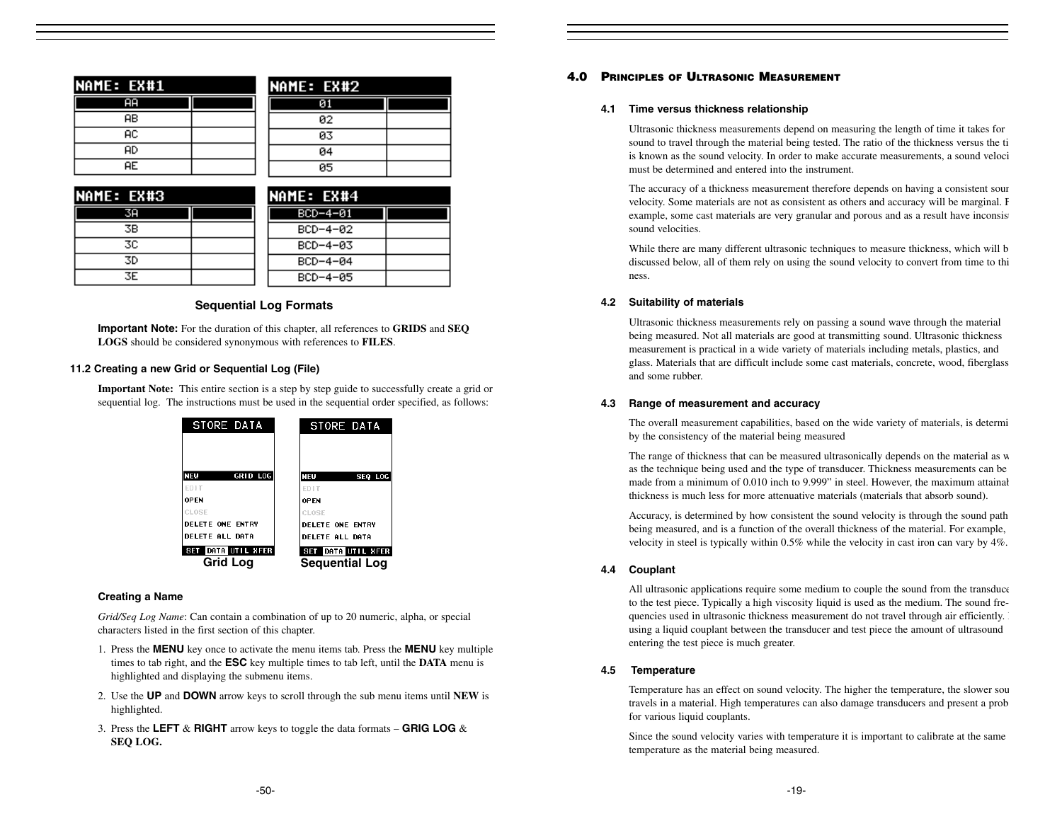| NAME: EX#1 | |
|---|---|
| AA | |
| AB | |
| AC | |
| AD | |
| AE | |

| NAME: EX#2 | |
|---|---|
| 01 | |
| 02 | |
| 03 | |
| 04 | |
| 05 | |

| NAME: EX#3 | |
|---|---|
| 3A | |
| 3B | |
| 3C | |
| 3D | |
| 3E | |

| NAME: EX#4 | |
|---|---|
| BCD-4-01 | |
| BCD-4-02 | |
| BCD-4-03 | |
| BCD-4-04 | |
| BCD-4-05 | |

**Sequential Log Formats**

**Important Note:** For the duration of this chapter, all references to **GRIDS** and **SEQ LOGS** should be considered synonymous with references to **FILES**.

### 11.2 Creating a new Grid or Sequential Log (File)

**Important Note:** This entire section is a step by step guide to successfully create a grid or sequential log. The instructions must be used in the sequential order specified, as follows:

```
STORE DATA

NEW          GRID LOG
EDIT
OPEN
CLOSE
DELETE ONE ENTRY
DELETE ALL DATA
SET DATA UTIL XFER
```

Grid Log

```
STORE DATA

NEW           SEQ LOG
EDIT
OPEN
CLOSE
DELETE ONE ENTRY
DELETE ALL DATA
SET DATA UTIL XFER
```

Sequential Log

#### Creating a Name

*Grid/Seq Log Name*: Can contain a combination of up to 20 numeric, alpha, or special characters listed in the first section of this chapter.

1. Press the **MENU** key once to activate the menu items tab. Press the **MENU** key multiple times to tab right, and the **ESC** key multiple times to tab left, until the **DATA** menu is highlighted and displaying the submenu items.
2. Use the **UP** and **DOWN** arrow keys to scroll through the sub menu items until **NEW** is highlighted.
3. Press the **LEFT** & **RIGHT** arrow keys to toggle the data formats – **GRIG LOG** & **SEQ LOG.**

## 4.0 Principles of Ultrasonic Measurement

### 4.1 Time versus thickness relationship

Ultrasonic thickness measurements depend on measuring the length of time it takes for sound to travel through the material being tested. The ratio of the thickness versus the ti is known as the sound velocity. In order to make accurate measurements, a sound veloci must be determined and entered into the instrument.

The accuracy of a thickness measurement therefore depends on having a consistent sour velocity. Some materials are not as consistent as others and accuracy will be marginal. F example, some cast materials are very granular and porous and as a result have inconsis sound velocities.

While there are many different ultrasonic techniques to measure thickness, which will b discussed below, all of them rely on using the sound velocity to convert from time to thi ness.

### 4.2 Suitability of materials

Ultrasonic thickness measurements rely on passing a sound wave through the material being measured. Not all materials are good at transmitting sound. Ultrasonic thickness measurement is practical in a wide variety of materials including metals, plastics, and glass. Materials that are difficult include some cast materials, concrete, wood, fiberglass and some rubber.

### 4.3 Range of measurement and accuracy

The overall measurement capabilities, based on the wide variety of materials, is determi by the consistency of the material being measured

The range of thickness that can be measured ultrasonically depends on the material as w as the technique being used and the type of transducer. Thickness measurements can be made from a minimum of 0.010 inch to 9.999" in steel. However, the maximum attainal thickness is much less for more attenuative materials (materials that absorb sound).

Accuracy, is determined by how consistent the sound velocity is through the sound path being measured, and is a function of the overall thickness of the material. For example, velocity in steel is typically within 0.5% while the velocity in cast iron can vary by 4%.

### 4.4 Couplant

All ultrasonic applications require some medium to couple the sound from the transduce to the test piece. Typically a high viscosity liquid is used as the medium. The sound fre- quencies used in ultrasonic thickness measurement do not travel through air efficiently. using a liquid couplant between the transducer and test piece the amount of ultrasound entering the test piece is much greater.

### 4.5 Temperature

Temperature has an effect on sound velocity. The higher the temperature, the slower sou travels in a material. High temperatures can also damage transducers and present a prob for various liquid couplants.

Since the sound velocity varies with temperature it is important to calibrate at the same temperature as the material being measured.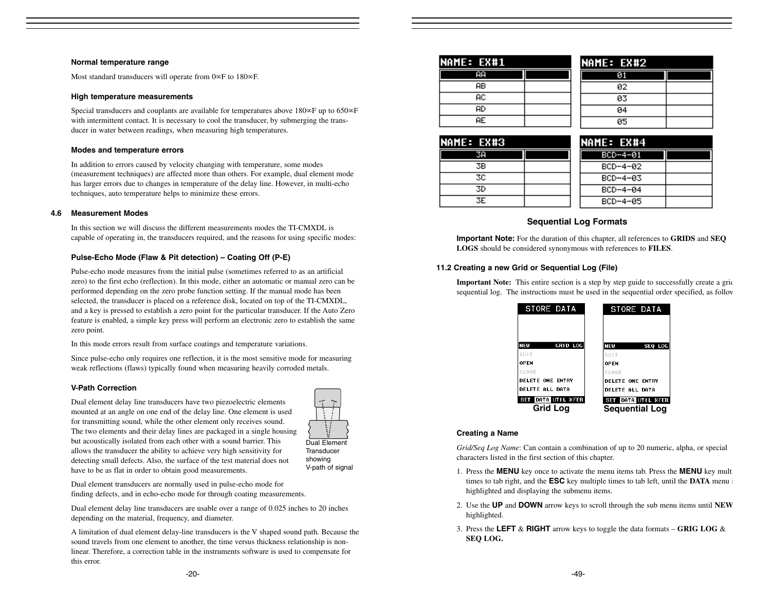### Normal temperature range

Most standard transducers will operate from 0∞F to 180∞F.

### High temperature measurements

Special transducers and couplants are available for temperatures above 180∞F up to 650∞F with intermittent contact. It is necessary to cool the transducer, by submerging the transducer in water between readings, when measuring high temperatures.

### Modes and temperature errors

In addition to errors caused by velocity changing with temperature, some modes (measurement techniques) are affected more than others. For example, dual element mode has larger errors due to changes in temperature of the delay line. However, in multi-echo techniques, auto temperature helps to minimize these errors.

## 4.6 Measurement Modes

In this section we will discuss the different measurements modes the TI-CMXDL is capable of operating in, the transducers required, and the reasons for using specific modes:

### Pulse-Echo Mode (Flaw & Pit detection) – Coating Off (P-E)

Pulse-echo mode measures from the initial pulse (sometimes referred to as an artificial zero) to the first echo (reflection). In this mode, either an automatic or manual zero can be performed depending on the zero probe function setting. If the manual mode has been selected, the transducer is placed on a reference disk, located on top of the TI-CMXDL, and a key is pressed to establish a zero point for the particular transducer. If the Auto Zero feature is enabled, a simple key press will perform an electronic zero to establish the same zero point.

In this mode errors result from surface coatings and temperature variations.

Since pulse-echo only requires one reflection, it is the most sensitive mode for measuring weak reflections (flaws) typically found when measuring heavily corroded metals.

### V-Path Correction

Dual element delay line transducers have two piezoelectric elements mounted at an angle on one end of the delay line. One element is used for transmitting sound, while the other element only receives sound. The two elements and their delay lines are packaged in a single housing but acoustically isolated from each other with a sound barrier. This allows the transducer the ability to achieve very high sensitivity for detecting small defects. Also, the surface of the test material does not have to be as flat in order to obtain good measurements.

Dual Element Transducer showing V-path of signal

Dual element transducers are normally used in pulse-echo mode for finding defects, and in echo-echo mode for through coating measurements.

Dual element delay line transducers are usable over a range of 0.025 inches to 20 inches depending on the material, frequency, and diameter.

A limitation of dual element delay-line transducers is the V shaped sound path. Because the sound travels from one element to another, the time versus thickness relationship is non-linear. Therefore, a correction table in the instruments software is used to compensate for this error.

| NAME: EX#1 | |
|---|---|
| AA | |
| AB | |
| AC | |
| AD | |
| AE | |

| NAME: EX#2 | |
|---|---|
| 01 | |
| 02 | |
| 03 | |
| 04 | |
| 05 | |

| NAME: EX#3 | |
|---|---|
| 3A | |
| 3B | |
| 3C | |
| 3D | |
| 3E | |

| NAME: EX#4 | |
|---|---|
| BCD-4-01 | |
| BCD-4-02 | |
| BCD-4-03 | |
| BCD-4-04 | |
| BCD-4-05 | |

**Sequential Log Formats**

**Important Note:** For the duration of this chapter, all references to **GRIDS** and **SEQ LOGS** should be considered synonymous with references to **FILES**.

### 11.2 Creating a new Grid or Sequential Log (File)

**Important Note:** This entire section is a step by step guide to successfully create a grid sequential log. The instructions must be used in the sequential order specified, as follow

STORE DATA: NEW GRID LOG, EDIT, OPEN, CLOSE, DELETE ONE ENTRY, DELETE ALL DATA — SET DATA UTIL XFER

**Grid Log**

STORE DATA: NEW SEQ LOG, EDIT, OPEN, CLOSE, DELETE ONE ENTRY, DELETE ALL DATA — SET DATA UTIL XFER

**Sequential Log**

### Creating a Name

*Grid/Seq Log Name*: Can contain a combination of up to 20 numeric, alpha, or special characters listed in the first section of this chapter.

1. Press the **MENU** key once to activate the menu items tab. Press the **MENU** key mult times to tab right, and the **ESC** key multiple times to tab left, until the **DATA** menu i highlighted and displaying the submenu items.
2. Use the **UP** and **DOWN** arrow keys to scroll through the sub menu items until **NEW** highlighted.
3. Press the **LEFT** & **RIGHT** arrow keys to toggle the data formats – **GRIG LOG** & **SEQ LOG.**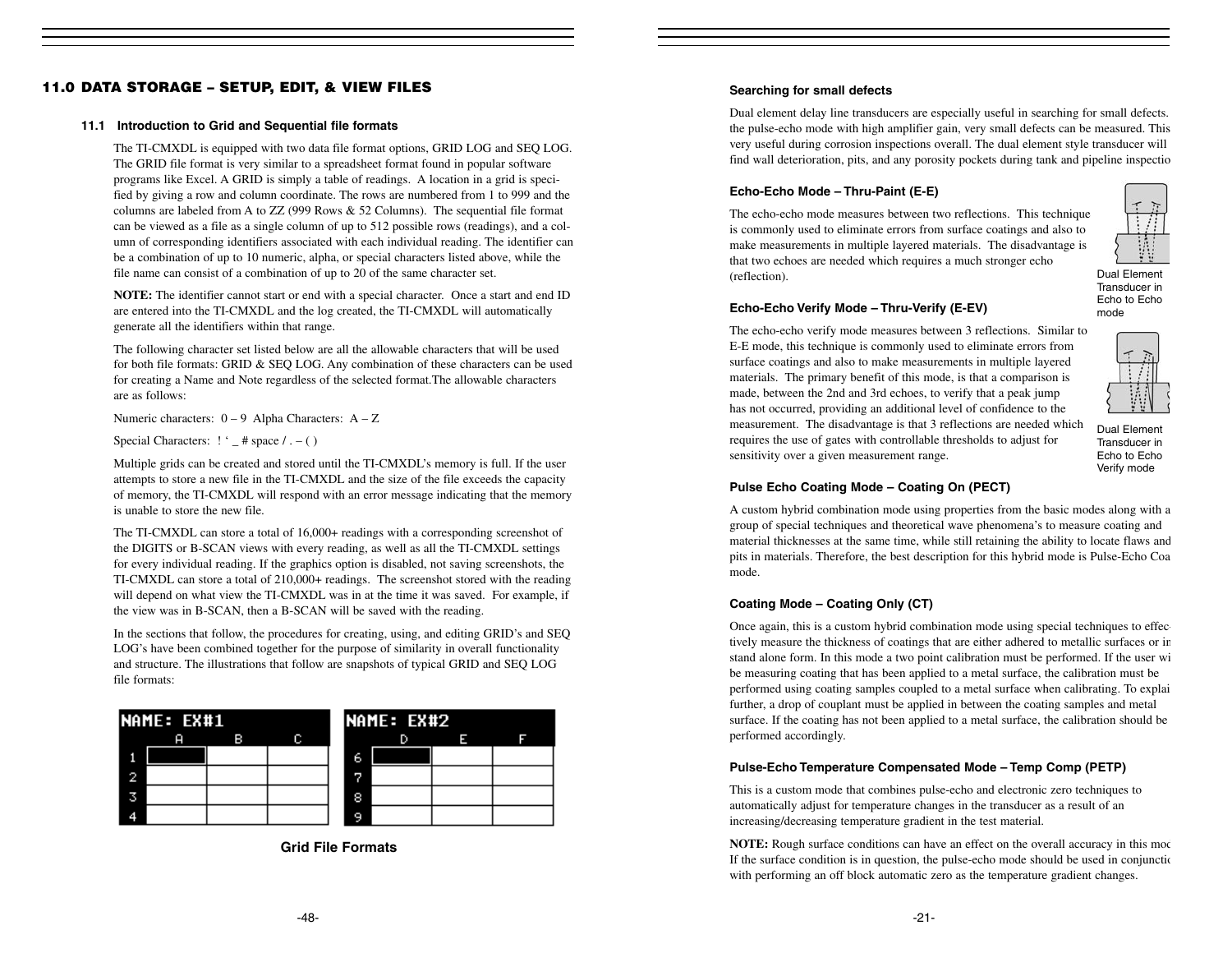## 11.0 DATA STORAGE – SETUP, EDIT, & VIEW FILES

### 11.1 Introduction to Grid and Sequential file formats

The TI-CMXDL is equipped with two data file format options, GRID LOG and SEQ LOG. The GRID file format is very similar to a spreadsheet format found in popular software programs like Excel. A GRID is simply a table of readings. A location in a grid is specified by giving a row and column coordinate. The rows are numbered from 1 to 999 and the columns are labeled from A to ZZ (999 Rows & 52 Columns). The sequential file format can be viewed as a file as a single column of up to 512 possible rows (readings), and a column of corresponding identifiers associated with each individual reading. The identifier can be a combination of up to 10 numeric, alpha, or special characters listed above, while the file name can consist of a combination of up to 20 of the same character set.

**NOTE:** The identifier cannot start or end with a special character. Once a start and end ID are entered into the TI-CMXDL and the log created, the TI-CMXDL will automatically generate all the identifiers within that range.

The following character set listed below are all the allowable characters that will be used for both file formats: GRID & SEQ LOG. Any combination of these characters can be used for creating a Name and Note regardless of the selected format.The allowable characters are as follows:

Numeric characters: 0 – 9 Alpha Characters: A – Z

Special Characters: ! ' _ # space / . – ( )

Multiple grids can be created and stored until the TI-CMXDL's memory is full. If the user attempts to store a new file in the TI-CMXDL and the size of the file exceeds the capacity of memory, the TI-CMXDL will respond with an error message indicating that the memory is unable to store the new file.

The TI-CMXDL can store a total of 16,000+ readings with a corresponding screenshot of the DIGITS or B-SCAN views with every reading, as well as all the TI-CMXDL settings for every individual reading. If the graphics option is disabled, not saving screenshots, the TI-CMXDL can store a total of 210,000+ readings. The screenshot stored with the reading will depend on what view the TI-CMXDL was in at the time it was saved. For example, if the view was in B-SCAN, then a B-SCAN will be saved with the reading.

In the sections that follow, the procedures for creating, using, and editing GRID's and SEQ LOG's have been combined together for the purpose of similarity in overall functionality and structure. The illustrations that follow are snapshots of typical GRID and SEQ LOG file formats:

NAME: EX#1

| | A | B | C |
|---|---|---|---|
| 1 | | | |
| 2 | | | |
| 3 | | | |
| 4 | | | |

NAME: EX#2

| | D | E | F |
|---|---|---|---|
| 6 | | | |
| 7 | | | |
| 8 | | | |
| 9 | | | |

**Grid File Formats**

#### Searching for small defects

Dual element delay line transducers are especially useful in searching for small defects. the pulse-echo mode with high amplifier gain, very small defects can be measured. This very useful during corrosion inspections overall. The dual element style transducer will find wall deterioration, pits, and any porosity pockets during tank and pipeline inspectio

#### Echo-Echo Mode – Thru-Paint (E-E)

The echo-echo mode measures between two reflections. This technique is commonly used to eliminate errors from surface coatings and also to make measurements in multiple layered materials. The disadvantage is that two echoes are needed which requires a much stronger echo (reflection).

Dual Element Transducer in Echo to Echo mode

#### Echo-Echo Verify Mode – Thru-Verify (E-EV)

The echo-echo verify mode measures between 3 reflections. Similar to E-E mode, this technique is commonly used to eliminate errors from surface coatings and also to make measurements in multiple layered materials. The primary benefit of this mode, is that a comparison is made, between the 2nd and 3rd echoes, to verify that a peak jump has not occurred, providing an additional level of confidence to the measurement. The disadvantage is that 3 reflections are needed which requires the use of gates with controllable thresholds to adjust for sensitivity over a given measurement range.

Dual Element Transducer in Echo to Echo Verify mode

#### Pulse Echo Coating Mode – Coating On (PECT)

A custom hybrid combination mode using properties from the basic modes along with a group of special techniques and theoretical wave phenomena's to measure coating and material thicknesses at the same time, while still retaining the ability to locate flaws and pits in materials. Therefore, the best description for this hybrid mode is Pulse-Echo Coa mode.

#### Coating Mode – Coating Only (CT)

Once again, this is a custom hybrid combination mode using special techniques to effec tively measure the thickness of coatings that are either adhered to metallic surfaces or in stand alone form. In this mode a two point calibration must be performed. If the user wi be measuring coating that has been applied to a metal surface, the calibration must be performed using coating samples coupled to a metal surface when calibrating. To explai further, a drop of couplant must be applied in between the coating samples and metal surface. If the coating has not been applied to a metal surface, the calibration should be performed accordingly.

#### Pulse-Echo Temperature Compensated Mode – Temp Comp (PETP)

This is a custom mode that combines pulse-echo and electronic zero techniques to automatically adjust for temperature changes in the transducer as a result of an increasing/decreasing temperature gradient in the test material.

**NOTE:** Rough surface conditions can have an effect on the overall accuracy in this moc If the surface condition is in question, the pulse-echo mode should be used in conjunctic with performing an off block automatic zero as the temperature gradient changes.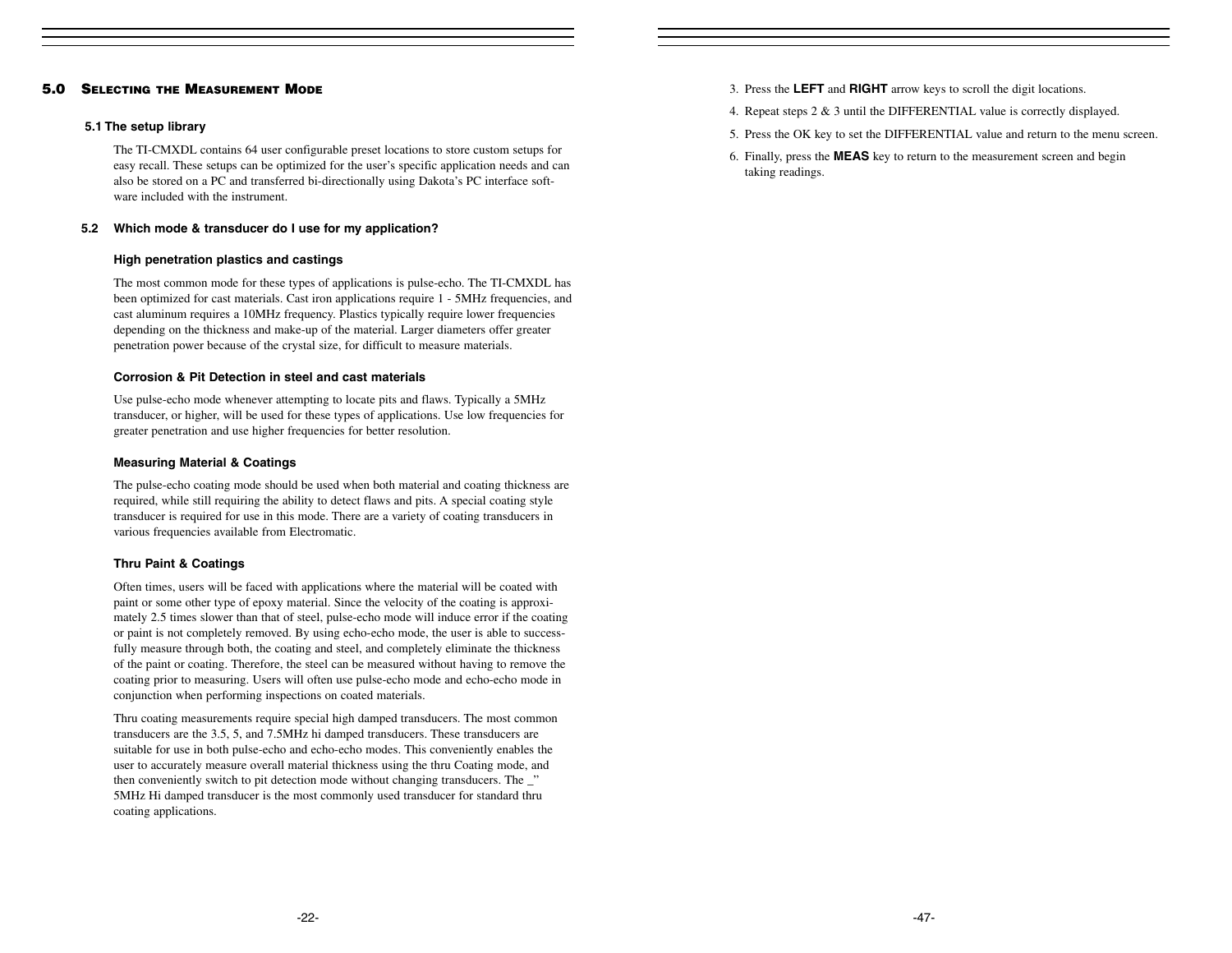## 5.0 Selecting the Measurement Mode

### 5.1 The setup library

The TI-CMXDL contains 64 user configurable preset locations to store custom setups for easy recall. These setups can be optimized for the user's specific application needs and can also be stored on a PC and transferred bi-directionally using Dakota's PC interface software included with the instrument.

### 5.2 Which mode & transducer do I use for my application?

#### High penetration plastics and castings

The most common mode for these types of applications is pulse-echo. The TI-CMXDL has been optimized for cast materials. Cast iron applications require 1 - 5MHz frequencies, and cast aluminum requires a 10MHz frequency. Plastics typically require lower frequencies depending on the thickness and make-up of the material. Larger diameters offer greater penetration power because of the crystal size, for difficult to measure materials.

#### Corrosion & Pit Detection in steel and cast materials

Use pulse-echo mode whenever attempting to locate pits and flaws. Typically a 5MHz transducer, or higher, will be used for these types of applications. Use low frequencies for greater penetration and use higher frequencies for better resolution.

#### Measuring Material & Coatings

The pulse-echo coating mode should be used when both material and coating thickness are required, while still requiring the ability to detect flaws and pits. A special coating style transducer is required for use in this mode. There are a variety of coating transducers in various frequencies available from Electromatic.

#### Thru Paint & Coatings

Often times, users will be faced with applications where the material will be coated with paint or some other type of epoxy material. Since the velocity of the coating is approximately 2.5 times slower than that of steel, pulse-echo mode will induce error if the coating or paint is not completely removed. By using echo-echo mode, the user is able to successfully measure through both, the coating and steel, and completely eliminate the thickness of the paint or coating. Therefore, the steel can be measured without having to remove the coating prior to measuring. Users will often use pulse-echo mode and echo-echo mode in conjunction when performing inspections on coated materials.

Thru coating measurements require special high damped transducers. The most common transducers are the 3.5, 5, and 7.5MHz hi damped transducers. These transducers are suitable for use in both pulse-echo and echo-echo modes. This conveniently enables the user to accurately measure overall material thickness using the thru Coating mode, and then conveniently switch to pit detection mode without changing transducers. The _" 5MHz Hi damped transducer is the most commonly used transducer for standard thru coating applications.

3. Press the **LEFT** and **RIGHT** arrow keys to scroll the digit locations.
4. Repeat steps 2 & 3 until the DIFFERENTIAL value is correctly displayed.
5. Press the OK key to set the DIFFERENTIAL value and return to the menu screen.
6. Finally, press the **MEAS** key to return to the measurement screen and begin taking readings.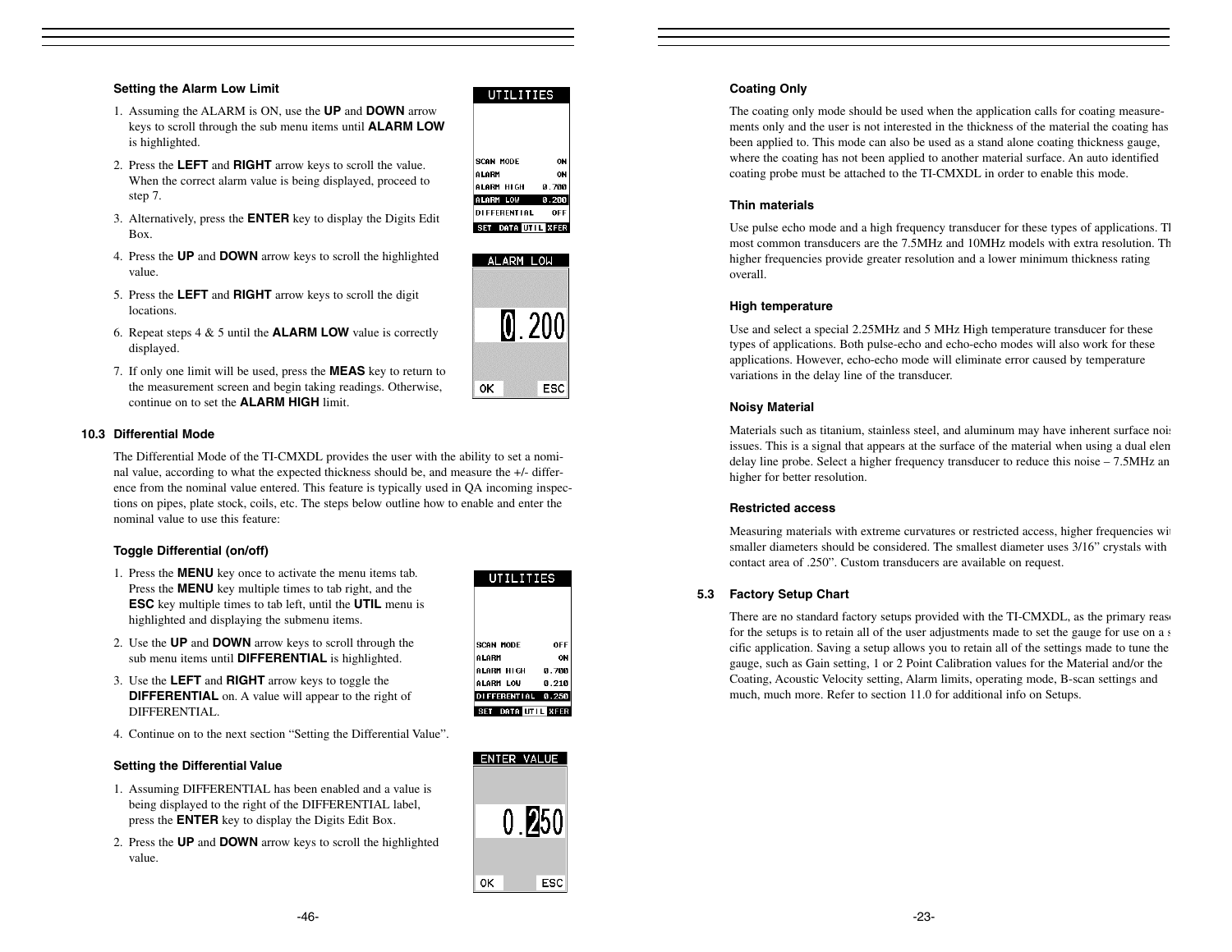### Setting the Alarm Low Limit

1. Assuming the ALARM is ON, use the **UP** and **DOWN** arrow keys to scroll through the sub menu items until **ALARM LOW** is highlighted.
2. Press the **LEFT** and **RIGHT** arrow keys to scroll the value. When the correct alarm value is being displayed, proceed to step 7.
3. Alternatively, press the **ENTER** key to display the Digits Edit Box.
4. Press the **UP** and **DOWN** arrow keys to scroll the highlighted value.
5. Press the **LEFT** and **RIGHT** arrow keys to scroll the digit locations.
6. Repeat steps 4 & 5 until the **ALARM LOW** value is correctly displayed.
7. If only one limit will be used, press the **MEAS** key to return to the measurement screen and begin taking readings. Otherwise, continue on to set the **ALARM HIGH** limit.

## 10.3 Differential Mode

The Differential Mode of the TI-CMXDL provides the user with the ability to set a nominal value, according to what the expected thickness should be, and measure the +/- difference from the nominal value entered. This feature is typically used in QA incoming inspections on pipes, plate stock, coils, etc. The steps below outline how to enable and enter the nominal value to use this feature:

### Toggle Differential (on/off)

1. Press the **MENU** key once to activate the menu items tab. Press the **MENU** key multiple times to tab right, and the **ESC** key multiple times to tab left, until the **UTIL** menu is highlighted and displaying the submenu items.
2. Use the **UP** and **DOWN** arrow keys to scroll through the sub menu items until **DIFFERENTIAL** is highlighted.
3. Use the **LEFT** and **RIGHT** arrow keys to toggle the **DIFFERENTIAL** on. A value will appear to the right of DIFFERENTIAL.
4. Continue on to the next section "Setting the Differential Value".

### Setting the Differential Value

1. Assuming DIFFERENTIAL has been enabled and a value is being displayed to the right of the DIFFERENTIAL label, press the **ENTER** key to display the Digits Edit Box.
2. Press the **UP** and **DOWN** arrow keys to scroll the highlighted value.

### Coating Only

The coating only mode should be used when the application calls for coating measurements only and the user is not interested in the thickness of the material the coating has been applied to. This mode can also be used as a stand alone coating thickness gauge, where the coating has not been applied to another material surface. An auto identified coating probe must be attached to the TI-CMXDL in order to enable this mode.

### Thin materials

Use pulse echo mode and a high frequency transducer for these types of applications. The most common transducers are the 7.5MHz and 10MHz models with extra resolution. The higher frequencies provide greater resolution and a lower minimum thickness rating overall.

### High temperature

Use and select a special 2.25MHz and 5 MHz High temperature transducer for these types of applications. Both pulse-echo and echo-echo modes will also work for these applications. However, echo-echo mode will eliminate error caused by temperature variations in the delay line of the transducer.

### Noisy Material

Materials such as titanium, stainless steel, and aluminum may have inherent surface noise issues. This is a signal that appears at the surface of the material when using a dual element delay line probe. Select a higher frequency transducer to reduce this noise – 7.5MHz and higher for better resolution.

### Restricted access

Measuring materials with extreme curvatures or restricted access, higher frequencies with smaller diameters should be considered. The smallest diameter uses 3/16" crystals with a contact area of .250". Custom transducers are available on request.

## 5.3 Factory Setup Chart

There are no standard factory setups provided with the TI-CMXDL, as the primary reason for the setups is to retain all of the user adjustments made to set the gauge for use on a specific application. Saving a setup allows you to retain all of the settings made to tune the gauge, such as Gain setting, 1 or 2 Point Calibration values for the Material and/or the Coating, Acoustic Velocity setting, Alarm limits, operating mode, B-scan settings and much, much more. Refer to section 11.0 for additional info on Setups.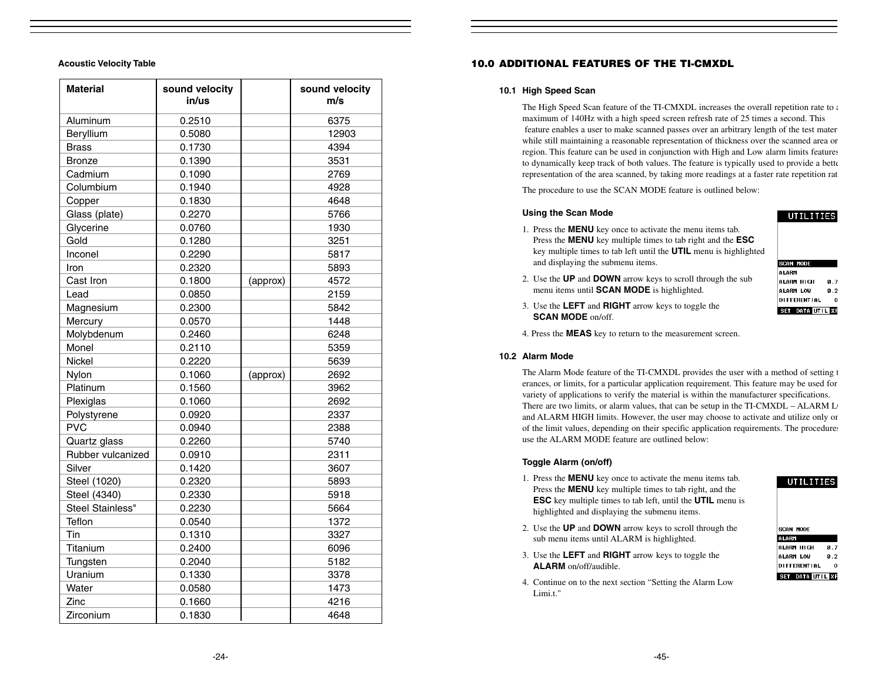**Acoustic Velocity Table**

| Material | sound velocity in/us | | sound velocity m/s |
|---|---|---|---|
| Aluminum | 0.2510 | | 6375 |
| Beryllium | 0.5080 | | 12903 |
| Brass | 0.1730 | | 4394 |
| Bronze | 0.1390 | | 3531 |
| Cadmium | 0.1090 | | 2769 |
| Columbium | 0.1940 | | 4928 |
| Copper | 0.1830 | | 4648 |
| Glass (plate) | 0.2270 | | 5766 |
| Glycerine | 0.0760 | | 1930 |
| Gold | 0.1280 | | 3251 |
| Inconel | 0.2290 | | 5817 |
| Iron | 0.2320 | | 5893 |
| Cast Iron | 0.1800 | (approx) | 4572 |
| Lead | 0.0850 | | 2159 |
| Magnesium | 0.2300 | | 5842 |
| Mercury | 0.0570 | | 1448 |
| Molybdenum | 0.2460 | | 6248 |
| Monel | 0.2110 | | 5359 |
| Nickel | 0.2220 | | 5639 |
| Nylon | 0.1060 | (approx) | 2692 |
| Platinum | 0.1560 | | 3962 |
| Plexiglas | 0.1060 | | 2692 |
| Polystyrene | 0.0920 | | 2337 |
| PVC | 0.0940 | | 2388 |
| Quartz glass | 0.2260 | | 5740 |
| Rubber vulcanized | 0.0910 | | 2311 |
| Silver | 0.1420 | | 3607 |
| Steel (1020) | 0.2320 | | 5893 |
| Steel (4340) | 0.2330 | | 5918 |
| Steel Stainless" | 0.2230 | | 5664 |
| Teflon | 0.0540 | | 1372 |
| Tin | 0.1310 | | 3327 |
| Titanium | 0.2400 | | 6096 |
| Tungsten | 0.2040 | | 5182 |
| Uranium | 0.1330 | | 3378 |
| Water | 0.0580 | | 1473 |
| Zinc | 0.1660 | | 4216 |
| Zirconium | 0.1830 | | 4648 |

# 10.0 ADDITIONAL FEATURES OF THE TI-CMXDL

## 10.1 High Speed Scan

The High Speed Scan feature of the TI-CMXDL increases the overall repetition rate to a maximum of 140Hz with a high speed screen refresh rate of 25 times a second. This feature enables a user to make scanned passes over an arbitrary length of the test mater while still maintaining a reasonable representation of thickness over the scanned area or region. This feature can be used in conjunction with High and Low alarm limits features to dynamically keep track of both values. The feature is typically used to provide a bette representation of the area scanned, by taking more readings at a faster rate repetition rat

The procedure to use the SCAN MODE feature is outlined below:

### Using the Scan Mode

1. Press the **MENU** key once to activate the menu items tab. Press the **MENU** key multiple times to tab right and the **ESC** key multiple times to tab left until the **UTIL** menu is highlighted and displaying the submenu items.
2. Use the **UP** and **DOWN** arrow keys to scroll through the sub menu items until **SCAN MODE** is highlighted.
3. Use the **LEFT** and **RIGHT** arrow keys to toggle the **SCAN MODE** on/off.
4. Press the **MEAS** key to return to the measurement screen.

## 10.2 Alarm Mode

The Alarm Mode feature of the TI-CMXDL provides the user with a method of setting t erances, or limits, for a particular application requirement. This feature may be used for variety of applications to verify the material is within the manufacturer specifications. There are two limits, or alarm values, that can be setup in the TI-CMXDL – ALARM L and ALARM HIGH limits. However, the user may choose to activate and utilize only or of the limit values, depending on their specific application requirements. The procedures use the ALARM MODE feature are outlined below:

### Toggle Alarm (on/off)

1. Press the **MENU** key once to activate the menu items tab. Press the **MENU** key multiple times to tab right, and the **ESC** key multiple times to tab left, until the **UTIL** menu is highlighted and displaying the submenu items.
2. Use the **UP** and **DOWN** arrow keys to scroll through the sub menu items until ALARM is highlighted.
3. Use the **LEFT** and **RIGHT** arrow keys to toggle the **ALARM** on/off/audible.
4. Continue on to the next section "Setting the Alarm Low Limi.t."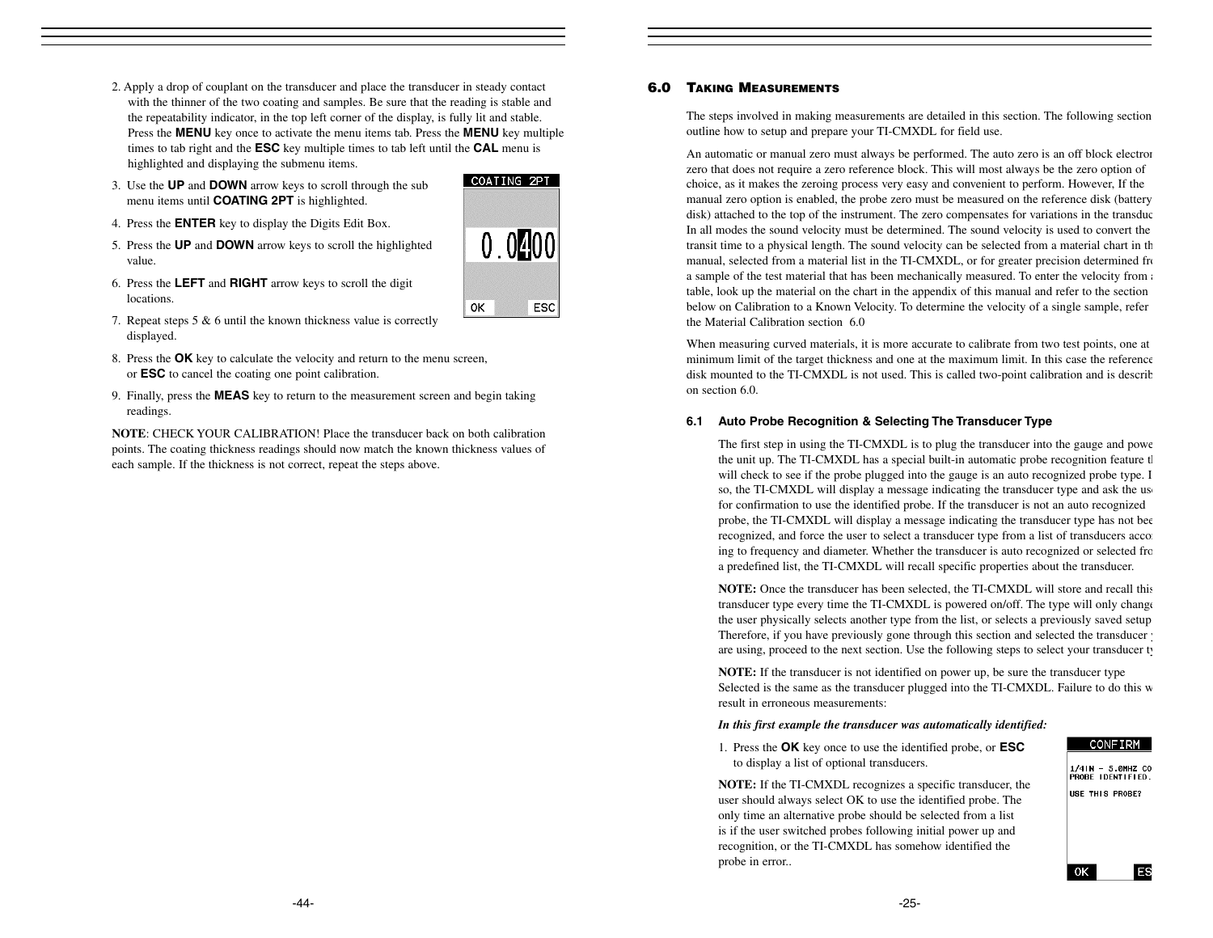2. Apply a drop of couplant on the transducer and place the transducer in steady contact with the thinner of the two coating and samples. Be sure that the reading is stable and the repeatability indicator, in the top left corner of the display, is fully lit and stable. Press the **MENU** key once to activate the menu items tab. Press the **MENU** key multiple times to tab right and the **ESC** key multiple times to tab left until the **CAL** menu is highlighted and displaying the submenu items.

3. Use the **UP** and **DOWN** arrow keys to scroll through the sub menu items until **COATING 2PT** is highlighted.

4. Press the **ENTER** key to display the Digits Edit Box.

5. Press the **UP** and **DOWN** arrow keys to scroll the highlighted value.

6. Press the **LEFT** and **RIGHT** arrow keys to scroll the digit locations.

7. Repeat steps 5 & 6 until the known thickness value is correctly displayed.

8. Press the **OK** key to calculate the velocity and return to the menu screen, or **ESC** to cancel the coating one point calibration.

9. Finally, press the **MEAS** key to return to the measurement screen and begin taking readings.

**NOTE**: CHECK YOUR CALIBRATION! Place the transducer back on both calibration points. The coating thickness readings should now match the known thickness values of each sample. If the thickness is not correct, repeat the steps above.

## 6.0 Taking Measurements

The steps involved in making measurements are detailed in this section. The following section outline how to setup and prepare your TI-CMXDL for field use.

An automatic or manual zero must always be performed. The auto zero is an off block electron zero that does not require a zero reference block. This will most always be the zero option of choice, as it makes the zeroing process very easy and convenient to perform. However, If the manual zero option is enabled, the probe zero must be measured on the reference disk (battery disk) attached to the top of the instrument. The zero compensates for variations in the transduc In all modes the sound velocity must be determined. The sound velocity is used to convert the transit time to a physical length. The sound velocity can be selected from a material chart in th manual, selected from a material list in the TI-CMXDL, or for greater precision determined fro a sample of the test material that has been mechanically measured. To enter the velocity from a table, look up the material on the chart in the appendix of this manual and refer to the section below on Calibration to a Known Velocity. To determine the velocity of a single sample, refer the Material Calibration section 6.0

When measuring curved materials, it is more accurate to calibrate from two test points, one at minimum limit of the target thickness and one at the maximum limit. In this case the reference disk mounted to the TI-CMXDL is not used. This is called two-point calibration and is describ on section 6.0.

### 6.1 Auto Probe Recognition & Selecting The Transducer Type

The first step in using the TI-CMXDL is to plug the transducer into the gauge and powe the unit up. The TI-CMXDL has a special built-in automatic probe recognition feature th will check to see if the probe plugged into the gauge is an auto recognized probe type. I so, the TI-CMXDL will display a message indicating the transducer type and ask the use for confirmation to use the identified probe. If the transducer is not an auto recognized probe, the TI-CMXDL will display a message indicating the transducer type has not bee recognized, and force the user to select a transducer type from a list of transducers acco ing to frequency and diameter. Whether the transducer is auto recognized or selected fro a predefined list, the TI-CMXDL will recall specific properties about the transducer.

**NOTE:** Once the transducer has been selected, the TI-CMXDL will store and recall this transducer type every time the TI-CMXDL is powered on/off. The type will only change the user physically selects another type from the list, or selects a previously saved setup Therefore, if you have previously gone through this section and selected the transducer y are using, proceed to the next section. Use the following steps to select your transducer ty

**NOTE:** If the transducer is not identified on power up, be sure the transducer type Selected is the same as the transducer plugged into the TI-CMXDL. Failure to do this w result in erroneous measurements:

***In this first example the transducer was automatically identified:***

1. Press the **OK** key once to use the identified probe, or **ESC** to display a list of optional transducers.

**NOTE:** If the TI-CMXDL recognizes a specific transducer, the user should always select OK to use the identified probe. The only time an alternative probe should be selected from a list is if the user switched probes following initial power up and recognition, or the TI-CMXDL has somehow identified the probe in error..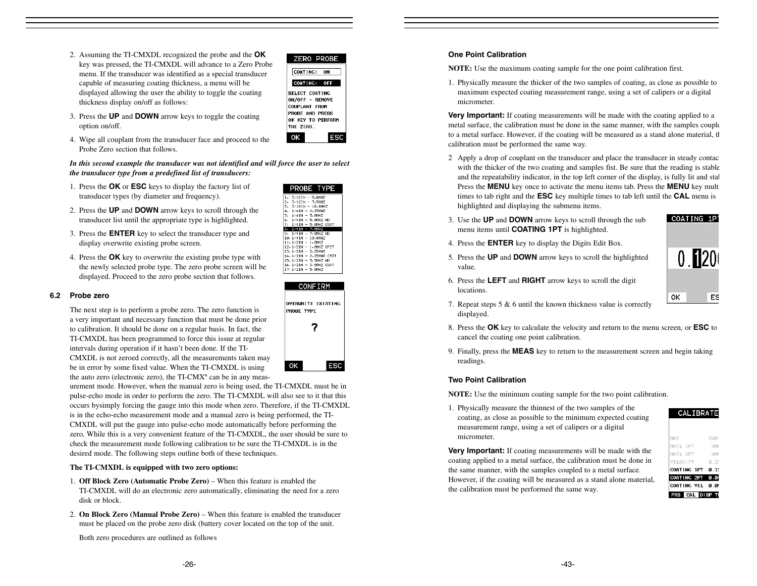2. Assuming the TI-CMXDL recognized the probe and the **OK** key was pressed, the TI-CMXDL will advance to a Zero Probe menu. If the transducer was identified as a special transducer capable of measuring coating thickness, a menu will be displayed allowing the user the ability to toggle the coating thickness display on/off as follows:

3. Press the **UP** and **DOWN** arrow keys to toggle the coating option on/off.

4. Wipe all couplant from the transducer face and proceed to the Probe Zero section that follows.

***In this second example the transducer was not identified and will force the user to select the transducer type from a predefined list of transducers:***

1. Press the **OK** or **ESC** keys to display the factory list of transducer types (by diameter and frequency).

2. Press the **UP** and **DOWN** arrow keys to scroll through the transducer list until the appropriate type is highlighted.

3. Press the **ENTER** key to select the transducer type and display overwrite existing probe screen.

4. Press the **OK** key to overwrite the existing probe type with the newly selected probe type. The zero probe screen will be displayed. Proceed to the zero probe section that follows.

## 6.2 Probe zero

The next step is to perform a probe zero. The zero function is a very important and necessary function that must be done prior to calibration. It should be done on a regular basis. In fact, the TI-CMXDL has been programmed to force this issue at regular intervals during operation if it hasn't been done. If the TI-CMXDL is not zeroed correctly, all the measurements taken may be in error by some fixed value. When the TI-CMXDL is using the auto zero (electronic zero), the TI-CMXº can be in any measurement mode. However, when the manual zero is being used, the TI-CMXDL must be in pulse-echo mode in order to perform the zero. The TI-CMXDL will also see to it that this occurs bysimply forcing the gauge into this mode when zero. Therefore, if the TI-CMXDL is in the echo-echo measurement mode and a manual zero is being performed, the TI-CMXDL will put the gauge into pulse-echo mode automatically before performing the zero. While this is a very convenient feature of the TI-CMXDL, the user should be sure to check the measurement mode following calibration to be sure the TI-CMXDL is in the desired mode. The following steps outline both of these techniques.

**The TI-CMXDL is equipped with two zero options:**

1. **Off Block Zero (Automatic Probe Zero)** – When this feature is enabled the TI-CMXDL will do an electronic zero automatically, eliminating the need for a zero disk or block.

2. **On Block Zero (Manual Probe Zero)** – When this feature is enabled the transducer must be placed on the probe zero disk (battery cover located on the top of the unit.

   Both zero procedures are outlined as follows

### One Point Calibration

**NOTE:** Use the maximum coating sample for the one point calibration first.

1. Physically measure the thicker of the two samples of coating, as close as possible to maximum expected coating measurement range, using a set of calipers or a digital micrometer.

**Very Important:** If coating measurements will be made with the coating applied to a metal surface, the calibration must be done in the same manner, with the samples couple to a metal surface. However, if the coating will be measured as a stand alone material, th calibration must be performed the same way.

2. Apply a drop of couplant on the transducer and place the transducer in steady contac with the thicker of the two coating and samples fist. Be sure that the reading is stable and the repeatability indicator, in the top left corner of the display, is fully lit and stal Press the **MENU** key once to activate the menu items tab. Press the **MENU** key mult times to tab right and the **ESC** key multiple times to tab left until the **CAL** menu is highlighted and displaying the submenu items.

3. Use the **UP** and **DOWN** arrow keys to scroll through the sub menu items until **COATING 1PT** is highlighted.

4. Press the **ENTER** key to display the Digits Edit Box.

5. Press the **UP** and **DOWN** arrow keys to scroll the highlighted value.

6. Press the **LEFT** and **RIGHT** arrow keys to scroll the digit locations.

7. Repeat steps 5 & 6 until the known thickness value is correctly displayed.

8. Press the **OK** key to calculate the velocity and return to the menu screen, or **ESC** to cancel the coating one point calibration.

9. Finally, press the **MEAS** key to return to the measurement screen and begin taking readings.

### Two Point Calibration

**NOTE:** Use the minimum coating sample for the two point calibration.

1. Physically measure the thinnest of the two samples of the coating, as close as possible to the minimum expected coating measurement range, using a set of calipers or a digital micrometer.

**Very Important:** If coating measurements will be made with the coating applied to a metal surface, the calibration must be done in the same manner, with the samples coupled to a metal surface. However, if the coating will be measured as a stand alone material, the calibration must be performed the same way.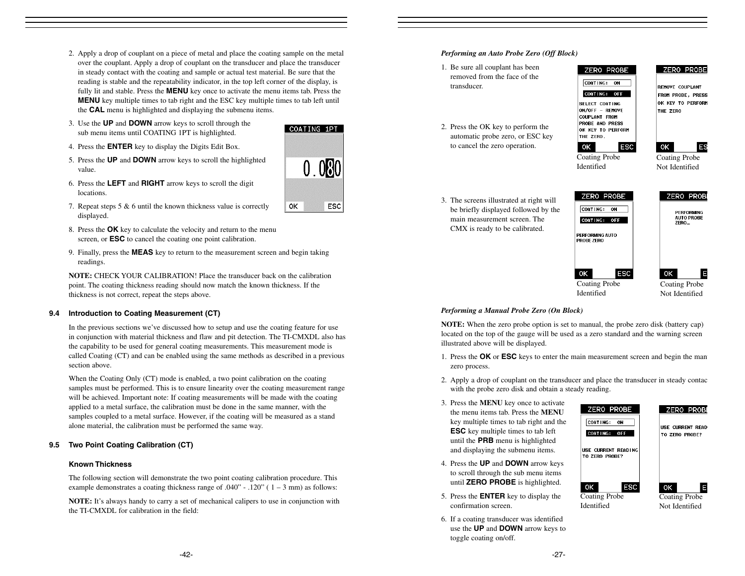2. Apply a drop of couplant on a piece of metal and place the coating sample on the metal over the couplant. Apply a drop of couplant on the transducer and place the transducer in steady contact with the coating and sample or actual test material. Be sure that the reading is stable and the repeatability indicator, in the top left corner of the display, is fully lit and stable. Press the **MENU** key once to activate the menu items tab. Press the **MENU** key multiple times to tab right and the ESC key multiple times to tab left until the **CAL** menu is highlighted and displaying the submenu items.

3. Use the **UP** and **DOWN** arrow keys to scroll through the sub menu items until COATING 1PT is highlighted.

4. Press the **ENTER** key to display the Digits Edit Box.

5. Press the **UP** and **DOWN** arrow keys to scroll the highlighted value.

6. Press the **LEFT** and **RIGHT** arrow keys to scroll the digit locations.

7. Repeat steps 5 & 6 until the known thickness value is correctly displayed.

8. Press the **OK** key to calculate the velocity and return to the menu screen, or **ESC** to cancel the coating one point calibration.

9. Finally, press the **MEAS** key to return to the measurement screen and begin taking readings.

**NOTE:** CHECK YOUR CALIBRATION! Place the transducer back on the calibration point. The coating thickness reading should now match the known thickness. If the thickness is not correct, repeat the steps above.

### 9.4 Introduction to Coating Measurement (CT)

In the previous sections we've discussed how to setup and use the coating feature for use in conjunction with material thickness and flaw and pit detection. The TI-CMXDL also has the capability to be used for general coating measurements. This measurement mode is called Coating (CT) and can be enabled using the same methods as described in a previous section above.

When the Coating Only (CT) mode is enabled, a two point calibration on the coating samples must be performed. This is to ensure linearity over the coating measurement range will be achieved. Important note: If coating measurements will be made with the coating applied to a metal surface, the calibration must be done in the same manner, with the samples coupled to a metal surface. However, if the coating will be measured as a stand alone material, the calibration must be performed the same way.

### 9.5 Two Point Coating Calibration (CT)

#### Known Thickness

The following section will demonstrate the two point coating calibration procedure. This example demonstrates a coating thickness range of .040" - .120" ( 1 – 3 mm) as follows:

**NOTE:** It's always handy to carry a set of mechanical calipers to use in conjunction with the TI-CMXDL for calibration in the field:

***Performing an Auto Probe Zero (Off Block)***

1. Be sure all couplant has been removed from the face of the transducer.

2. Press the OK key to perform the automatic probe zero, or ESC key to cancel the zero operation.

Coating Probe Identified

Coating Probe Not Identified

3. The screens illustrated at right will be briefly displayed followed by the main measurement screen. The CMX is ready to be calibrated.

Coating Probe Identified

Coating Probe Not Identified

***Performing a Manual Probe Zero (On Block)***

**NOTE:** When the zero probe option is set to manual, the probe zero disk (battery cap) located on the top of the gauge will be used as a zero standard and the warning screen illustrated above will be displayed.

1. Press the **OK** or **ESC** keys to enter the main measurement screen and begin the man zero process.

2. Apply a drop of couplant on the transducer and place the transducer in steady contac with the probe zero disk and obtain a steady reading.

3. Press the **MENU** key once to activate the menu items tab. Press the **MENU** key multiple times to tab right and the **ESC** key multiple times to tab left until the **PRB** menu is highlighted and displaying the submenu items.

4. Press the **UP** and **DOWN** arrow keys to scroll through the sub menu items until **ZERO PROBE** is highlighted.

5. Press the **ENTER** key to display the confirmation screen.

6. If a coating transducer was identified use the **UP** and **DOWN** arrow keys to toggle coating on/off.

Coating Probe Identified

Coating Probe Not Identified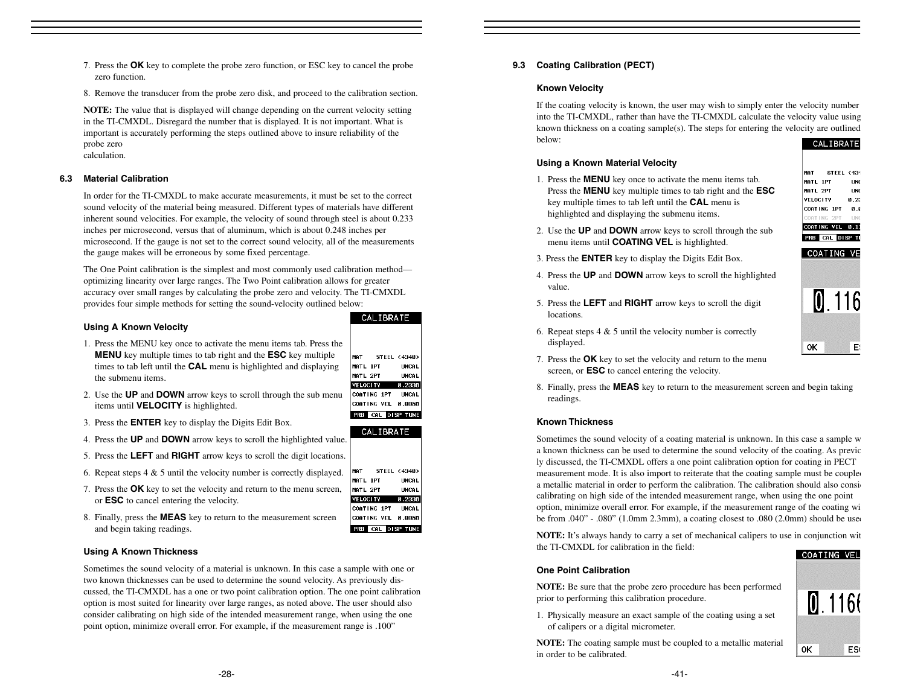7. Press the **OK** key to complete the probe zero function, or ESC key to cancel the probe zero function.

8. Remove the transducer from the probe zero disk, and proceed to the calibration section.

**NOTE:** The value that is displayed will change depending on the current velocity setting in the TI-CMXDL. Disregard the number that is displayed. It is not important. What is important is accurately performing the steps outlined above to insure reliability of the probe zero
calculation.

### 6.3 Material Calibration

In order for the TI-CMXDL to make accurate measurements, it must be set to the correct sound velocity of the material being measured. Different types of materials have different inherent sound velocities. For example, the velocity of sound through steel is about 0.233 inches per microsecond, versus that of aluminum, which is about 0.248 inches per microsecond. If the gauge is not set to the correct sound velocity, all of the measurements the gauge makes will be erroneous by some fixed percentage.

The One Point calibration is the simplest and most commonly used calibration method—optimizing linearity over large ranges. The Two Point calibration allows for greater accuracy over small ranges by calculating the probe zero and velocity. The TI-CMXDL provides four simple methods for setting the sound-velocity outlined below:

#### Using A Known Velocity

1. Press the MENU key once to activate the menu items tab. Press the **MENU** key multiple times to tab right and the **ESC** key multiple times to tab left until the **CAL** menu is highlighted and displaying the submenu items.
2. Use the **UP** and **DOWN** arrow keys to scroll through the sub menu items until **VELOCITY** is highlighted.
3. Press the **ENTER** key to display the Digits Edit Box.
4. Press the **UP** and **DOWN** arrow keys to scroll the highlighted value.
5. Press the **LEFT** and **RIGHT** arrow keys to scroll the digit locations.
6. Repeat steps 4 & 5 until the velocity number is correctly displayed.
7. Press the **OK** key to set the velocity and return to the menu screen, or **ESC** to cancel entering the velocity.
8. Finally, press the **MEAS** key to return to the measurement screen and begin taking readings.

#### Using A Known Thickness

Sometimes the sound velocity of a material is unknown. In this case a sample with one or two known thicknesses can be used to determine the sound velocity. As previously discussed, the TI-CMXDL has a one or two point calibration option. The one point calibration option is most suited for linearity over large ranges, as noted above. The user should also consider calibrating on high side of the intended measurement range, when using the one point option, minimize overall error. For example, if the measurement range is .100"

### 9.3 Coating Calibration (PECT)

#### Known Velocity

If the coating velocity is known, the user may wish to simply enter the velocity number into the TI-CMXDL, rather than have the TI-CMXDL calculate the velocity value using known thickness on a coating sample(s). The steps for entering the velocity are outlined below:

#### Using a Known Material Velocity

1. Press the **MENU** key once to activate the menu items tab. Press the **MENU** key multiple times to tab right and the **ESC** key multiple times to tab left until the **CAL** menu is highlighted and displaying the submenu items.
2. Use the **UP** and **DOWN** arrow keys to scroll through the sub menu items until **COATING VEL** is highlighted.
3. Press the **ENTER** key to display the Digits Edit Box.
4. Press the **UP** and **DOWN** arrow keys to scroll the highlighted value.
5. Press the **LEFT** and **RIGHT** arrow keys to scroll the digit locations.
6. Repeat steps 4 & 5 until the velocity number is correctly displayed.
7. Press the **OK** key to set the velocity and return to the menu screen, or **ESC** to cancel entering the velocity.
8. Finally, press the **MEAS** key to return to the measurement screen and begin taking readings.

#### Known Thickness

Sometimes the sound velocity of a coating material is unknown. In this case a sample w a known thickness can be used to determine the sound velocity of the coating. As previc ly discussed, the TI-CMXDL offers a one point calibration option for coating in PECT measurement mode. It is also import to reiterate that the coating sample must be couple a metallic material in order to perform the calibration. The calibration should also consi calibrating on high side of the intended measurement range, when using the one point option, minimize overall error. For example, if the measurement range of the coating wi be from .040" - .080" (1.0mm 2.3mm), a coating closest to .080 (2.0mm) should be use

**NOTE:** It's always handy to carry a set of mechanical calipers to use in conjunction wit the TI-CMXDL for calibration in the field:

#### One Point Calibration

**NOTE:** Be sure that the probe zero procedure has been performed prior to performing this calibration procedure.

1. Physically measure an exact sample of the coating using a set of calipers or a digital micrometer.

**NOTE:** The coating sample must be coupled to a metallic material in order to be calibrated.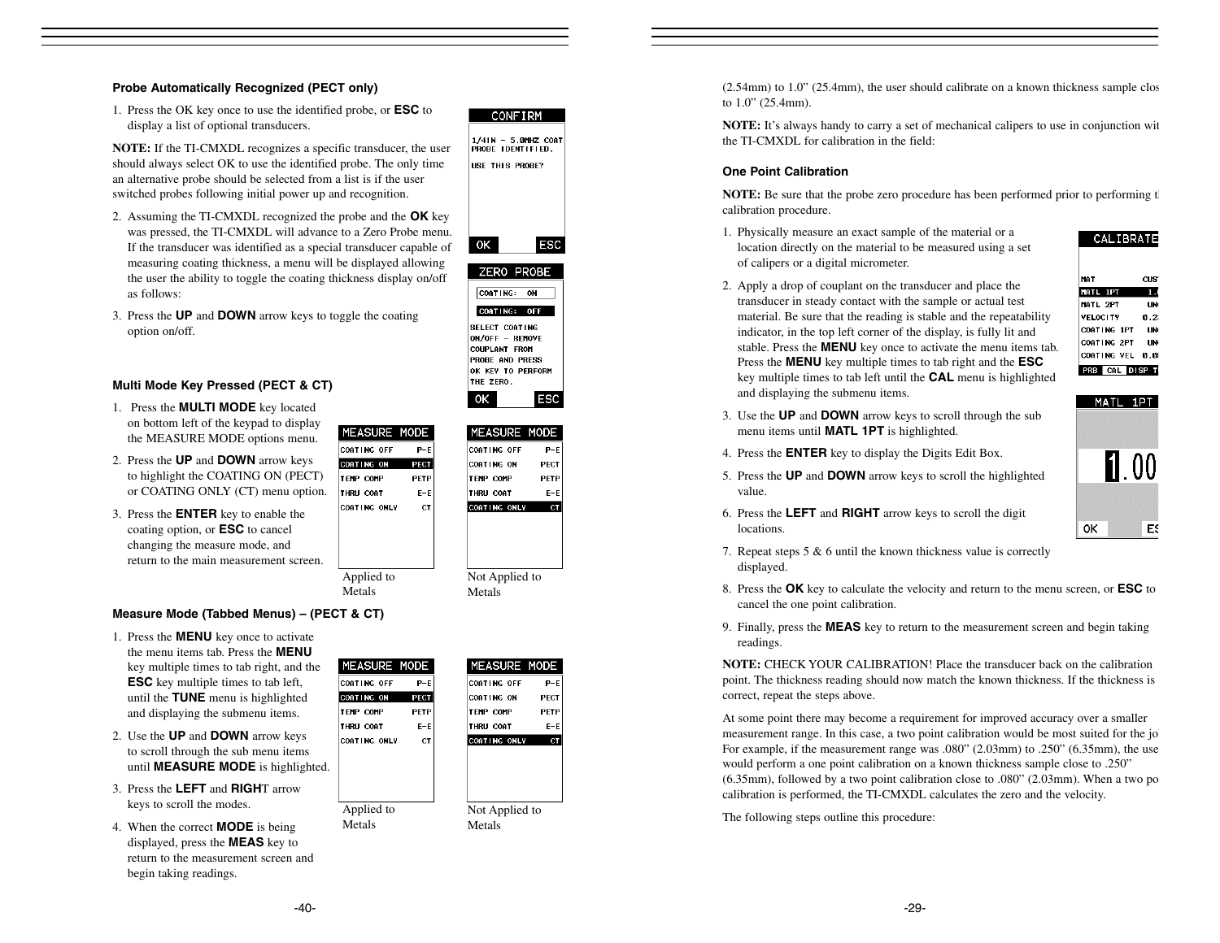### Probe Automatically Recognized (PECT only)

1. Press the OK key once to use the identified probe, or **ESC** to display a list of optional transducers.

**NOTE:** If the TI-CMXDL recognizes a specific transducer, the user should always select OK to use the identified probe. The only time an alternative probe should be selected from a list is if the user switched probes following initial power up and recognition.

2. Assuming the TI-CMXDL recognized the probe and the **OK** key was pressed, the TI-CMXDL will advance to a Zero Probe menu. If the transducer was identified as a special transducer capable of measuring coating thickness, a menu will be displayed allowing the user the ability to toggle the coating thickness display on/off as follows:

3. Press the **UP** and **DOWN** arrow keys to toggle the coating option on/off.

CONFIRM

1/4IN – 5.0MHZ COAT PROBE IDENTIFIED.

USE THIS PROBE?

OK ESC

ZERO PROBE

COATING: ON

COATING: OFF

SELECT COATING ON/OFF – REMOVE COUPLANT FROM PROBE AND PRESS OK KEY TO PERFORM THE ZERO.

OK ESC

### Multi Mode Key Pressed (PECT & CT)

1. Press the **MULTI MODE** key located on bottom left of the keypad to display the MEASURE MODE options menu.
2. Press the **UP** and **DOWN** arrow keys to highlight the COATING ON (PECT) or COATING ONLY (CT) menu option.
3. Press the **ENTER** key to enable the coating option, or **ESC** to cancel changing the measure mode, and return to the main measurement screen.

| MEASURE MODE | |
|---|---|
| COATING OFF | P-E |
| COATING ON | PECT |
| TEMP COMP | PETP |
| THRU COAT | E-E |
| COATING ONLY | CT |

Applied to Metals

| MEASURE MODE | |
|---|---|
| COATING OFF | P-E |
| COATING ON | PECT |
| TEMP COMP | PETP |
| THRU COAT | E-E |
| COATING ONLY | CT |

Not Applied to Metals

### Measure Mode (Tabbed Menus) – (PECT & CT)

1. Press the **MENU** key once to activate the menu items tab. Press the **MENU** key multiple times to tab right, and the **ESC** key multiple times to tab left, until the **TUNE** menu is highlighted and displaying the submenu items.
2. Use the **UP** and **DOWN** arrow keys to scroll through the sub menu items until **MEASURE MODE** is highlighted.
3. Press the **LEFT** and **RIGHT** arrow keys to scroll the modes.
4. When the correct **MODE** is being displayed, press the **MEAS** key to return to the measurement screen and begin taking readings.

| MEASURE MODE | |
|---|---|
| COATING OFF | P-E |
| COATING ON | PECT |
| TEMP COMP | PETP |
| THRU COAT | E-E |
| COATING ONLY | CT |

Applied to Metals

| MEASURE MODE | |
|---|---|
| COATING OFF | P-E |
| COATING ON | PECT |
| TEMP COMP | PETP |
| THRU COAT | E-E |
| COATING ONLY | CT |

Not Applied to Metals

(2.54mm) to 1.0" (25.4mm), the user should calibrate on a known thickness sample clos to 1.0" (25.4mm).

**NOTE:** It's always handy to carry a set of mechanical calipers to use in conjunction wit the TI-CMXDL for calibration in the field:

### One Point Calibration

**NOTE:** Be sure that the probe zero procedure has been performed prior to performing t calibration procedure.

1. Physically measure an exact sample of the material or a location directly on the material to be measured using a set of calipers or a digital micrometer.
2. Apply a drop of couplant on the transducer and place the transducer in steady contact with the sample or actual test material. Be sure that the reading is stable and the repeatability indicator, in the top left corner of the display, is fully lit and stable. Press the **MENU** key once to activate the menu items tab. Press the **MENU** key multiple times to tab right and the **ESC** key multiple times to tab left until the **CAL** menu is highlighted and displaying the submenu items.
3. Use the **UP** and **DOWN** arrow keys to scroll through the sub menu items until **MATL 1PT** is highlighted.
4. Press the **ENTER** key to display the Digits Edit Box.
5. Press the **UP** and **DOWN** arrow keys to scroll the highlighted value.
6. Press the **LEFT** and **RIGHT** arrow keys to scroll the digit locations.
7. Repeat steps 5 & 6 until the known thickness value is correctly displayed.
8. Press the **OK** key to calculate the velocity and return to the menu screen, or **ESC** to cancel the one point calibration.
9. Finally, press the **MEAS** key to return to the measurement screen and begin taking readings.

| CALIBRATE | |
|---|---|
| MAT | CUS |
| MATL 1PT | 1. |
| MATL 2PT | UN |
| VELOCITY | 0.2 |
| COATING 1PT | UN |
| COATING 2PT | UN |
| COATING VEL | 0.0 |

PRB CAL DISP T

MATL 1PT

1.00

OK ES

**NOTE:** CHECK YOUR CALIBRATION! Place the transducer back on the calibration point. The thickness reading should now match the known thickness. If the thickness is correct, repeat the steps above.

At some point there may become a requirement for improved accuracy over a smaller measurement range. In this case, a two point calibration would be most suited for the jo For example, if the measurement range was .080" (2.03mm) to .250" (6.35mm), the use would perform a one point calibration on a known thickness sample close to .250" (6.35mm), followed by a two point calibration close to .080" (2.03mm). When a two po calibration is performed, the TI-CMXDL calculates the zero and the velocity.

The following steps outline this procedure: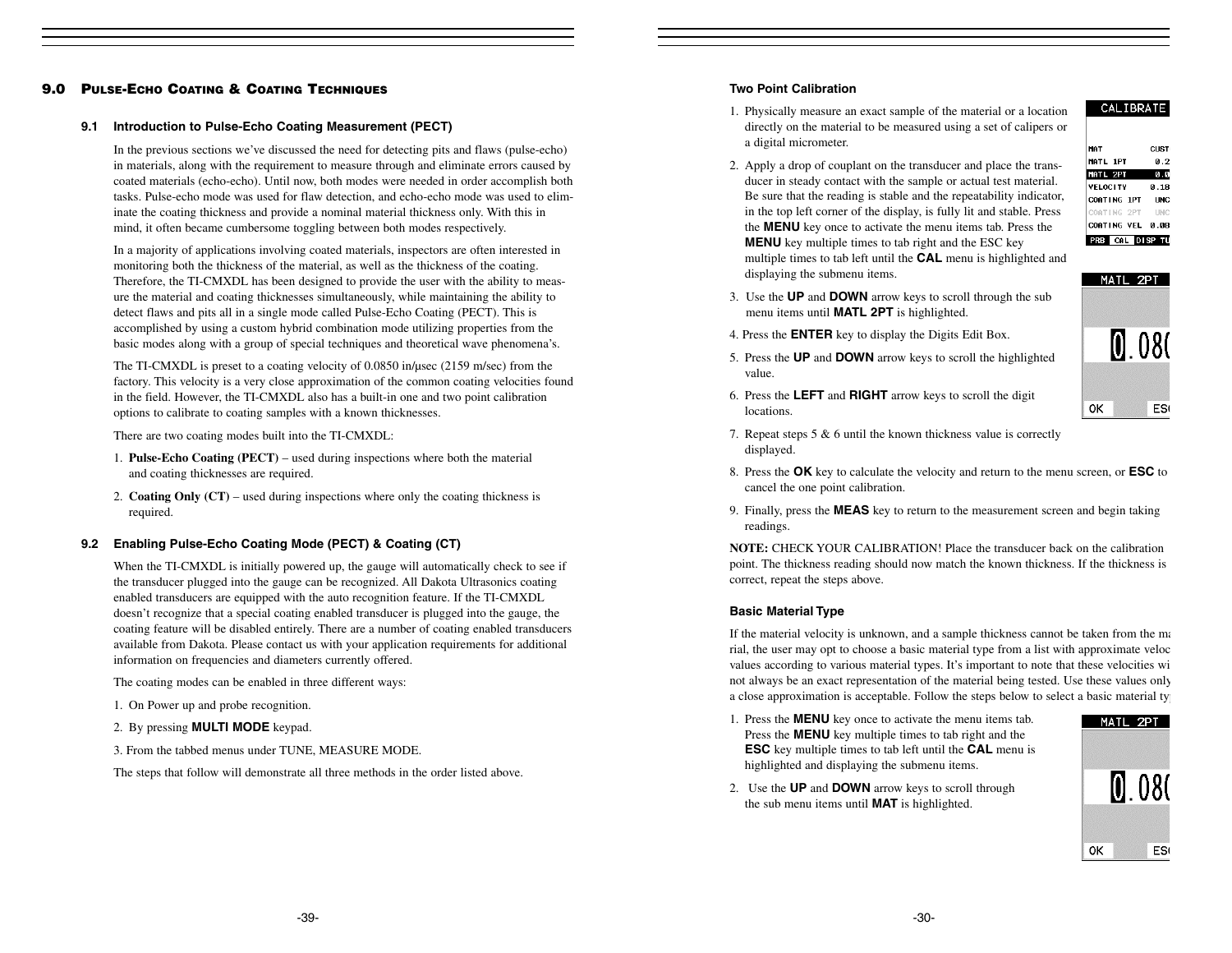## 9.0 Pulse-Echo Coating & Coating Techniques

### 9.1 Introduction to Pulse-Echo Coating Measurement (PECT)

In the previous sections we've discussed the need for detecting pits and flaws (pulse-echo) in materials, along with the requirement to measure through and eliminate errors caused by coated materials (echo-echo). Until now, both modes were needed in order accomplish both tasks. Pulse-echo mode was used for flaw detection, and echo-echo mode was used to eliminate the coating thickness and provide a nominal material thickness only. With this in mind, it often became cumbersome toggling between both modes respectively.

In a majority of applications involving coated materials, inspectors are often interested in monitoring both the thickness of the material, as well as the thickness of the coating. Therefore, the TI-CMXDL has been designed to provide the user with the ability to measure the material and coating thicknesses simultaneously, while maintaining the ability to detect flaws and pits all in a single mode called Pulse-Echo Coating (PECT). This is accomplished by using a custom hybrid combination mode utilizing properties from the basic modes along with a group of special techniques and theoretical wave phenomena's.

The TI-CMXDL is preset to a coating velocity of 0.0850 in/μsec (2159 m/sec) from the factory. This velocity is a very close approximation of the common coating velocities found in the field. However, the TI-CMXDL also has a built-in one and two point calibration options to calibrate to coating samples with a known thicknesses.

There are two coating modes built into the TI-CMXDL:

1. **Pulse-Echo Coating (PECT)** – used during inspections where both the material and coating thicknesses are required.
2. **Coating Only (CT)** – used during inspections where only the coating thickness is required.

### 9.2 Enabling Pulse-Echo Coating Mode (PECT) & Coating (CT)

When the TI-CMXDL is initially powered up, the gauge will automatically check to see if the transducer plugged into the gauge can be recognized. All Dakota Ultrasonics coating enabled transducers are equipped with the auto recognition feature. If the TI-CMXDL doesn't recognize that a special coating enabled transducer is plugged into the gauge, the coating feature will be disabled entirely. There are a number of coating enabled transducers available from Dakota. Please contact us with your application requirements for additional information on frequencies and diameters currently offered.

The coating modes can be enabled in three different ways:

1. On Power up and probe recognition.
2. By pressing **MULTI MODE** keypad.
3. From the tabbed menus under TUNE, MEASURE MODE.

The steps that follow will demonstrate all three methods in the order listed above.

### Two Point Calibration

1. Physically measure an exact sample of the material or a location directly on the material to be measured using a set of calipers or a digital micrometer.
2. Apply a drop of couplant on the transducer and place the transducer in steady contact with the sample or actual test material. Be sure that the reading is stable and the repeatability indicator, in the top left corner of the display, is fully lit and stable. Press the **MENU** key once to activate the menu items tab. Press the **MENU** key multiple times to tab right and the ESC key multiple times to tab left until the **CAL** menu is highlighted and displaying the submenu items.
3. Use the **UP** and **DOWN** arrow keys to scroll through the sub menu items until **MATL 2PT** is highlighted.
4. Press the **ENTER** key to display the Digits Edit Box.
5. Press the **UP** and **DOWN** arrow keys to scroll the highlighted value.
6. Press the **LEFT** and **RIGHT** arrow keys to scroll the digit locations.
7. Repeat steps 5 & 6 until the known thickness value is correctly displayed.
8. Press the **OK** key to calculate the velocity and return to the menu screen, or **ESC** to cancel the one point calibration.
9. Finally, press the **MEAS** key to return to the measurement screen and begin taking readings.

**NOTE:** CHECK YOUR CALIBRATION! Place the transducer back on the calibration point. The thickness reading should now match the known thickness. If the thickness is correct, repeat the steps above.

### Basic Material Type

If the material velocity is unknown, and a sample thickness cannot be taken from the material, the user may opt to choose a basic material type from a list with approximate velocity values according to various material types. It's important to note that these velocities will not always be an exact representation of the material being tested. Use these values only if a close approximation is acceptable. Follow the steps below to select a basic material type:

1. Press the **MENU** key once to activate the menu items tab. Press the **MENU** key multiple times to tab right and the **ESC** key multiple times to tab left until the **CAL** menu is highlighted and displaying the submenu items.
2. Use the **UP** and **DOWN** arrow keys to scroll through the sub menu items until **MAT** is highlighted.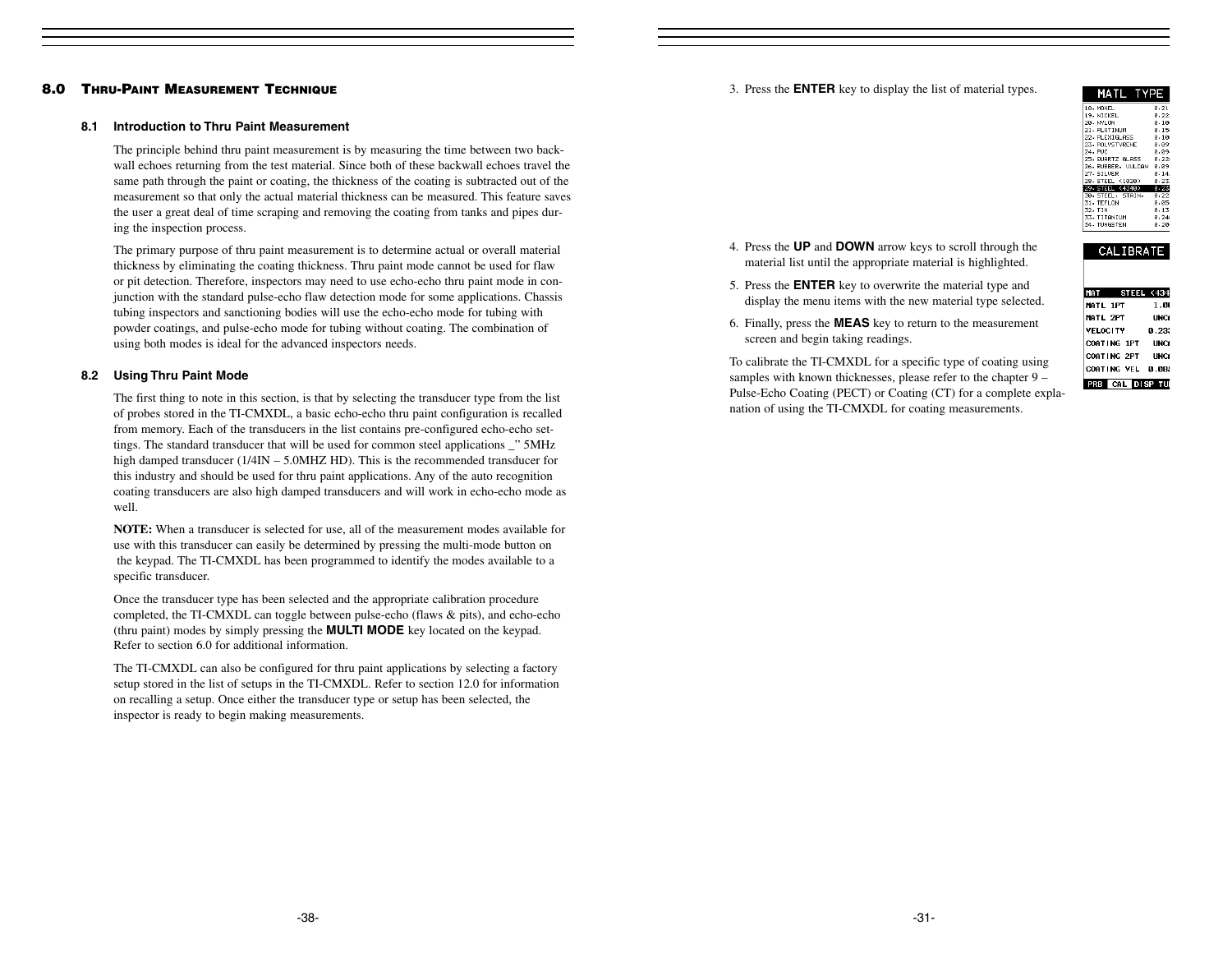## 8.0 Thru-Paint Measurement Technique

### 8.1 Introduction to Thru Paint Measurement

The principle behind thru paint measurement is by measuring the time between two backwall echoes returning from the test material. Since both of these backwall echoes travel the same path through the paint or coating, the thickness of the coating is subtracted out of the measurement so that only the actual material thickness can be measured. This feature saves the user a great deal of time scraping and removing the coating from tanks and pipes during the inspection process.

The primary purpose of thru paint measurement is to determine actual or overall material thickness by eliminating the coating thickness. Thru paint mode cannot be used for flaw or pit detection. Therefore, inspectors may need to use echo-echo thru paint mode in conjunction with the standard pulse-echo flaw detection mode for some applications. Chassis tubing inspectors and sanctioning bodies will use the echo-echo mode for tubing with powder coatings, and pulse-echo mode for tubing without coating. The combination of using both modes is ideal for the advanced inspectors needs.

### 8.2 Using Thru Paint Mode

The first thing to note in this section, is that by selecting the transducer type from the list of probes stored in the TI-CMXDL, a basic echo-echo thru paint configuration is recalled from memory. Each of the transducers in the list contains pre-configured echo-echo settings. The standard transducer that will be used for common steel applications _" 5MHz high damped transducer (1/4IN – 5.0MHZ HD). This is the recommended transducer for this industry and should be used for thru paint applications. Any of the auto recognition coating transducers are also high damped transducers and will work in echo-echo mode as well.

**NOTE:** When a transducer is selected for use, all of the measurement modes available for use with this transducer can easily be determined by pressing the multi-mode button on the keypad. The TI-CMXDL has been programmed to identify the modes available to a specific transducer.

Once the transducer type has been selected and the appropriate calibration procedure completed, the TI-CMXDL can toggle between pulse-echo (flaws & pits), and echo-echo (thru paint) modes by simply pressing the **MULTI MODE** key located on the keypad. Refer to section 6.0 for additional information.

The TI-CMXDL can also be configured for thru paint applications by selecting a factory setup stored in the list of setups in the TI-CMXDL. Refer to section 12.0 for information on recalling a setup. Once either the transducer type or setup has been selected, the inspector is ready to begin making measurements.

3. Press the **ENTER** key to display the list of material types.

4. Press the **UP** and **DOWN** arrow keys to scroll through the material list until the appropriate material is highlighted.

5. Press the **ENTER** key to overwrite the material type and display the menu items with the new material type selected.

6. Finally, press the **MEAS** key to return to the measurement screen and begin taking readings.

To calibrate the TI-CMXDL for a specific type of coating using samples with known thicknesses, please refer to the chapter 9 – Pulse-Echo Coating (PECT) or Coating (CT) for a complete explanation of using the TI-CMXDL for coating measurements.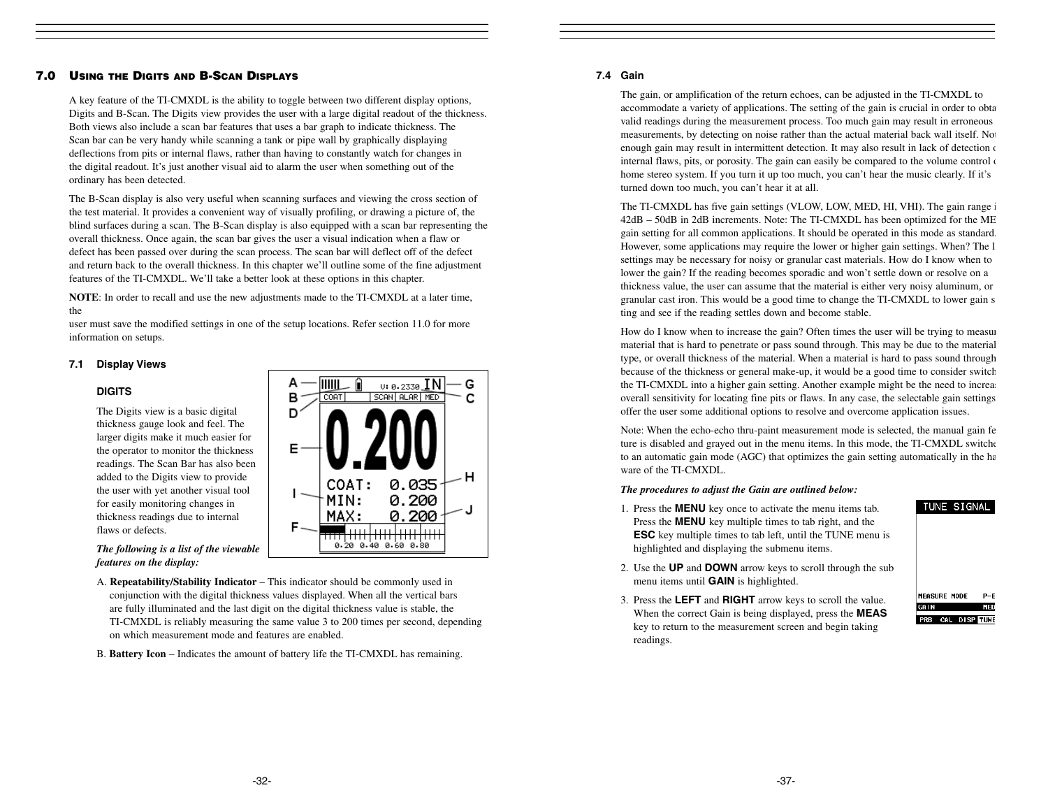## 7.0 Using the Digits and B-Scan Displays

A key feature of the TI-CMXDL is the ability to toggle between two different display options, Digits and B-Scan. The Digits view provides the user with a large digital readout of the thickness. Both views also include a scan bar features that uses a bar graph to indicate thickness. The Scan bar can be very handy while scanning a tank or pipe wall by graphically displaying deflections from pits or internal flaws, rather than having to constantly watch for changes in the digital readout. It's just another visual aid to alarm the user when something out of the ordinary has been detected.

The B-Scan display is also very useful when scanning surfaces and viewing the cross section of the test material. It provides a convenient way of visually profiling, or drawing a picture of, the blind surfaces during a scan. The B-Scan display is also equipped with a scan bar representing the overall thickness. Once again, the scan bar gives the user a visual indication when a flaw or defect has been passed over during the scan process. The scan bar will deflect off of the defect and return back to the overall thickness. In this chapter we'll outline some of the fine adjustment features of the TI-CMXDL. We'll take a better look at these options in this chapter.

**NOTE**: In order to recall and use the new adjustments made to the TI-CMXDL at a later time, the
user must save the modified settings in one of the setup locations. Refer section 11.0 for more information on setups.

### 7.1 Display Views

**DIGITS**

The Digits view is a basic digital thickness gauge look and feel. The larger digits make it much easier for the operator to monitor the thickness readings. The Scan Bar has also been added to the Digits view to provide the user with yet another visual tool for easily monitoring changes in thickness readings due to internal flaws or defects.

***The following is a list of the viewable features on the display:***

A. **Repeatability/Stability Indicator** – This indicator should be commonly used in conjunction with the digital thickness values displayed. When all the vertical bars are fully illuminated and the last digit on the digital thickness value is stable, the TI-CMXDL is reliably measuring the same value 3 to 200 times per second, depending on which measurement mode and features are enabled.

B. **Battery Icon** – Indicates the amount of battery life the TI-CMXDL has remaining.

### 7.4 Gain

The gain, or amplification of the return echoes, can be adjusted in the TI-CMXDL to accommodate a variety of applications. The setting of the gain is crucial in order to obta valid readings during the measurement process. Too much gain may result in erroneous measurements, by detecting on noise rather than the actual material back wall itself. No enough gain may result in intermittent detection. It may also result in lack of detection c internal flaws, pits, or porosity. The gain can easily be compared to the volume control c home stereo system. If you turn it up too much, you can't hear the music clearly. If it's turned down too much, you can't hear it at all.

The TI-CMXDL has five gain settings (VLOW, LOW, MED, HI, VHI). The gain range i 42dB – 50dB in 2dB increments. Note: The TI-CMXDL has been optimized for the ME gain setting for all common applications. It should be operated in this mode as standard. However, some applications may require the lower or higher gain settings. When? The l settings may be necessary for noisy or granular cast materials. How do I know when to lower the gain? If the reading becomes sporadic and won't settle down or resolve on a thickness value, the user can assume that the material is either very noisy aluminum, or granular cast iron. This would be a good time to change the TI-CMXDL to lower gain s ting and see if the reading settles down and become stable.

How do I know when to increase the gain? Often times the user will be trying to measu material that is hard to penetrate or pass sound through. This may be due to the material type, or overall thickness of the material. When a material is hard to pass sound through because of the thickness or general make-up, it would be a good time to consider switch the TI-CMXDL into a higher gain setting. Another example might be the need to increa overall sensitivity for locating fine pits or flaws. In any case, the selectable gain settings offer the user some additional options to resolve and overcome application issues.

Note: When the echo-echo thru-paint measurement mode is selected, the manual gain fe ture is disabled and grayed out in the menu items. In this mode, the TI-CMXDL switche to an automatic gain mode (AGC) that optimizes the gain setting automatically in the ha ware of the TI-CMXDL.

***The procedures to adjust the Gain are outlined below:***

1. Press the **MENU** key once to activate the menu items tab. Press the **MENU** key multiple times to tab right, and the **ESC** key multiple times to tab left, until the TUNE menu is highlighted and displaying the submenu items.
2. Use the **UP** and **DOWN** arrow keys to scroll through the sub menu items until **GAIN** is highlighted.
3. Press the **LEFT** and **RIGHT** arrow keys to scroll the value. When the correct Gain is being displayed, press the **MEAS** key to return to the measurement screen and begin taking readings.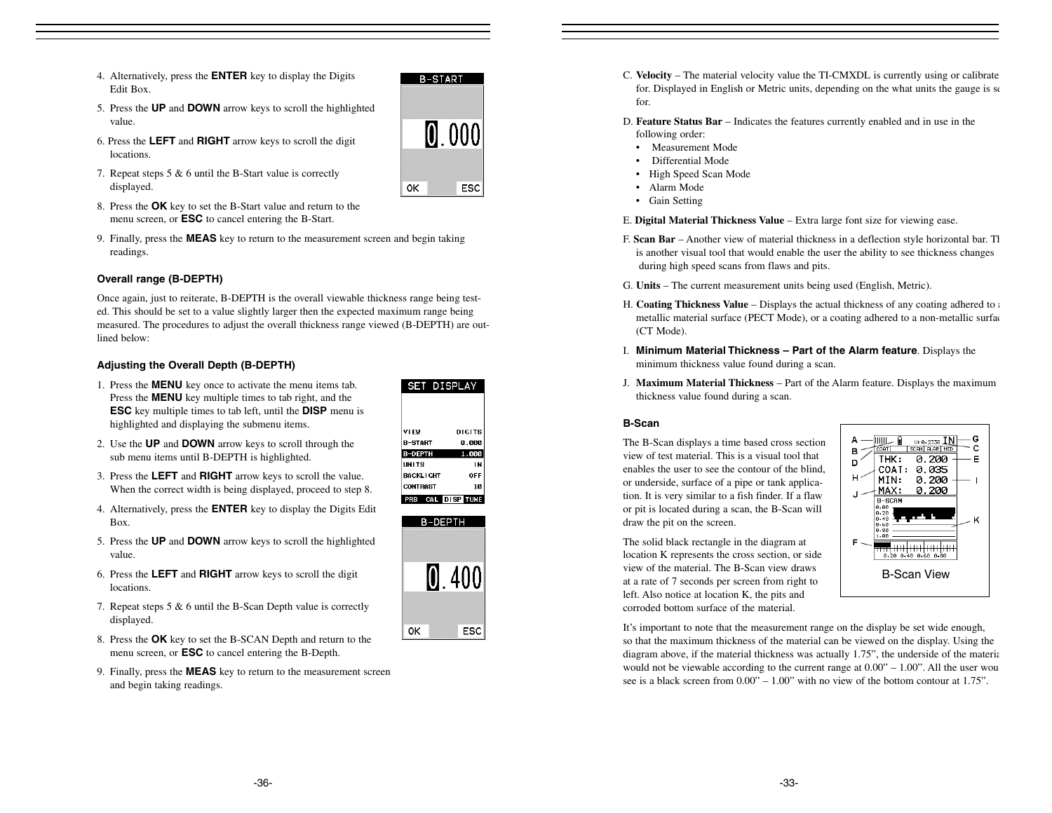4. Alternatively, press the **ENTER** key to display the Digits Edit Box.

5. Press the **UP** and **DOWN** arrow keys to scroll the highlighted value.

6. Press the **LEFT** and **RIGHT** arrow keys to scroll the digit locations.

7. Repeat steps 5 & 6 until the B-Start value is correctly displayed.

8. Press the **OK** key to set the B-Start value and return to the menu screen, or **ESC** to cancel entering the B-Start.

9. Finally, press the **MEAS** key to return to the measurement screen and begin taking readings.

### Overall range (B-DEPTH)

Once again, just to reiterate, B-DEPTH is the overall viewable thickness range being tested. This should be set to a value slightly larger then the expected maximum range being measured. The procedures to adjust the overall thickness range viewed (B-DEPTH) are outlined below:

### Adjusting the Overall Depth (B-DEPTH)

1. Press the **MENU** key once to activate the menu items tab. Press the **MENU** key multiple times to tab right, and the **ESC** key multiple times to tab left, until the **DISP** menu is highlighted and displaying the submenu items.

2. Use the **UP** and **DOWN** arrow keys to scroll through the sub menu items until B-DEPTH is highlighted.

3. Press the **LEFT** and **RIGHT** arrow keys to scroll the value. When the correct width is being displayed, proceed to step 8.

4. Alternatively, press the **ENTER** key to display the Digits Edit Box.

5. Press the **UP** and **DOWN** arrow keys to scroll the highlighted value.

6. Press the **LEFT** and **RIGHT** arrow keys to scroll the digit locations.

7. Repeat steps 5 & 6 until the B-Scan Depth value is correctly displayed.

8. Press the **OK** key to set the B-SCAN Depth and return to the menu screen, or **ESC** to cancel entering the B-Depth.

9. Finally, press the **MEAS** key to return to the measurement screen and begin taking readings.

C. **Velocity** – The material velocity value the TI-CMXDL is currently using or calibrated for. Displayed in English or Metric units, depending on the what units the gauge is set for.

D. **Feature Status Bar** – Indicates the features currently enabled and in use in the following order:
- Measurement Mode
- Differential Mode
- High Speed Scan Mode
- Alarm Mode
- Gain Setting

E. **Digital Material Thickness Value** – Extra large font size for viewing ease.

F. **Scan Bar** – Another view of material thickness in a deflection style horizontal bar. This is another visual tool that would enable the user the ability to see thickness changes during high speed scans from flaws and pits.

G. **Units** – The current measurement units being used (English, Metric).

H. **Coating Thickness Value** – Displays the actual thickness of any coating adhered to a metallic material surface (PECT Mode), or a coating adhered to a non-metallic surface (CT Mode).

I. **Minimum Material Thickness – Part of the Alarm feature**. Displays the minimum thickness value found during a scan.

J. **Maximum Material Thickness** – Part of the Alarm feature. Displays the maximum thickness value found during a scan.

### B-Scan

The B-Scan displays a time based cross section view of test material. This is a visual tool that enables the user to see the contour of the blind, or underside, surface of a pipe or tank application. It is very similar to a fish finder. If a flaw or pit is located during a scan, the B-Scan will draw the pit on the screen.

The solid black rectangle in the diagram at location K represents the cross section, or side view of the material. The B-Scan view draws at a rate of 7 seconds per screen from right to left. Also notice at location K, the pits and corroded bottom surface of the material.

B-Scan View

It's important to note that the measurement range on the display be set wide enough, so that the maximum thickness of the material can be viewed on the display. Using the diagram above, if the material thickness was actually 1.75", the underside of the material would not be viewable according to the current range at 0.00" – 1.00". All the user would see is a black screen from 0.00" – 1.00" with no view of the bottom contour at 1.75".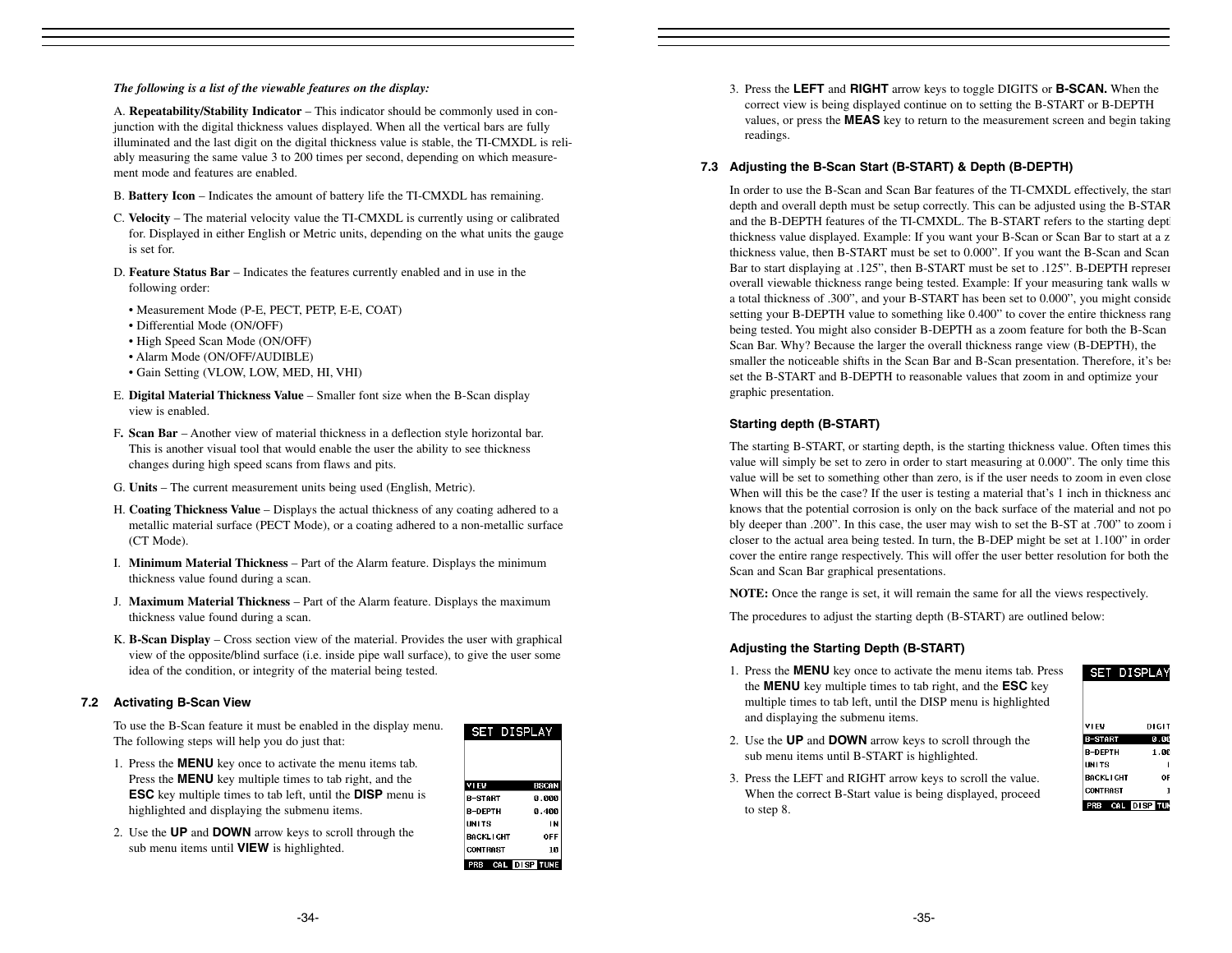***The following is a list of the viewable features on the display:***

A. **Repeatability/Stability Indicator** – This indicator should be commonly used in conjunction with the digital thickness values displayed. When all the vertical bars are fully illuminated and the last digit on the digital thickness value is stable, the TI-CMXDL is reliably measuring the same value 3 to 200 times per second, depending on which measurement mode and features are enabled.

B. **Battery Icon** – Indicates the amount of battery life the TI-CMXDL has remaining.

C. **Velocity** – The material velocity value the TI-CMXDL is currently using or calibrated for. Displayed in either English or Metric units, depending on the what units the gauge is set for.

D. **Feature Status Bar** – Indicates the features currently enabled and in use in the following order:

- Measurement Mode (P-E, PECT, PETP, E-E, COAT)
- Differential Mode (ON/OFF)
- High Speed Scan Mode (ON/OFF)
- Alarm Mode (ON/OFF/AUDIBLE)
- Gain Setting (VLOW, LOW, MED, HI, VHI)

E. **Digital Material Thickness Value** – Smaller font size when the B-Scan display view is enabled.

F. **Scan Bar** – Another view of material thickness in a deflection style horizontal bar. This is another visual tool that would enable the user the ability to see thickness changes during high speed scans from flaws and pits.

G. **Units** – The current measurement units being used (English, Metric).

H. **Coating Thickness Value** – Displays the actual thickness of any coating adhered to a metallic material surface (PECT Mode), or a coating adhered to a non-metallic surface (CT Mode).

I. **Minimum Material Thickness** – Part of the Alarm feature. Displays the minimum thickness value found during a scan.

J. **Maximum Material Thickness** – Part of the Alarm feature. Displays the maximum thickness value found during a scan.

K. **B-Scan Display** – Cross section view of the material. Provides the user with graphical view of the opposite/blind surface (i.e. inside pipe wall surface), to give the user some idea of the condition, or integrity of the material being tested.

### 7.2 Activating B-Scan View

To use the B-Scan feature it must be enabled in the display menu. The following steps will help you do just that:

1. Press the **MENU** key once to activate the menu items tab. Press the **MENU** key multiple times to tab right, and the **ESC** key multiple times to tab left, until the **DISP** menu is highlighted and displaying the submenu items.
2. Use the **UP** and **DOWN** arrow keys to scroll through the sub menu items until **VIEW** is highlighted.

```
SET DISPLAY

VIEW        BSCAN
B-START     0.000
B-DEPTH     0.400
UNITS          IN
BACKLIGHT     OFF
CONTRAST       10
PRB  CAL  DISP  TUNE
```

3. Press the **LEFT** and **RIGHT** arrow keys to toggle DIGITS or **B-SCAN.** When the correct view is being displayed continue on to setting the B-START or B-DEPTH values, or press the **MEAS** key to return to the measurement screen and begin taking readings.

### 7.3 Adjusting the B-Scan Start (B-START) & Depth (B-DEPTH)

In order to use the B-Scan and Scan Bar features of the TI-CMXDL effectively, the start depth and overall depth must be setup correctly. This can be adjusted using the B-STAR and the B-DEPTH features of the TI-CMXDL. The B-START refers to the starting dept thickness value displayed. Example: If you want your B-Scan or Scan Bar to start at a z thickness value, then B-START must be set to 0.000". If you want the B-Scan and Scan Bar to start displaying at .125", then B-START must be set to .125". B-DEPTH represer overall viewable thickness range being tested. Example: If your measuring tank walls w a total thickness of .300", and your B-START has been set to 0.000", you might conside setting your B-DEPTH value to something like 0.400" to cover the entire thickness rang being tested. You might also consider B-DEPTH as a zoom feature for both the B-Scan Scan Bar. Why? Because the larger the overall thickness range view (B-DEPTH), the smaller the noticeable shifts in the Scan Bar and B-Scan presentation. Therefore, it's bes set the B-START and B-DEPTH to reasonable values that zoom in and optimize your graphic presentation.

#### Starting depth (B-START)

The starting B-START, or starting depth, is the starting thickness value. Often times this value will simply be set to zero in order to start measuring at 0.000". The only time this value will be set to something other than zero, is if the user needs to zoom in even close When will this be the case? If the user is testing a material that's 1 inch in thickness anc knows that the potential corrosion is only on the back surface of the material and not po bly deeper than .200". In this case, the user may wish to set the B-ST at .700" to zoom i closer to the actual area being tested. In turn, the B-DEP might be set at 1.100" in order cover the entire range respectively. This will offer the user better resolution for both the Scan and Scan Bar graphical presentations.

**NOTE:** Once the range is set, it will remain the same for all the views respectively.

The procedures to adjust the starting depth (B-START) are outlined below:

#### Adjusting the Starting Depth (B-START)

1. Press the **MENU** key once to activate the menu items tab. Press the **MENU** key multiple times to tab right, and the **ESC** key multiple times to tab left, until the DISP menu is highlighted and displaying the submenu items.
2. Use the **UP** and **DOWN** arrow keys to scroll through the sub menu items until B-START is highlighted.
3. Press the LEFT and RIGHT arrow keys to scroll the value. When the correct B-Start value is being displayed, proceed to step 8.

```
SET DISPLAY

VIEW        DIGIT
B-START     0.0
B-DEPTH     1.00
UNITS          I
BACKLIGHT     OF
CONTRAST       1
PRB  CAL  DISP  TUN
```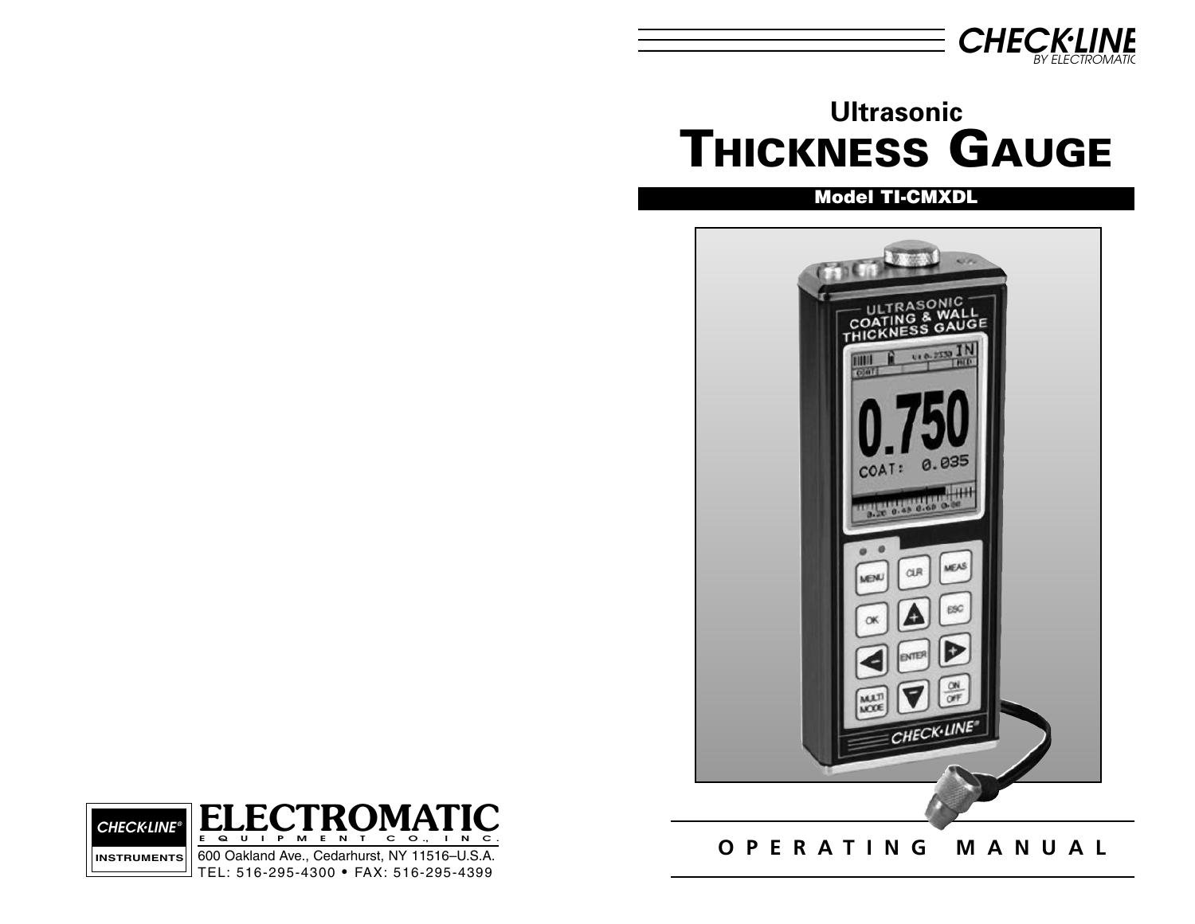CHECK·LINE
BY ELECTROMATIC

# Ultrasonic
# THICKNESS GAUGE

**Model TI-CMXDL**

**OPERATING MANUAL**

CHECK·LINE® INSTRUMENTS

**ELECTROMATIC**
EQUIPMENT CO., INC.

600 Oakland Ave., Cedarhurst, NY 11516–U.S.A.
TEL: 516-295-4300 • FAX: 516-295-4399